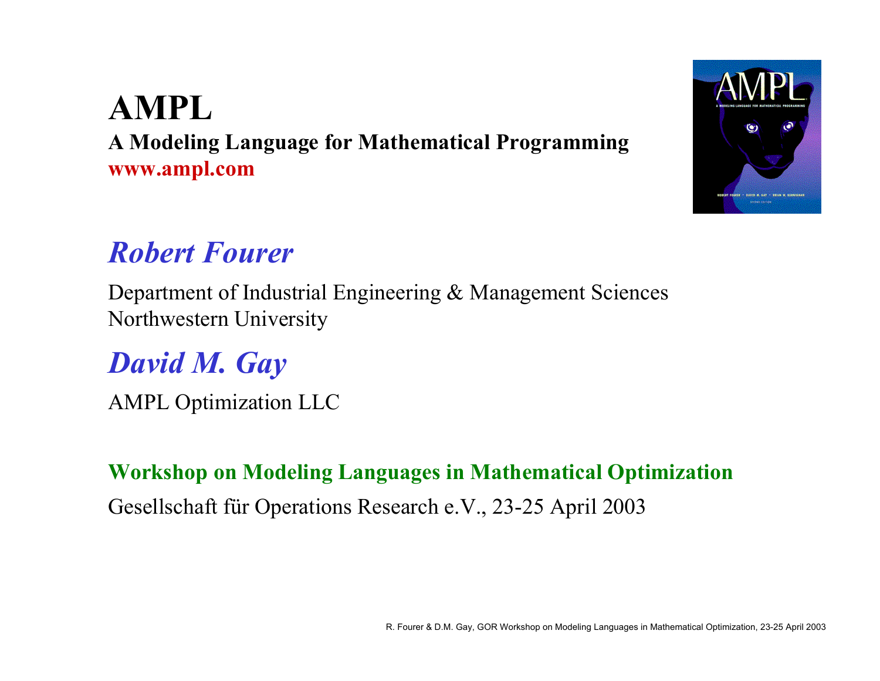# AMPL

**A Modeling Language for Mathematical Programming**

**www.ampl.com**

## *Robert Fourer*

Department of Industrial Engineering & Management Sciences
Northwestern University

## *David M. Gay*

AMPL Optimization LLC

**Workshop on Modeling Languages in Mathematical Optimization**

Gesellschaft für Operations Research e.V., 23-25 April 2003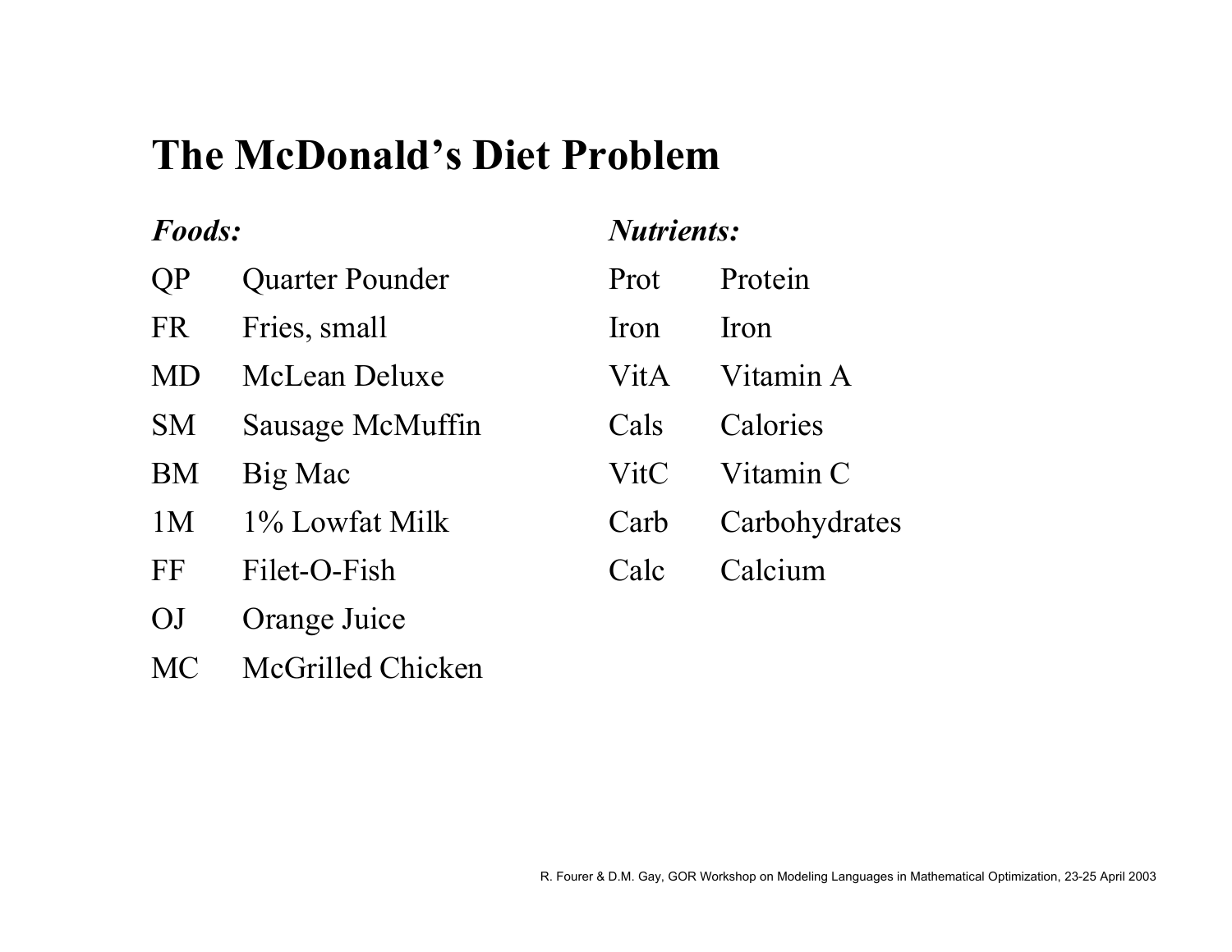# The McDonald's Diet Problem

*Foods:*

| | |
|---|---|
| QP | Quarter Pounder |
| FR | Fries, small |
| MD | McLean Deluxe |
| SM | Sausage McMuffin |
| BM | Big Mac |
| 1M | 1% Lowfat Milk |
| FF | Filet-O-Fish |
| OJ | Orange Juice |
| MC | McGrilled Chicken |

*Nutrients:*

| | |
|---|---|
| Prot | Protein |
| Iron | Iron |
| VitA | Vitamin A |
| Cals | Calories |
| VitC | Vitamin C |
| Carb | Carbohydrates |
| Calc | Calcium |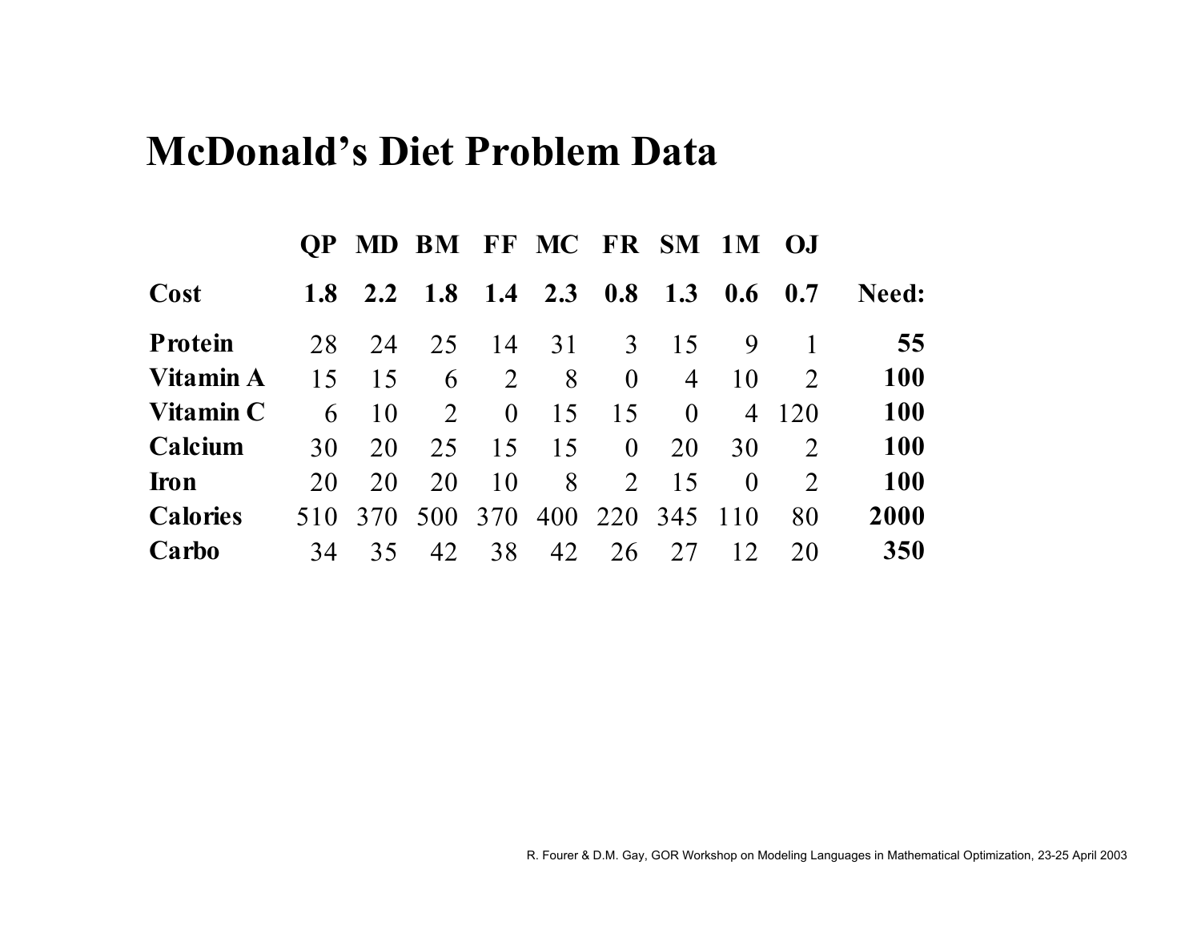# McDonald's Diet Problem Data

| | QP | MD | BM | FF | MC | FR | SM | 1M | OJ | |
|---|---|---|---|---|---|---|---|---|---|---|
| **Cost** | **1.8** | **2.2** | **1.8** | **1.4** | **2.3** | **0.8** | **1.3** | **0.6** | **0.7** | **Need:** |
| **Protein** | 28 | 24 | 25 | 14 | 31 | 3 | 15 | 9 | 1 | **55** |
| **Vitamin A** | 15 | 15 | 6 | 2 | 8 | 0 | 4 | 10 | 2 | **100** |
| **Vitamin C** | 6 | 10 | 2 | 0 | 15 | 15 | 0 | 4 | 120 | **100** |
| **Calcium** | 30 | 20 | 25 | 15 | 15 | 0 | 20 | 30 | 2 | **100** |
| **Iron** | 20 | 20 | 20 | 10 | 8 | 2 | 15 | 0 | 2 | **100** |
| **Calories** | 510 | 370 | 500 | 370 | 400 | 220 | 345 | 110 | 80 | **2000** |
| **Carbo** | 34 | 35 | 42 | 38 | 42 | 26 | 27 | 12 | 20 | **350** |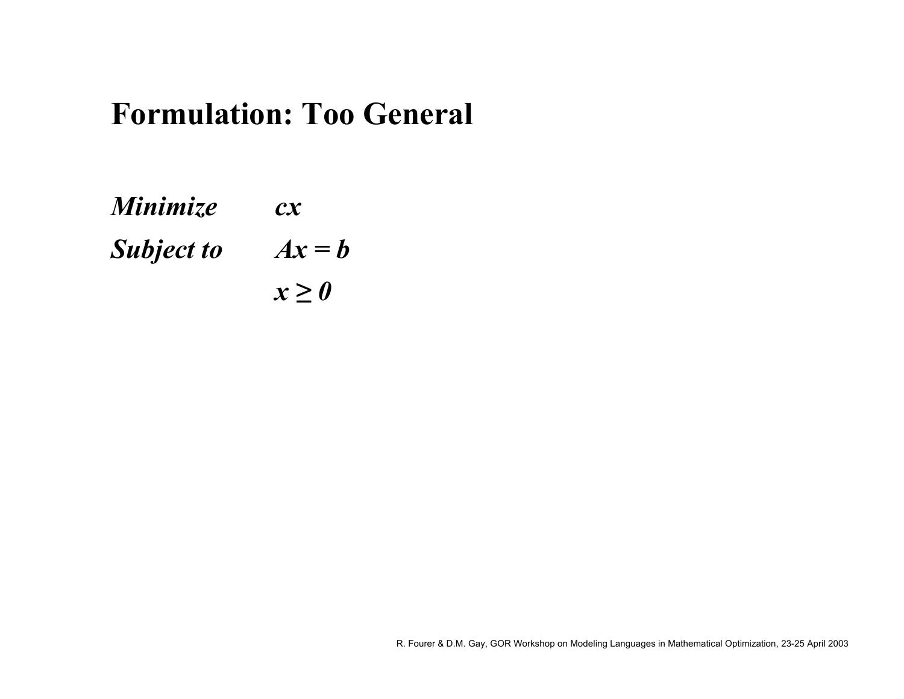# Formulation: Too General

*Minimize* $cx$

*Subject to* $Ax = b$

$x \geq 0$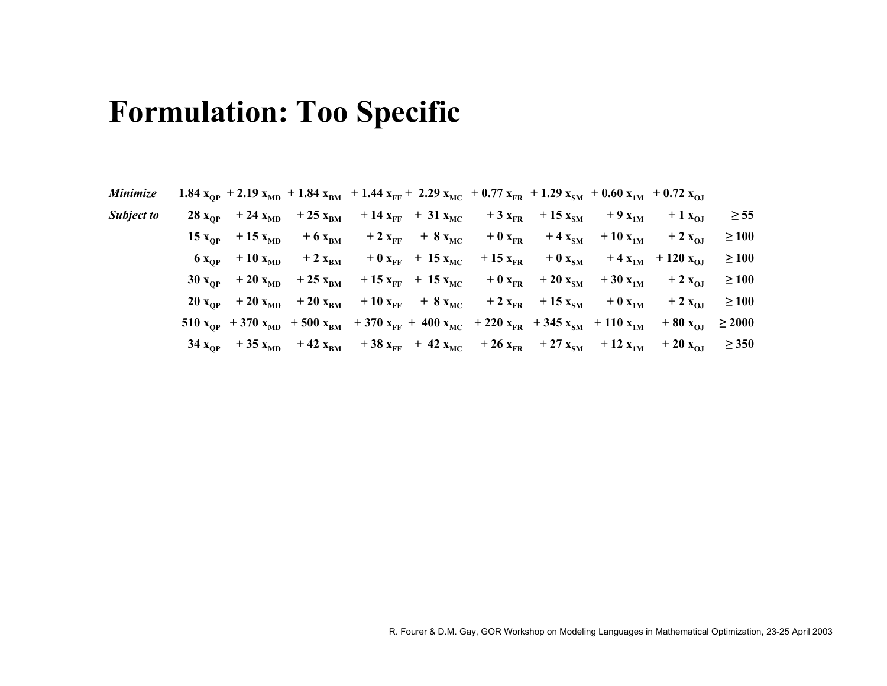# Formulation: Too Specific

$$
\begin{array}{llllllllllll}
\textit{Minimize} & 1.84\, x_{QP} & + 2.19\, x_{MD} & + 1.84\, x_{BM} & + 1.44\, x_{FF} & + 2.29\, x_{MC} & + 0.77\, x_{FR} & + 1.29\, x_{SM} & + 0.60\, x_{1M} & + 0.72\, x_{OJ} & \\
\textit{Subject to} & 28\, x_{QP} & + 24\, x_{MD} & + 25\, x_{BM} & + 14\, x_{FF} & + 31\, x_{MC} & + 3\, x_{FR} & + 15\, x_{SM} & + 9\, x_{1M} & + 1\, x_{OJ} & \geq 55 \\
 & 15\, x_{QP} & + 15\, x_{MD} & + 6\, x_{BM} & + 2\, x_{FF} & + 8\, x_{MC} & + 0\, x_{FR} & + 4\, x_{SM} & + 10\, x_{1M} & + 2\, x_{OJ} & \geq 100 \\
 & 6\, x_{QP} & + 10\, x_{MD} & + 2\, x_{BM} & + 0\, x_{FF} & + 15\, x_{MC} & + 15\, x_{FR} & + 0\, x_{SM} & + 4\, x_{1M} & + 120\, x_{OJ} & \geq 100 \\
 & 30\, x_{QP} & + 20\, x_{MD} & + 25\, x_{BM} & + 15\, x_{FF} & + 15\, x_{MC} & + 0\, x_{FR} & + 20\, x_{SM} & + 30\, x_{1M} & + 2\, x_{OJ} & \geq 100 \\
 & 20\, x_{QP} & + 20\, x_{MD} & + 20\, x_{BM} & + 10\, x_{FF} & + 8\, x_{MC} & + 2\, x_{FR} & + 15\, x_{SM} & + 0\, x_{1M} & + 2\, x_{OJ} & \geq 100 \\
 & 510\, x_{QP} & + 370\, x_{MD} & + 500\, x_{BM} & + 370\, x_{FF} & + 400\, x_{MC} & + 220\, x_{FR} & + 345\, x_{SM} & + 110\, x_{1M} & + 80\, x_{OJ} & \geq 2000 \\
 & 34\, x_{QP} & + 35\, x_{MD} & + 42\, x_{BM} & + 38\, x_{FF} & + 42\, x_{MC} & + 26\, x_{FR} & + 27\, x_{SM} & + 12\, x_{1M} & + 20\, x_{OJ} & \geq 350
\end{array}
$$

R. Fourer & D.M. Gay, GOR Workshop on Modeling Languages in Mathematical Optimization, 23-25 April 2003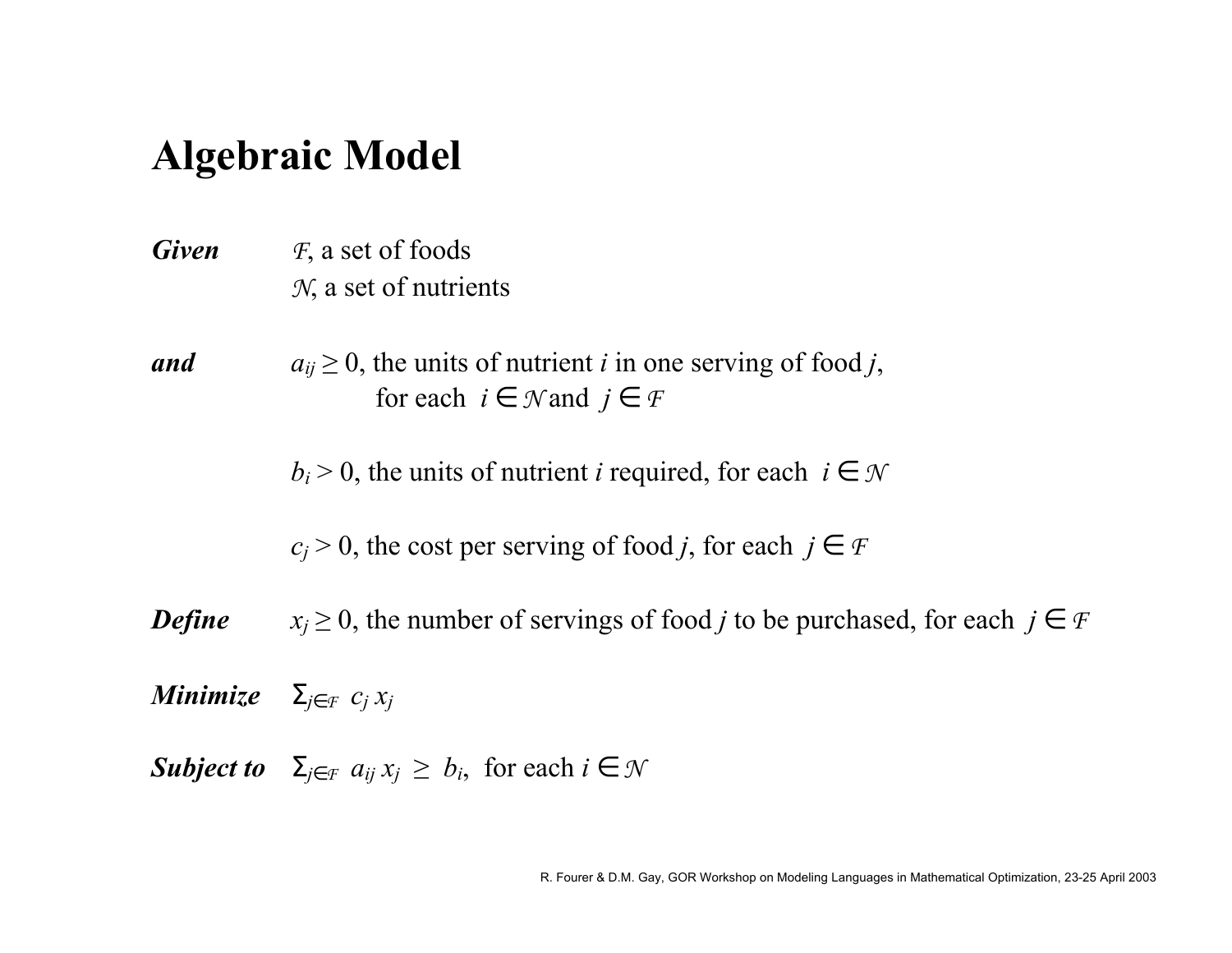# Algebraic Model

***Given*** $\mathcal{F}$, a set of foods
$\mathcal{N}$, a set of nutrients

***and*** $a_{ij} \geq 0$, the units of nutrient $i$ in one serving of food $j$, for each $i \in \mathcal{N}$ and $j \in \mathcal{F}$

$b_i > 0$, the units of nutrient $i$ required, for each $i \in \mathcal{N}$

$c_j > 0$, the cost per serving of food $j$, for each $j \in \mathcal{F}$

***Define*** $x_j \geq 0$, the number of servings of food $j$ to be purchased, for each $j \in \mathcal{F}$

***Minimize*** $\sum_{j \in \mathcal{F}} c_j x_j$

***Subject to*** $\sum_{j \in \mathcal{F}} a_{ij} x_j \geq b_i$, for each $i \in \mathcal{N}$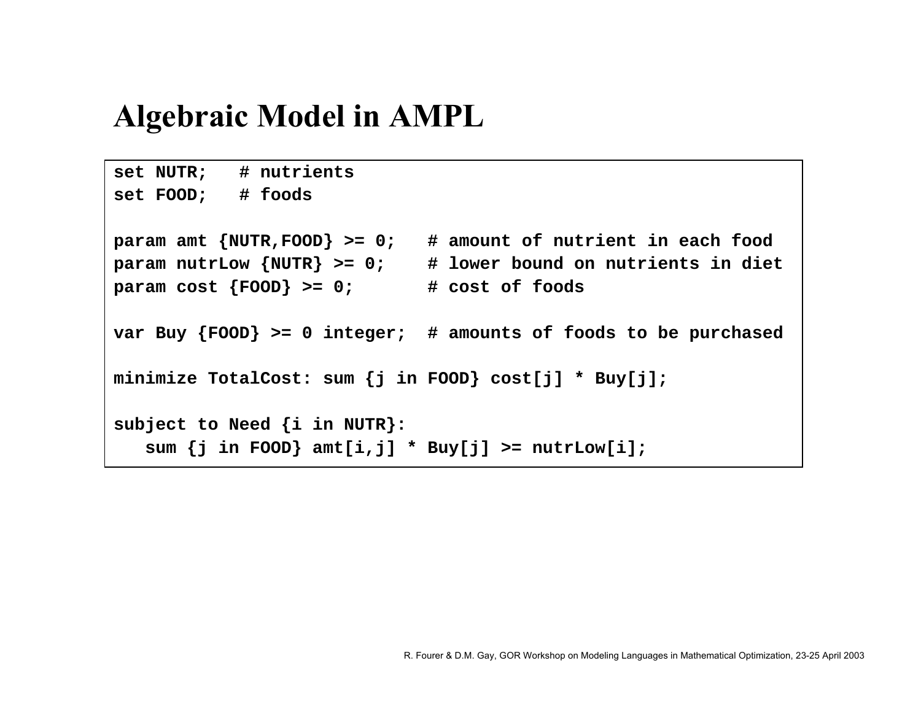# Algebraic Model in AMPL

```
set NUTR;   # nutrients
set FOOD;   # foods

param amt {NUTR,FOOD} >= 0;   # amount of nutrient in each food
param nutrLow {NUTR} >= 0;    # lower bound on nutrients in diet
param cost {FOOD} >= 0;       # cost of foods

var Buy {FOOD} >= 0 integer;  # amounts of foods to be purchased

minimize TotalCost: sum {j in FOOD} cost[j] * Buy[j];

subject to Need {i in NUTR}:
   sum {j in FOOD} amt[i,j] * Buy[j] >= nutrLow[i];
```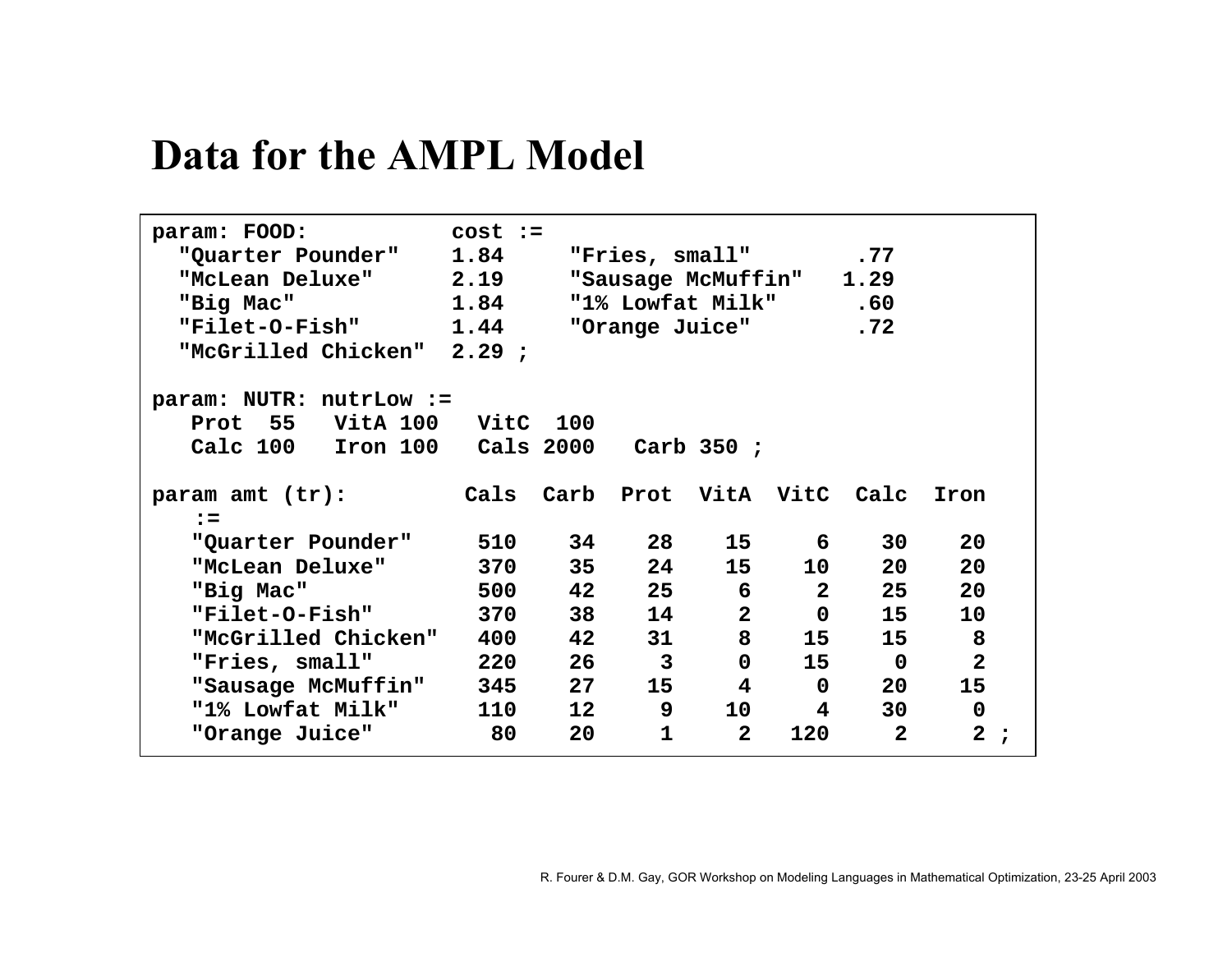# Data for the AMPL Model

```
param: FOOD:            cost :=
  "Quarter Pounder"    1.84     "Fries, small"        .77
  "McLean Deluxe"      2.19     "Sausage McMuffin"   1.29
  "Big Mac"            1.84     "1% Lowfat Milk"      .60
  "Filet-O-Fish"       1.44     "Orange Juice"        .72
  "McGrilled Chicken"  2.29 ;

param: NUTR: nutrLow :=
   Prot  55   VitA 100   VitC  100
   Calc 100   Iron 100   Cals 2000   Carb 350 ;

param amt (tr):         Cals  Carb  Prot  VitA  VitC  Calc  Iron
   :=
   "Quarter Pounder"     510    34    28    15     6    30    20
   "McLean Deluxe"       370    35    24    15    10    20    20
   "Big Mac"             500    42    25     6     2    25    20
   "Filet-O-Fish"        370    38    14     2     0    15    10
   "McGrilled Chicken"   400    42    31     8    15    15     8
   "Fries, small"        220    26     3     0    15     0     2
   "Sausage McMuffin"    345    27    15     4     0    20    15
   "1% Lowfat Milk"      110    12     9    10     4    30     0
   "Orange Juice"         80    20     1     2   120     2     2 ;
```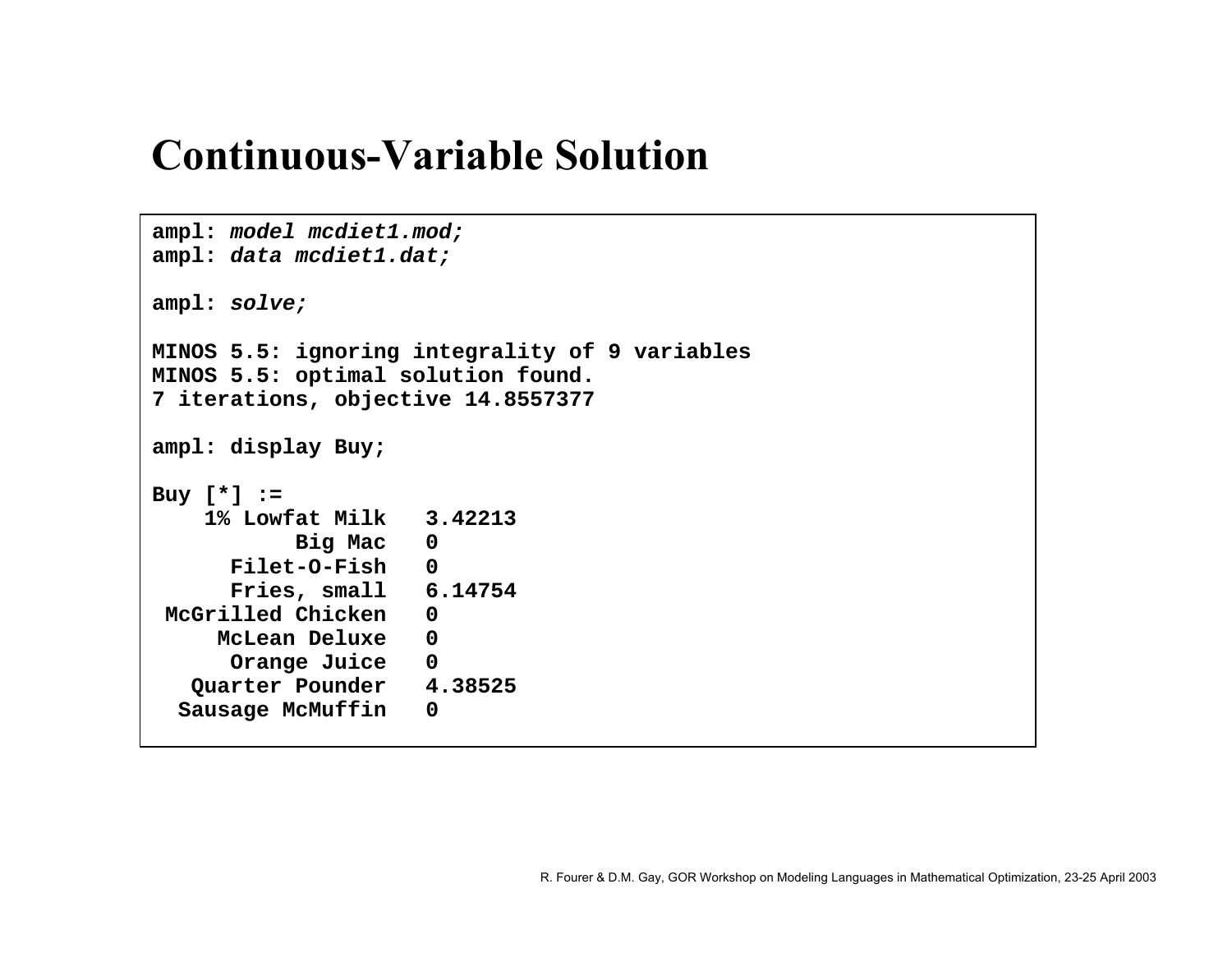# Continuous-Variable Solution

```
ampl: model mcdiet1.mod;
ampl: data mcdiet1.dat;

ampl: solve;

MINOS 5.5: ignoring integrality of 9 variables
MINOS 5.5: optimal solution found.
7 iterations, objective 14.8557377

ampl: display Buy;

Buy [*] :=
    1% Lowfat Milk   3.42213
           Big Mac   0
      Filet-O-Fish   0
      Fries, small   6.14754
 McGrilled Chicken   0
     McLean Deluxe   0
      Orange Juice   0
   Quarter Pounder   4.38525
  Sausage McMuffin   0
```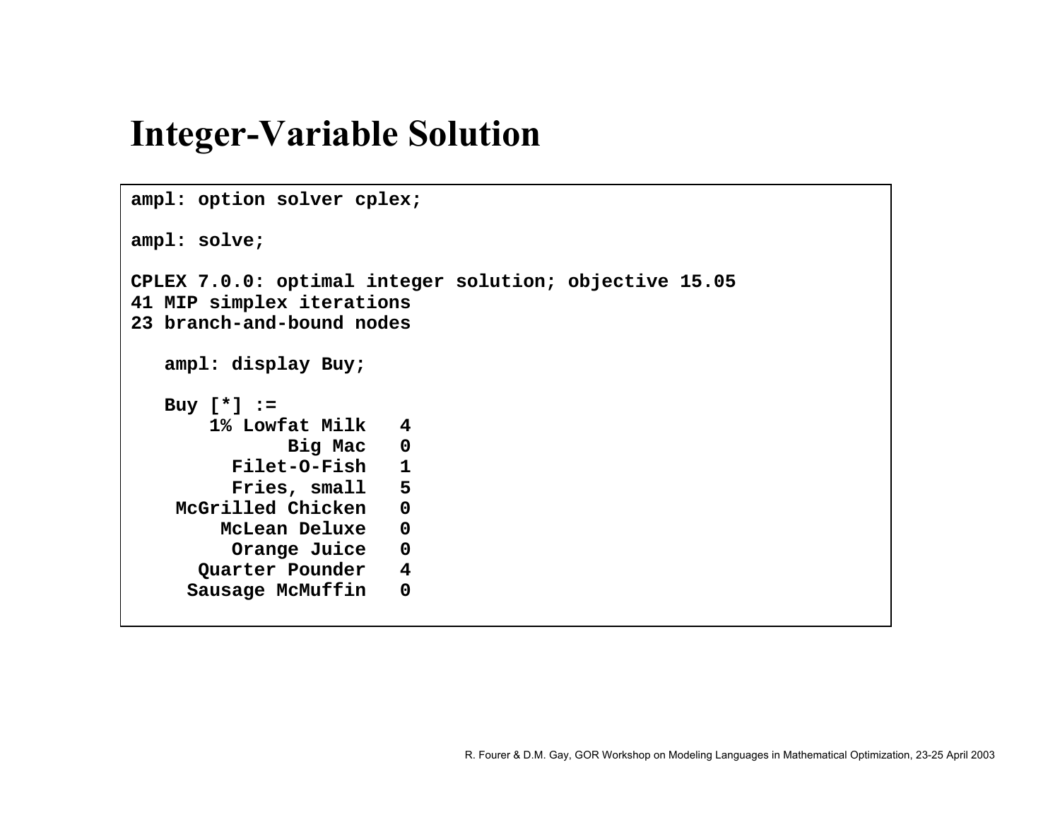# Integer-Variable Solution

```
ampl: option solver cplex;

ampl: solve;

CPLEX 7.0.0: optimal integer solution; objective 15.05
41 MIP simplex iterations
23 branch-and-bound nodes

   ampl: display Buy;

   Buy [*] :=
       1% Lowfat Milk   4
              Big Mac   0
         Filet-O-Fish   1
         Fries, small   5
    McGrilled Chicken   0
         McLean Deluxe   0
         Orange Juice   0
       Quarter Pounder   4
      Sausage McMuffin   0
```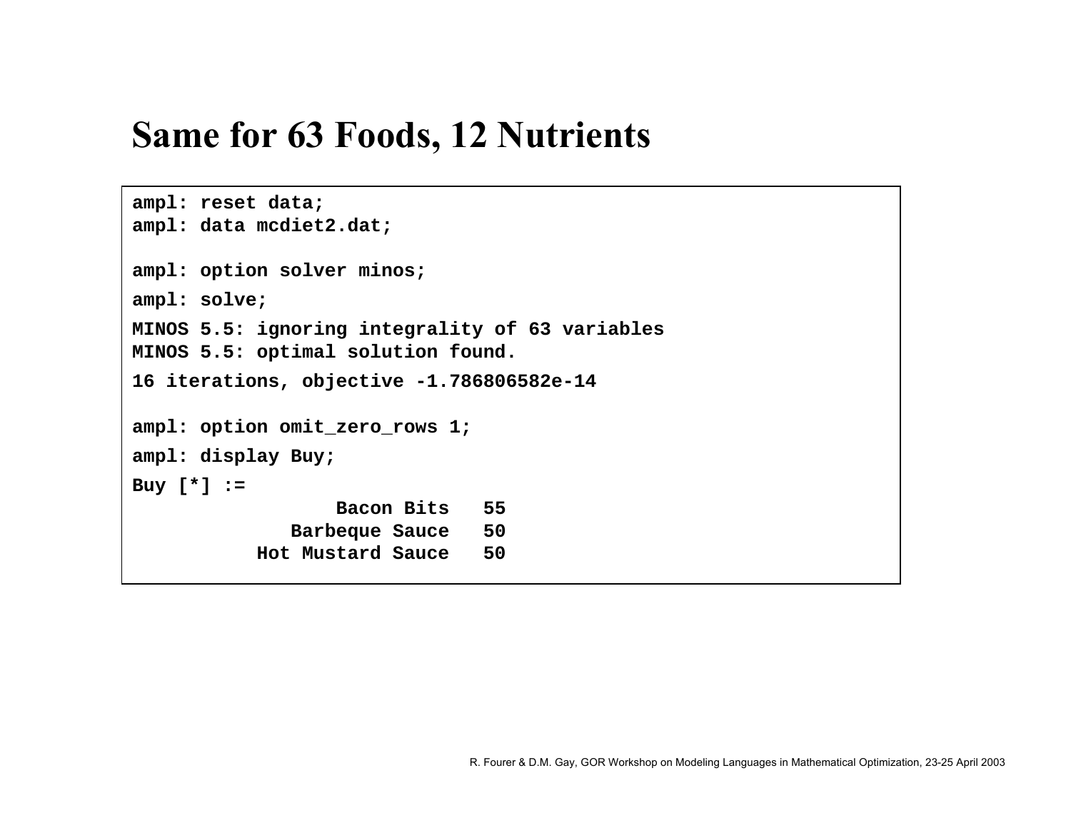# Same for 63 Foods, 12 Nutrients

```
ampl: reset data;
ampl: data mcdiet2.dat;

ampl: option solver minos;
ampl: solve;
MINOS 5.5: ignoring integrality of 63 variables
MINOS 5.5: optimal solution found.
16 iterations, objective -1.786806582e-14

ampl: option omit_zero_rows 1;
ampl: display Buy;
Buy [*] :=
                 Bacon Bits   55
             Barbeque Sauce   50
          Hot Mustard Sauce   50
```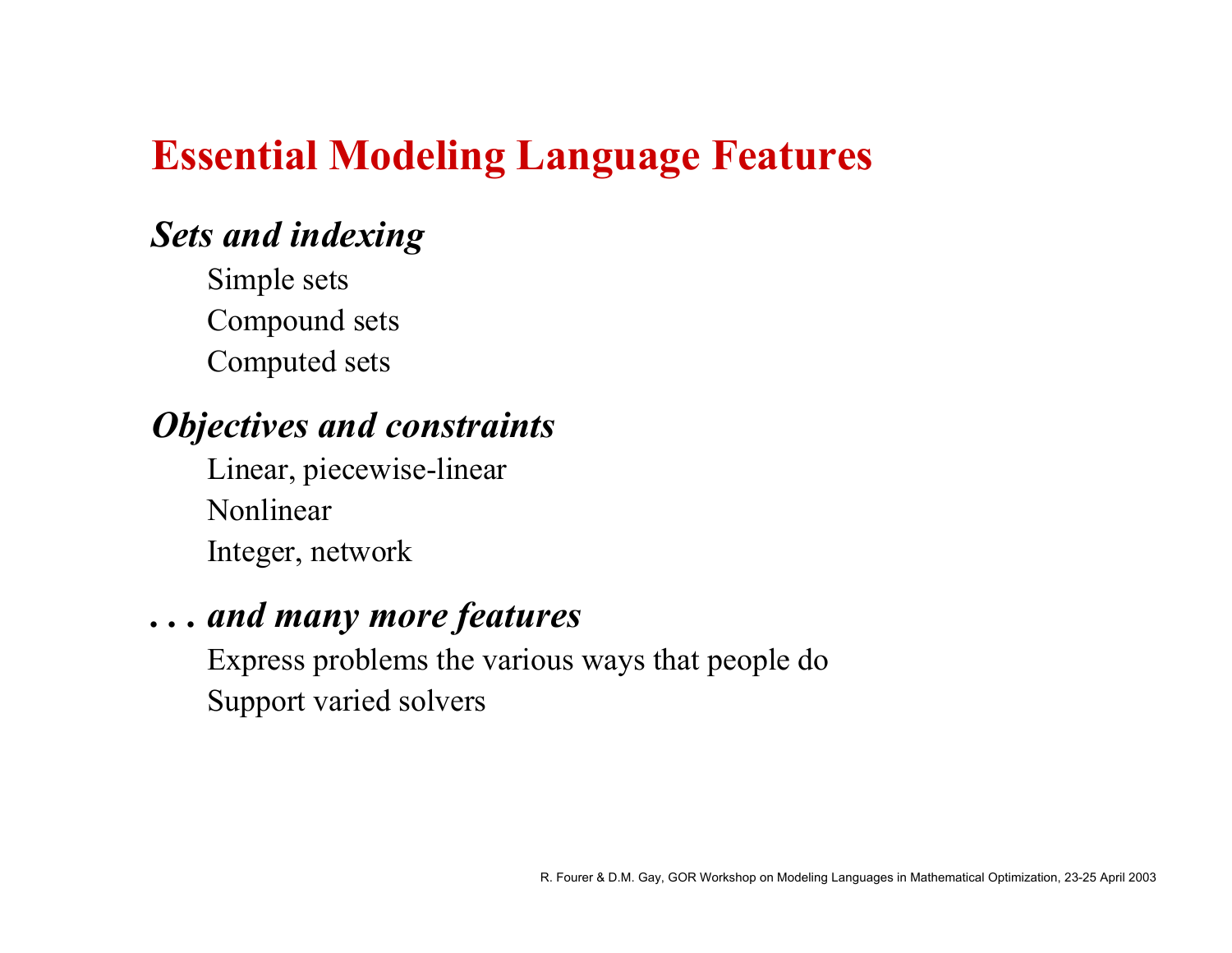# Essential Modeling Language Features

### *Sets and indexing*

Simple sets
Compound sets
Computed sets

### *Objectives and constraints*

Linear, piecewise-linear
Nonlinear
Integer, network

### *. . . and many more features*

Express problems the various ways that people do
Support varied solvers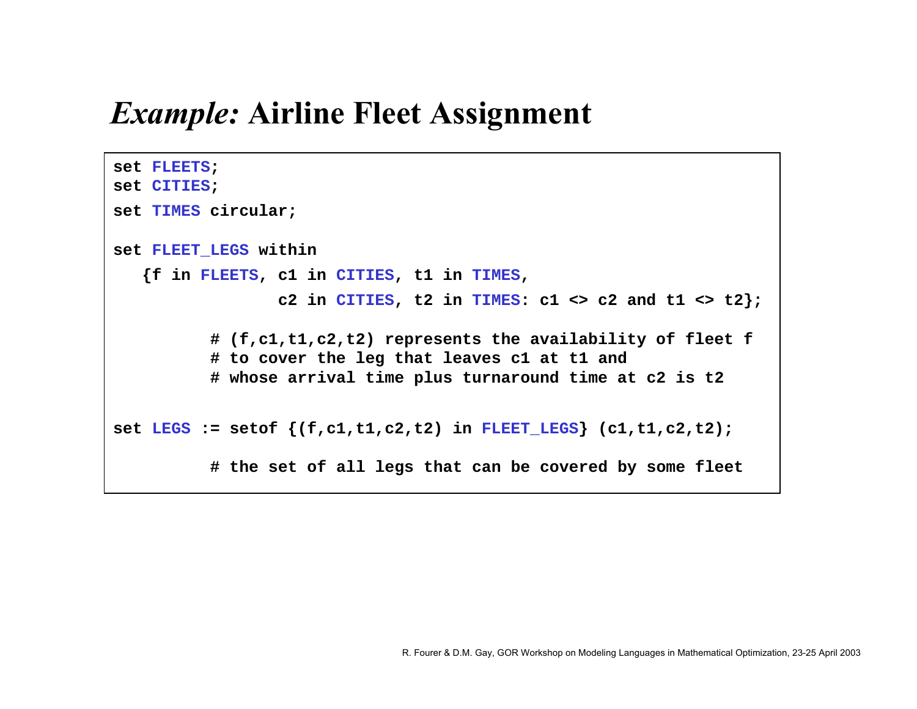# *Example:* Airline Fleet Assignment

```
set FLEETS;
set CITIES;
set TIMES circular;

set FLEET_LEGS within
   {f in FLEETS, c1 in CITIES, t1 in TIMES,
                 c2 in CITIES, t2 in TIMES: c1 <> c2 and t1 <> t2};

          # (f,c1,t1,c2,t2) represents the availability of fleet f
          # to cover the leg that leaves c1 at t1 and
          # whose arrival time plus turnaround time at c2 is t2

set LEGS := setof {(f,c1,t1,c2,t2) in FLEET_LEGS} (c1,t1,c2,t2);

          # the set of all legs that can be covered by some fleet
```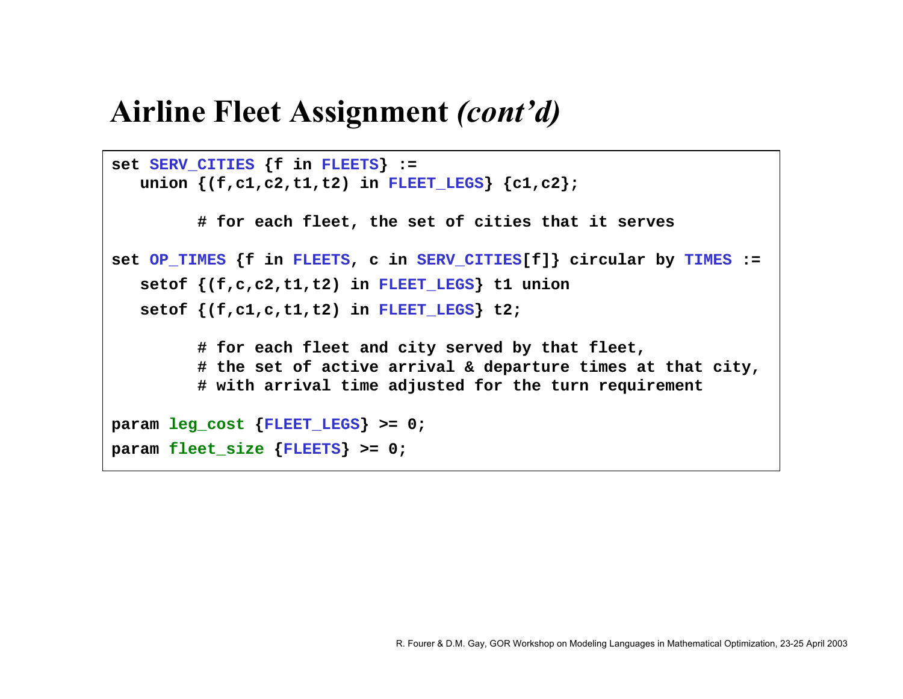# Airline Fleet Assignment *(cont'd)*

```
set SERV_CITIES {f in FLEETS} :=
   union {(f,c1,c2,t1,t2) in FLEET_LEGS} {c1,c2};

         # for each fleet, the set of cities that it serves

set OP_TIMES {f in FLEETS, c in SERV_CITIES[f]} circular by TIMES :=
   setof {(f,c,c2,t1,t2) in FLEET_LEGS} t1 union
   setof {(f,c1,c,t1,t2) in FLEET_LEGS} t2;

         # for each fleet and city served by that fleet,
         # the set of active arrival & departure times at that city,
         # with arrival time adjusted for the turn requirement

param leg_cost {FLEET_LEGS} >= 0;
param fleet_size {FLEETS} >= 0;
```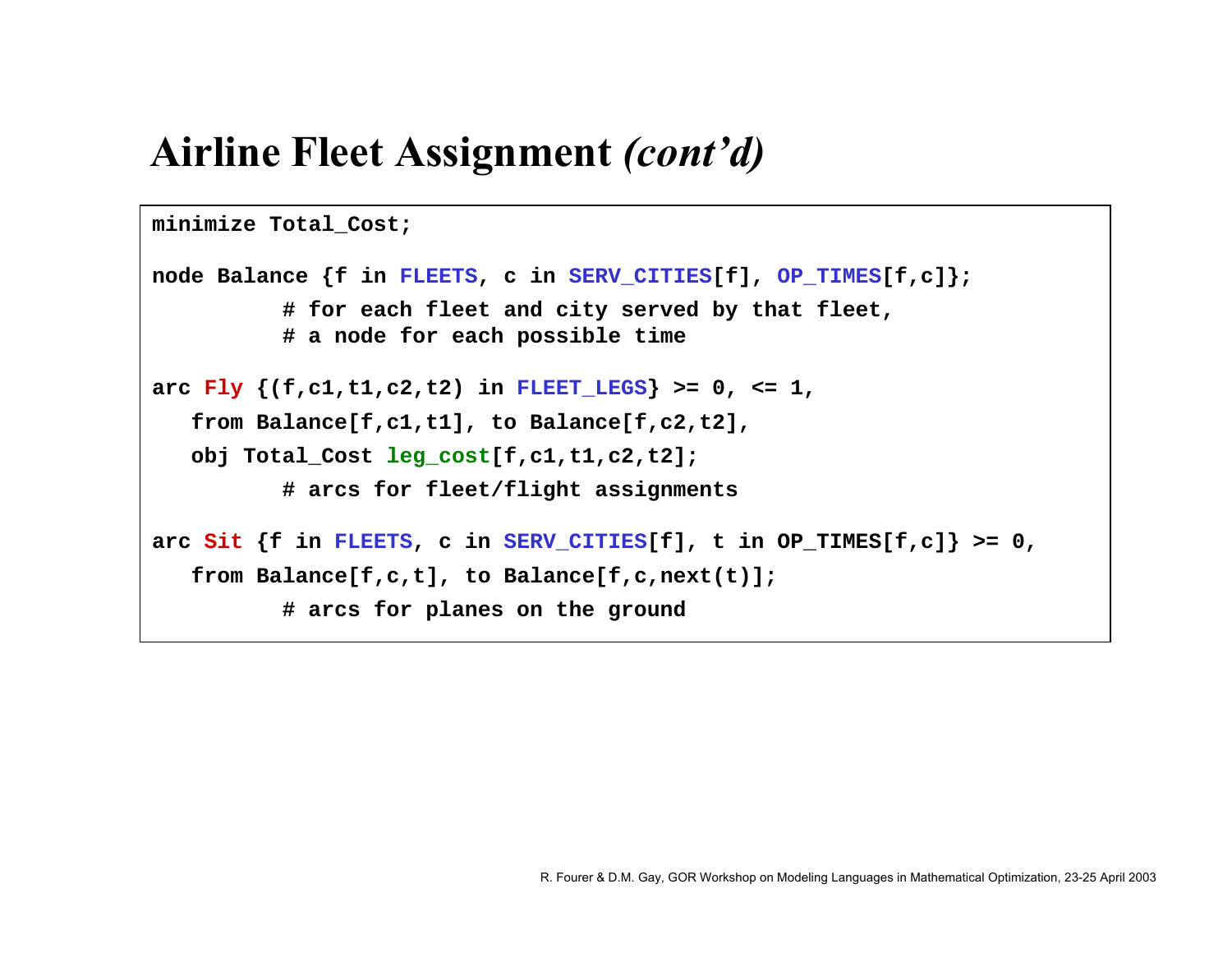# Airline Fleet Assignment *(cont'd)*

```
minimize Total_Cost;

node Balance {f in FLEETS, c in SERV_CITIES[f], OP_TIMES[f,c]};
          # for each fleet and city served by that fleet,
          # a node for each possible time

arc Fly {(f,c1,t1,c2,t2) in FLEET_LEGS} >= 0, <= 1,
   from Balance[f,c1,t1], to Balance[f,c2,t2],
   obj Total_Cost leg_cost[f,c1,t1,c2,t2];
          # arcs for fleet/flight assignments

arc Sit {f in FLEETS, c in SERV_CITIES[f], t in OP_TIMES[f,c]} >= 0,
   from Balance[f,c,t], to Balance[f,c,next(t)];
          # arcs for planes on the ground
```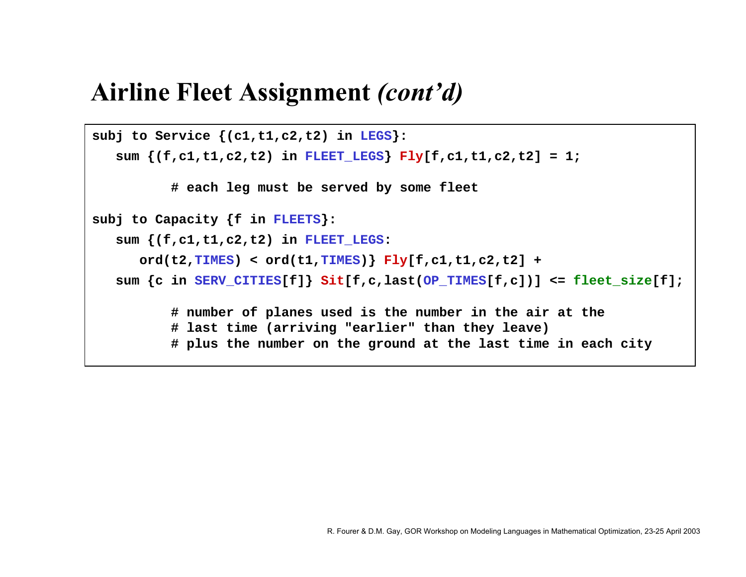# Airline Fleet Assignment *(cont'd)*

```
subj to Service {(c1,t1,c2,t2) in LEGS}:
   sum {(f,c1,t1,c2,t2) in FLEET_LEGS} Fly[f,c1,t1,c2,t2] = 1;

         # each leg must be served by some fleet

subj to Capacity {f in FLEETS}:
   sum {(f,c1,t1,c2,t2) in FLEET_LEGS:
      ord(t2,TIMES) < ord(t1,TIMES)} Fly[f,c1,t1,c2,t2] +
   sum {c in SERV_CITIES[f]} Sit[f,c,last(OP_TIMES[f,c])] <= fleet_size[f];

         # number of planes used is the number in the air at the
         # last time (arriving "earlier" than they leave)
         # plus the number on the ground at the last time in each city
```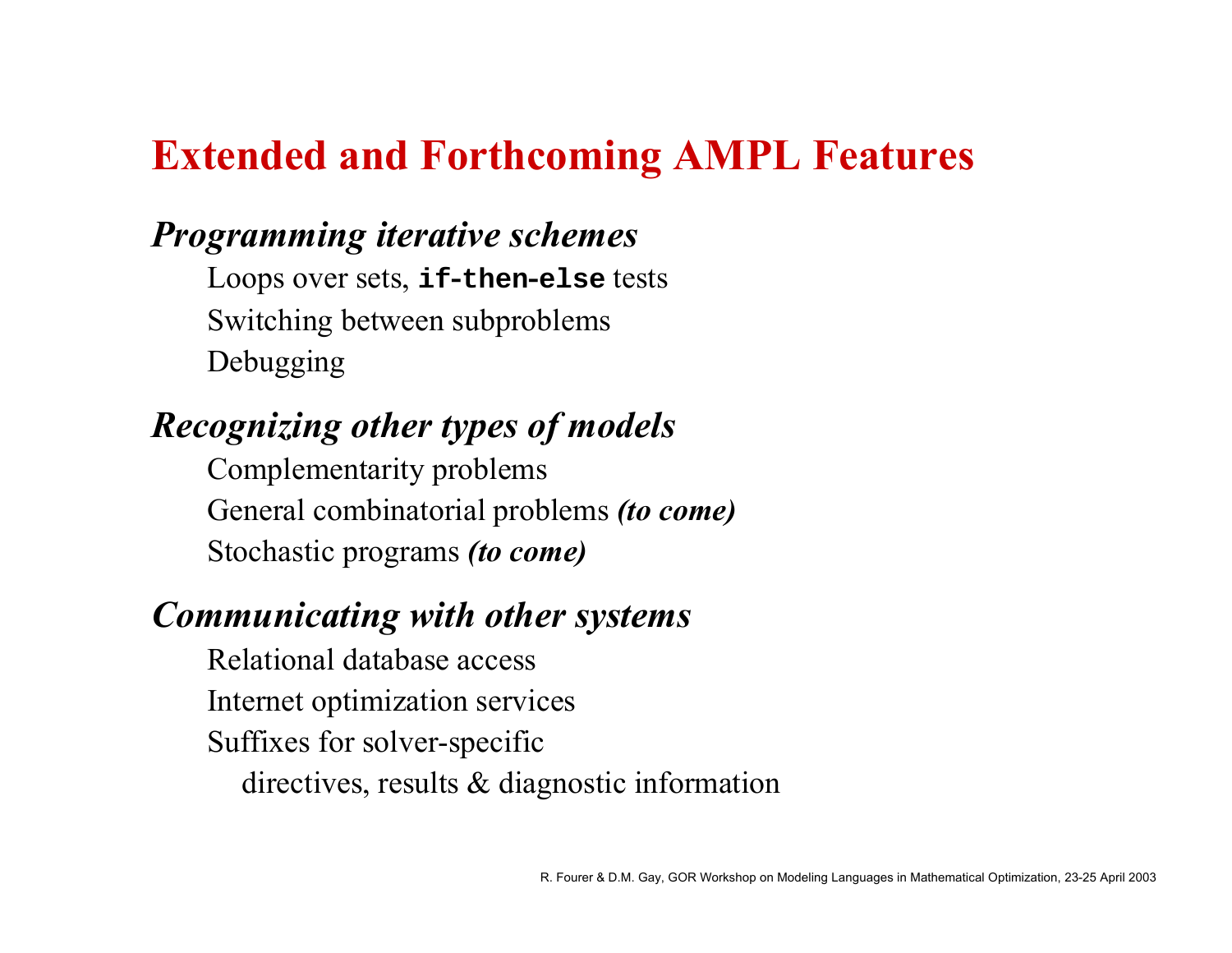# Extended and Forthcoming AMPL Features

### *Programming iterative schemes*

Loops over sets, **`if-then-else`** tests
Switching between subproblems
Debugging

### *Recognizing other types of models*

Complementarity problems
General combinatorial problems ***(to come)***
Stochastic programs ***(to come)***

### *Communicating with other systems*

Relational database access
Internet optimization services
Suffixes for solver-specific
directives, results & diagnostic information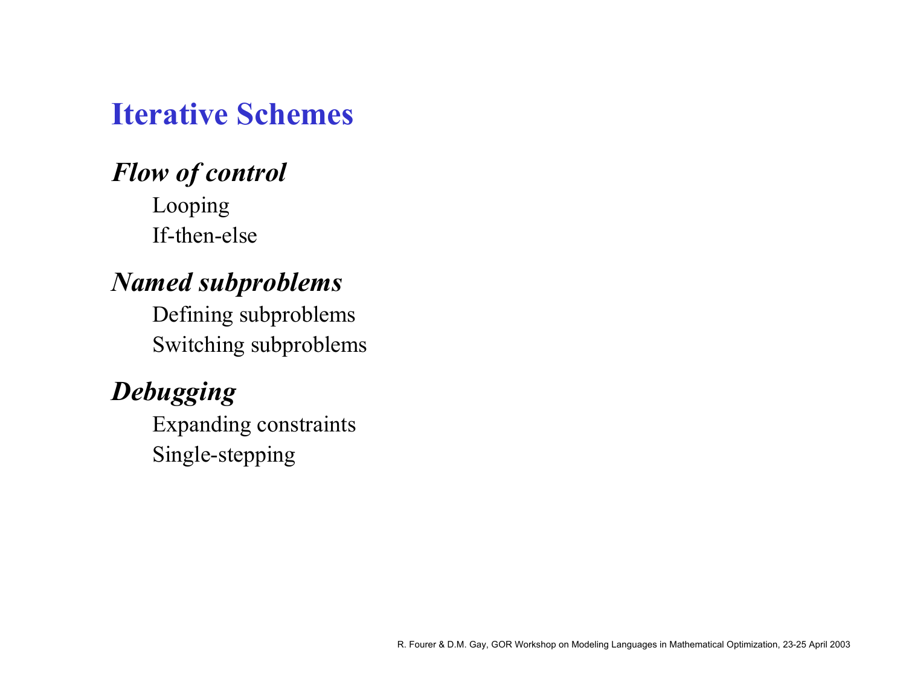# Iterative Schemes

### *Flow of control*

Looping
If-then-else

### *Named subproblems*

Defining subproblems
Switching subproblems

### *Debugging*

Expanding constraints
Single-stepping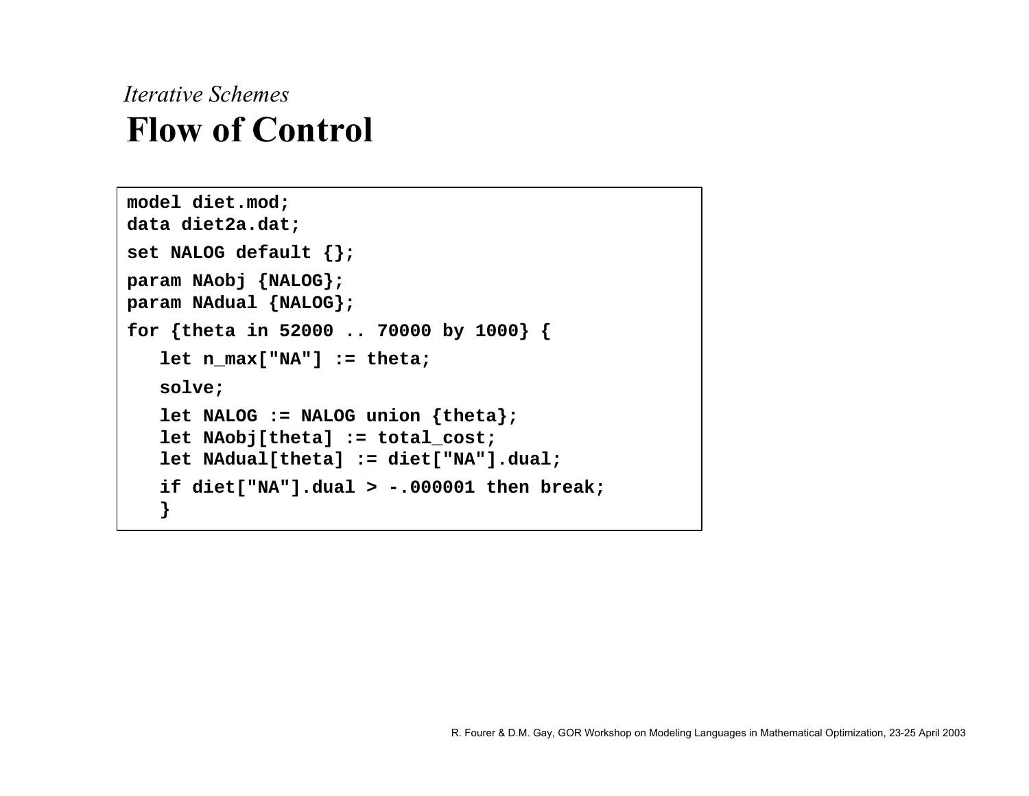*Iterative Schemes*

# Flow of Control

```
model diet.mod;
data diet2a.dat;
set NALOG default {};
param NAobj {NALOG};
param NAdual {NALOG};
for {theta in 52000 .. 70000 by 1000} {
   let n_max["NA"] := theta;
   solve;
   let NALOG := NALOG union {theta};
   let NAobj[theta] := total_cost;
   let NAdual[theta] := diet["NA"].dual;
   if diet["NA"].dual > -.000001 then break;
   }
```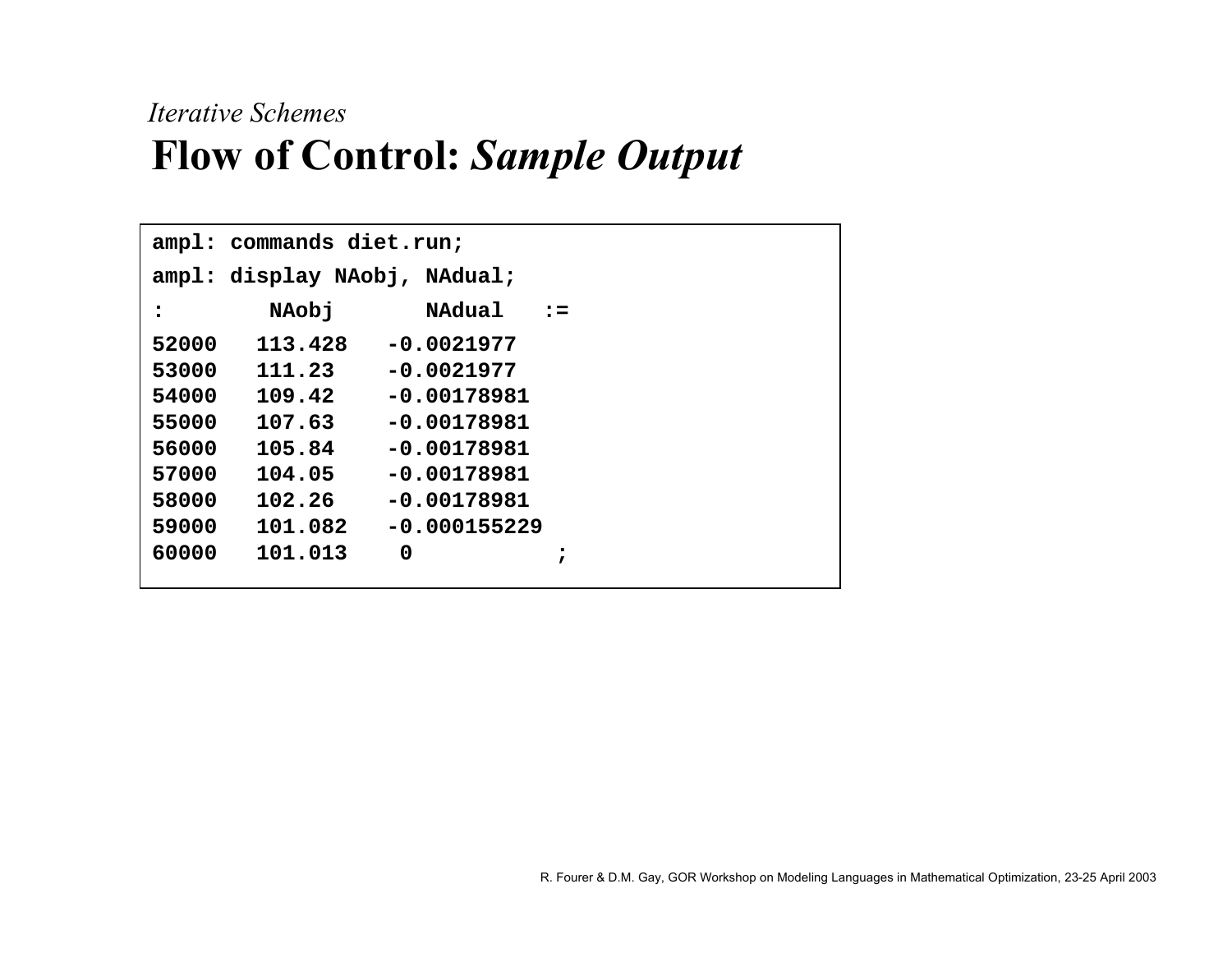*Iterative Schemes*

# Flow of Control: *Sample Output*

```
ampl: commands diet.run;
ampl: display NAobj, NAdual;
:        NAobj       NAdual   :=
52000   113.428   -0.0021977
53000   111.23    -0.0021977
54000   109.42    -0.00178981
55000   107.63    -0.00178981
56000   105.84    -0.00178981
57000   104.05    -0.00178981
58000   102.26    -0.00178981
59000   101.082   -0.000155229
60000   101.013    0          ;
```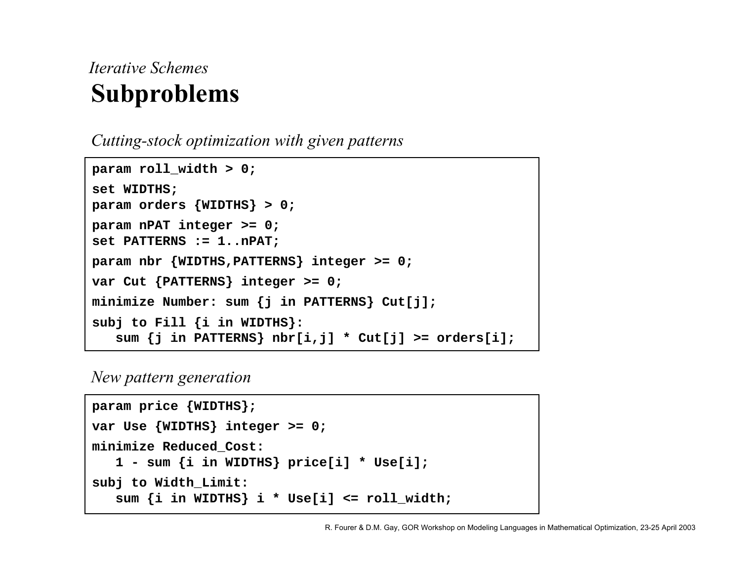*Iterative Schemes*

# Subproblems

*Cutting-stock optimization with given patterns*

```
param roll_width > 0;
set WIDTHS;
param orders {WIDTHS} > 0;
param nPAT integer >= 0;
set PATTERNS := 1..nPAT;
param nbr {WIDTHS,PATTERNS} integer >= 0;
var Cut {PATTERNS} integer >= 0;
minimize Number: sum {j in PATTERNS} Cut[j];
subj to Fill {i in WIDTHS}:
   sum {j in PATTERNS} nbr[i,j] * Cut[j] >= orders[i];
```

*New pattern generation*

```
param price {WIDTHS};
var Use {WIDTHS} integer >= 0;
minimize Reduced_Cost:
   1 - sum {i in WIDTHS} price[i] * Use[i];
subj to Width_Limit:
   sum {i in WIDTHS} i * Use[i] <= roll_width;
```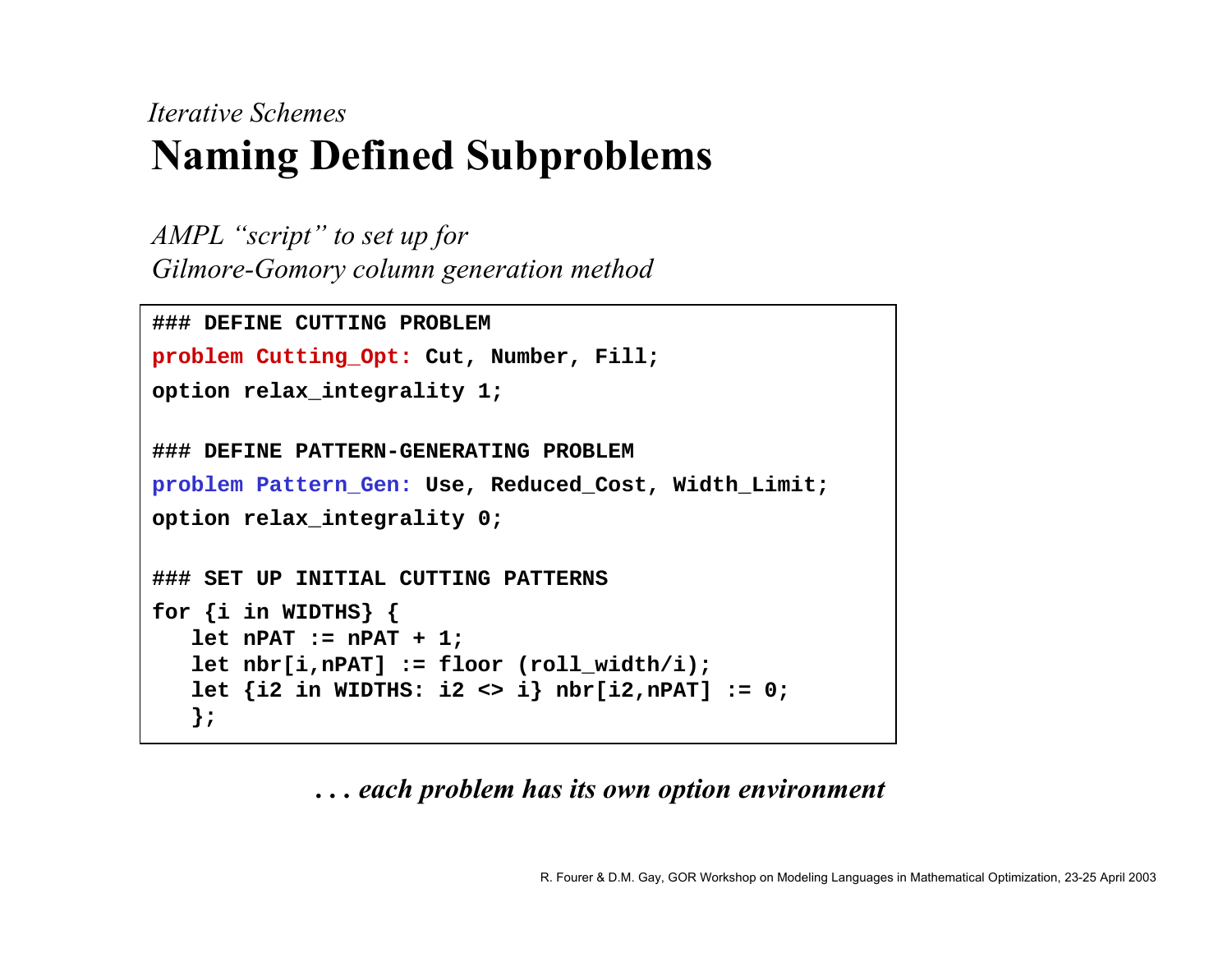*Iterative Schemes*

# Naming Defined Subproblems

*AMPL "script" to set up for*
*Gilmore-Gomory column generation method*

```
### DEFINE CUTTING PROBLEM
problem Cutting_Opt: Cut, Number, Fill;
option relax_integrality 1;

### DEFINE PATTERN-GENERATING PROBLEM
problem Pattern_Gen: Use, Reduced_Cost, Width_Limit;
option relax_integrality 0;

### SET UP INITIAL CUTTING PATTERNS
for {i in WIDTHS} {
   let nPAT := nPAT + 1;
   let nbr[i,nPAT] := floor (roll_width/i);
   let {i2 in WIDTHS: i2 <> i} nbr[i2,nPAT] := 0;
   };
```

***. . . each problem has its own option environment***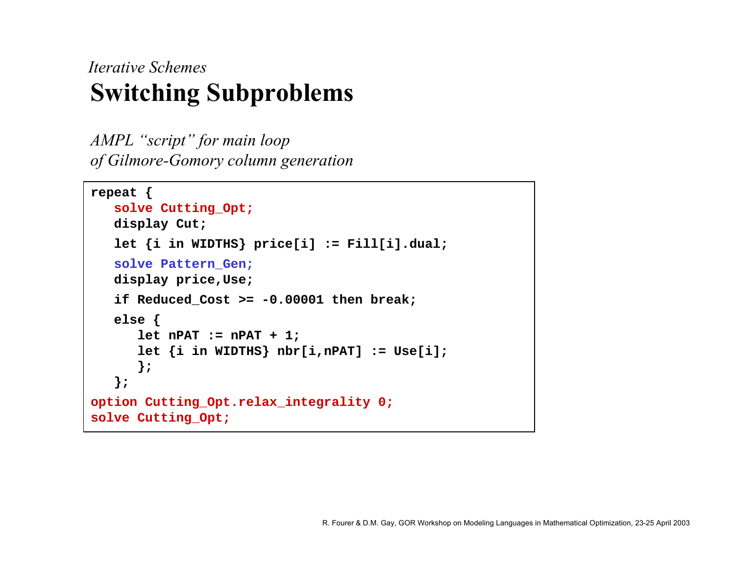*Iterative Schemes*

# Switching Subproblems

*AMPL "script" for main loop*
*of Gilmore-Gomory column generation*

```
repeat {
   solve Cutting_Opt;
   display Cut;
   let {i in WIDTHS} price[i] := Fill[i].dual;
   solve Pattern_Gen;
   display price,Use;
   if Reduced_Cost >= -0.00001 then break;
   else {
      let nPAT := nPAT + 1;
      let {i in WIDTHS} nbr[i,nPAT] := Use[i];
      };
   };
option Cutting_Opt.relax_integrality 0;
solve Cutting_Opt;
```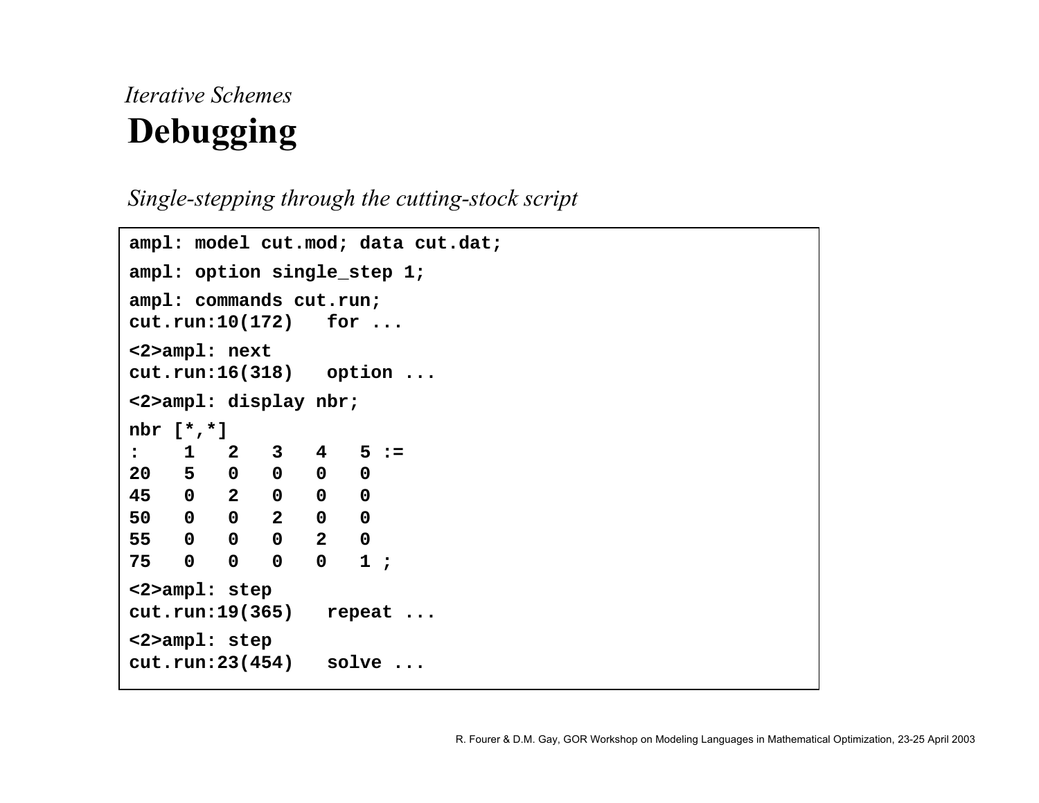*Iterative Schemes*

# Debugging

*Single-stepping through the cutting-stock script*

```
ampl: model cut.mod; data cut.dat;

ampl: option single_step 1;

ampl: commands cut.run;
cut.run:10(172)   for ...

<2>ampl: next
cut.run:16(318)   option ...

<2>ampl: display nbr;

nbr [*,*]
:    1   2   3   4   5 :=
20   5   0   0   0   0
45   0   2   0   0   0
50   0   0   2   0   0
55   0   0   0   2   0
75   0   0   0   0   1 ;

<2>ampl: step
cut.run:19(365)   repeat ...

<2>ampl: step
cut.run:23(454)   solve ...
```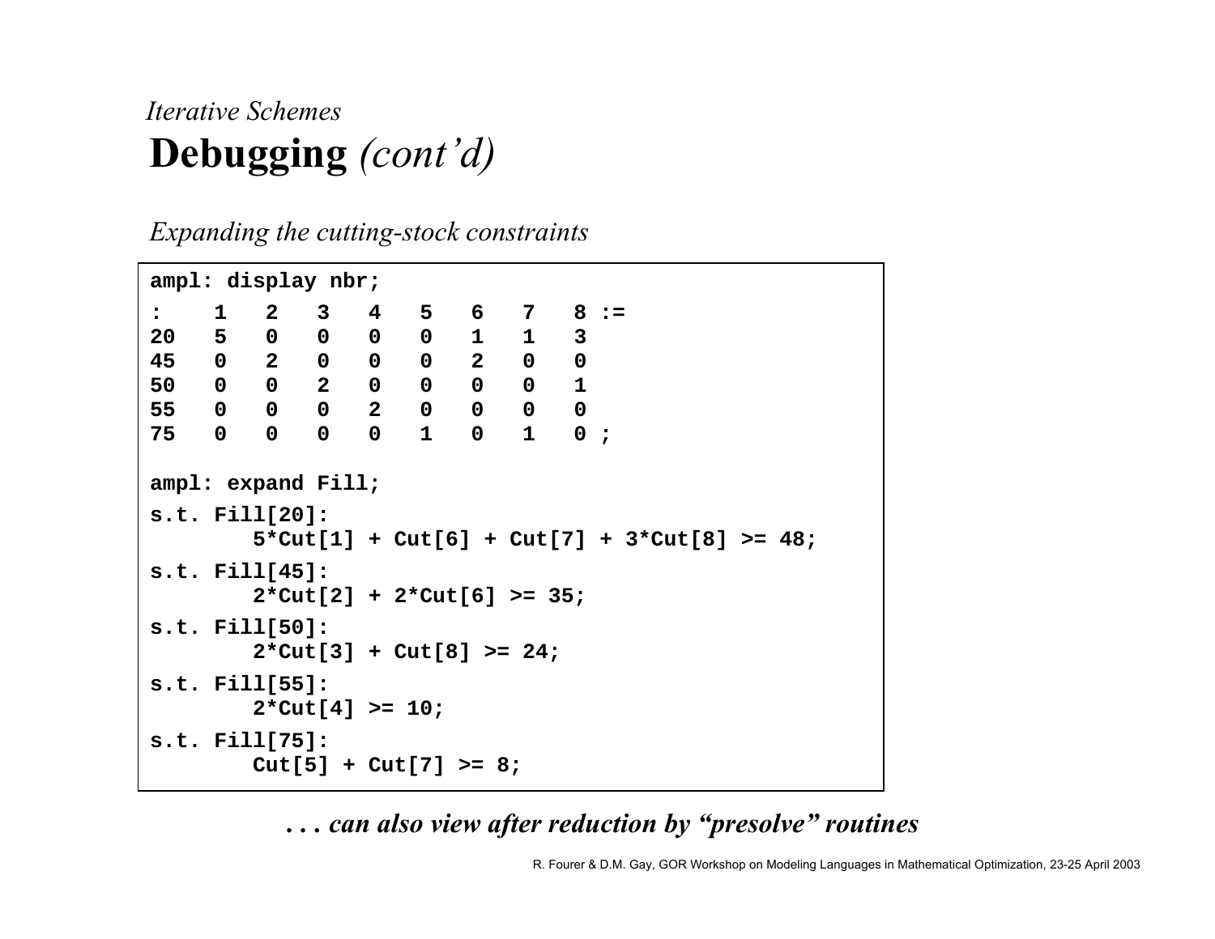*Iterative Schemes*

# Debugging *(cont'd)*

*Expanding the cutting-stock constraints*

```
ampl: display nbr;
:    1   2   3   4   5   6   7   8 :=
20   5   0   0   0   0   1   1   3
45   0   2   0   0   0   2   0   0
50   0   0   2   0   0   0   0   1
55   0   0   0   2   0   0   0   0
75   0   0   0   0   1   0   1   0 ;

ampl: expand Fill;
s.t. Fill[20]:
        5*Cut[1] + Cut[6] + Cut[7] + 3*Cut[8] >= 48;
s.t. Fill[45]:
        2*Cut[2] + 2*Cut[6] >= 35;
s.t. Fill[50]:
        2*Cut[3] + Cut[8] >= 24;
s.t. Fill[55]:
        2*Cut[4] >= 10;
s.t. Fill[75]:
        Cut[5] + Cut[7] >= 8;
```

***. . . can also view after reduction by "presolve" routines***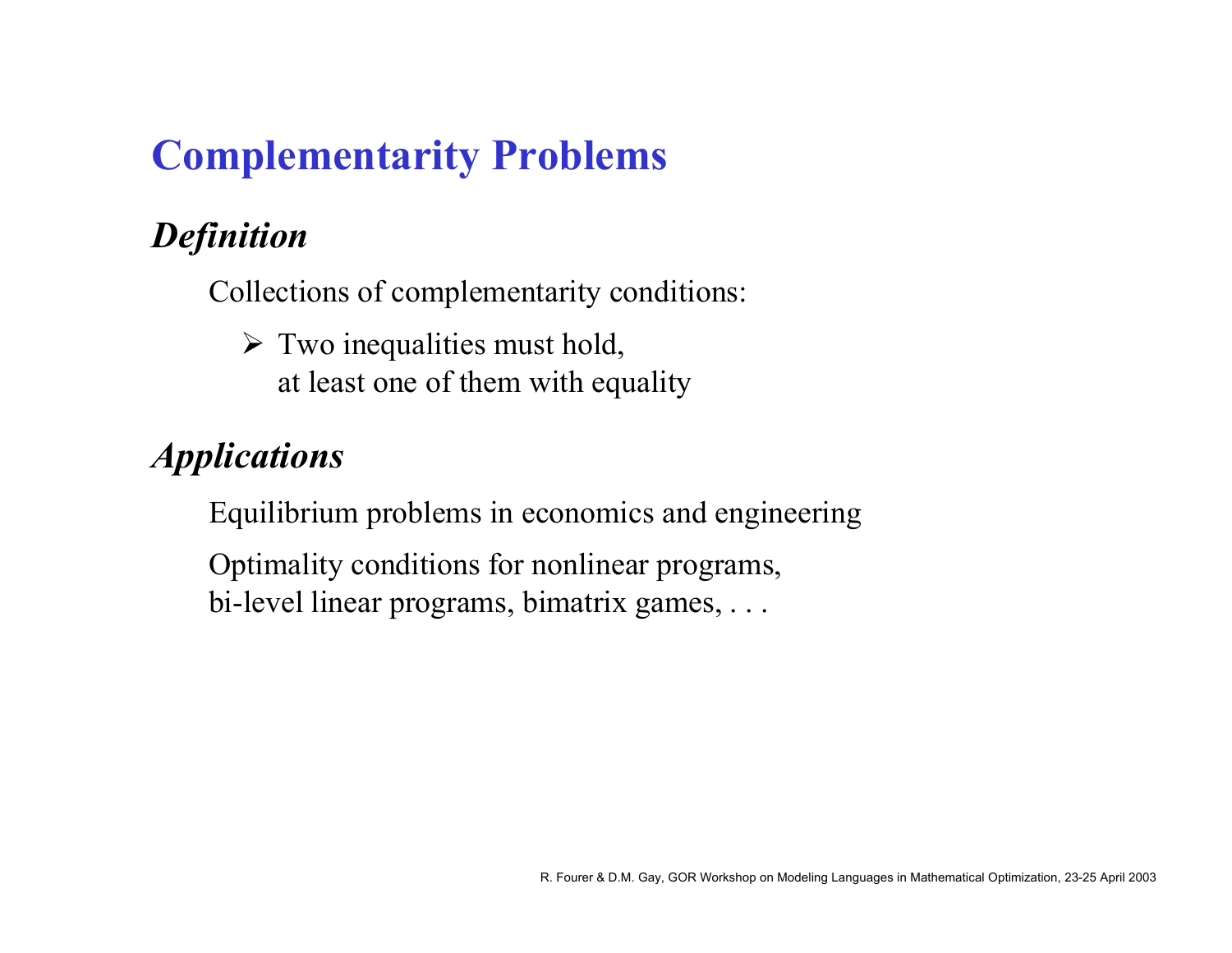# Complementarity Problems

### *Definition*

Collections of complementarity conditions:

- Two inequalities must hold,
  at least one of them with equality

### *Applications*

Equilibrium problems in economics and engineering

Optimality conditions for nonlinear programs,
bi-level linear programs, bimatrix games, . . .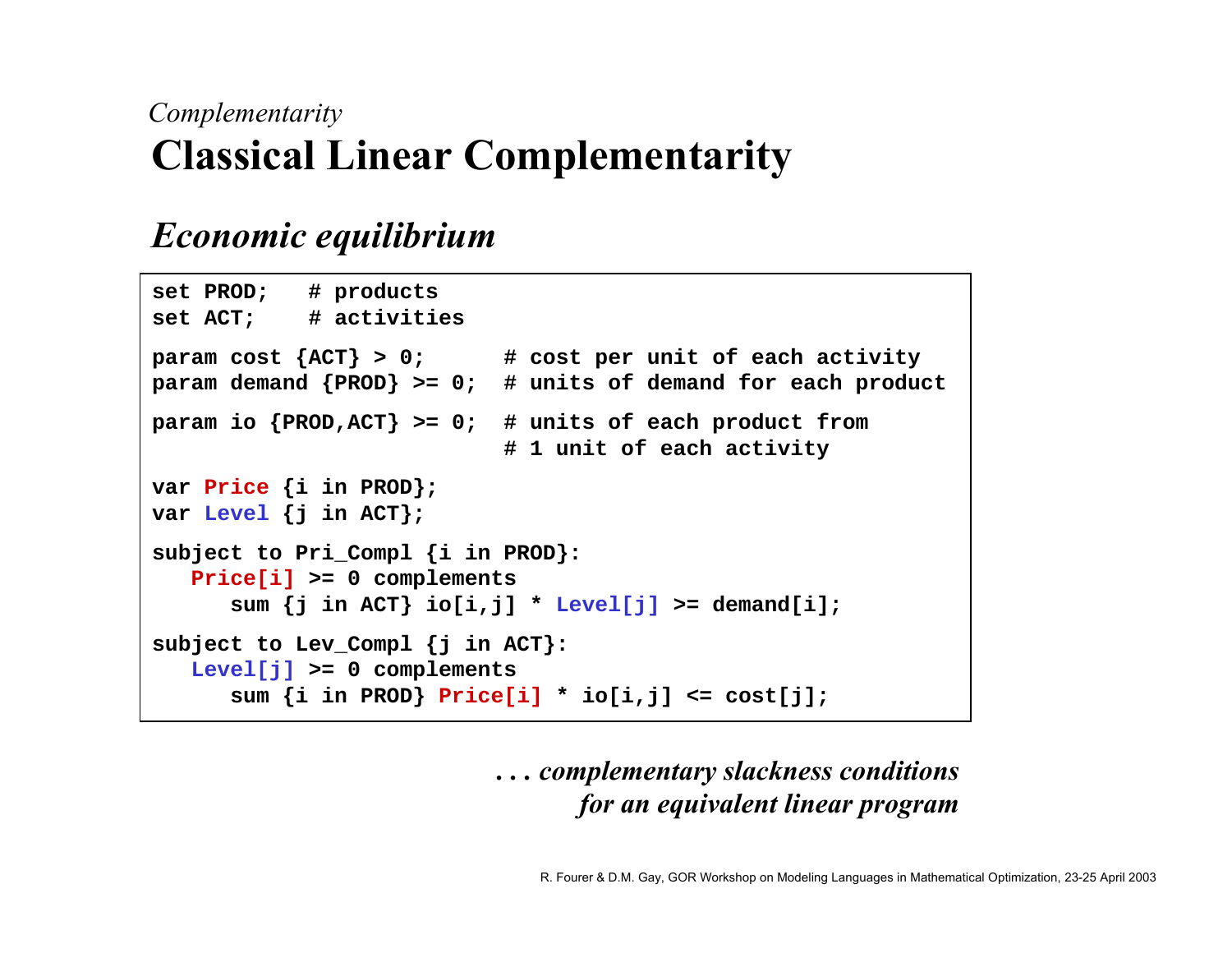*Complementarity*

# Classical Linear Complementarity

## *Economic equilibrium*

```
set PROD;   # products
set ACT;    # activities

param cost {ACT} > 0;      # cost per unit of each activity
param demand {PROD} >= 0;  # units of demand for each product

param io {PROD,ACT} >= 0;  # units of each product from
                           # 1 unit of each activity

var Price {i in PROD};
var Level {j in ACT};

subject to Pri_Compl {i in PROD}:
   Price[i] >= 0 complements
      sum {j in ACT} io[i,j] * Level[j] >= demand[i];

subject to Lev_Compl {j in ACT}:
   Level[j] >= 0 complements
      sum {i in PROD} Price[i] * io[i,j] <= cost[j];
```

*. . . complementary slackness conditions for an equivalent linear program*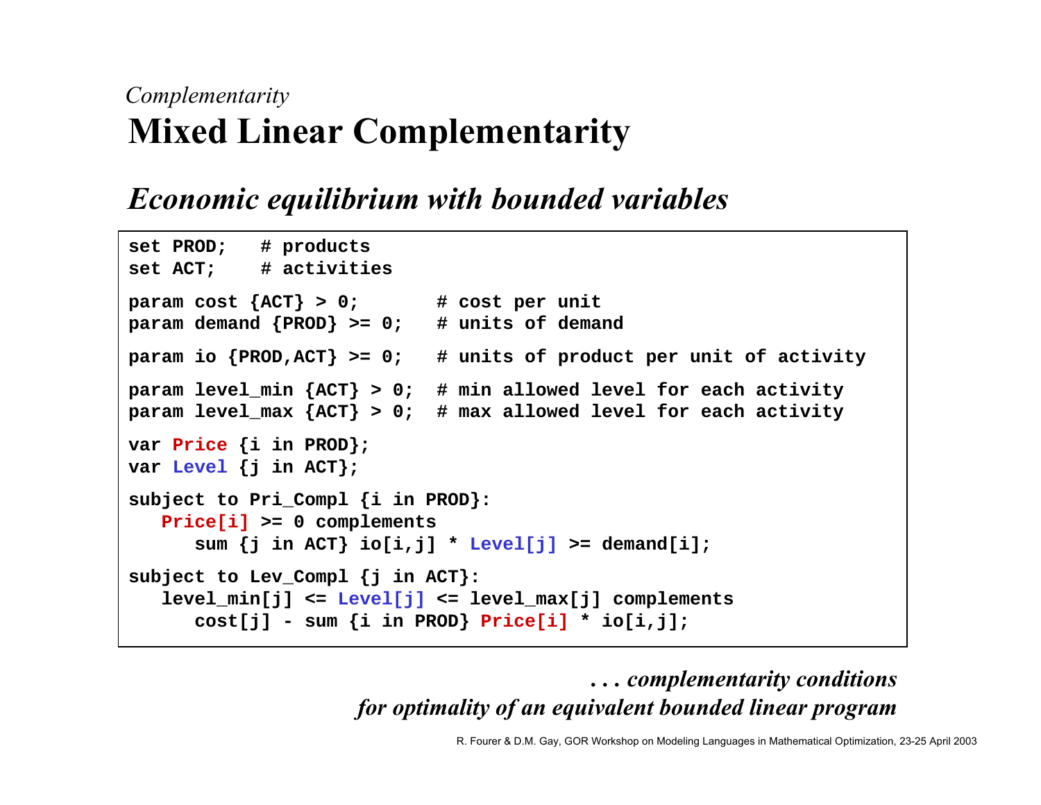*Complementarity*

# Mixed Linear Complementarity

## *Economic equilibrium with bounded variables*

```
set PROD;   # products
set ACT;    # activities

param cost {ACT} > 0;       # cost per unit
param demand {PROD} >= 0;   # units of demand

param io {PROD,ACT} >= 0;   # units of product per unit of activity

param level_min {ACT} > 0;  # min allowed level for each activity
param level_max {ACT} > 0;  # max allowed level for each activity

var Price {i in PROD};
var Level {j in ACT};

subject to Pri_Compl {i in PROD}:
   Price[i] >= 0 complements
      sum {j in ACT} io[i,j] * Level[j] >= demand[i];

subject to Lev_Compl {j in ACT}:
   level_min[j] <= Level[j] <= level_max[j] complements
      cost[j] - sum {i in PROD} Price[i] * io[i,j];
```

***. . . complementarity conditions for optimality of an equivalent bounded linear program***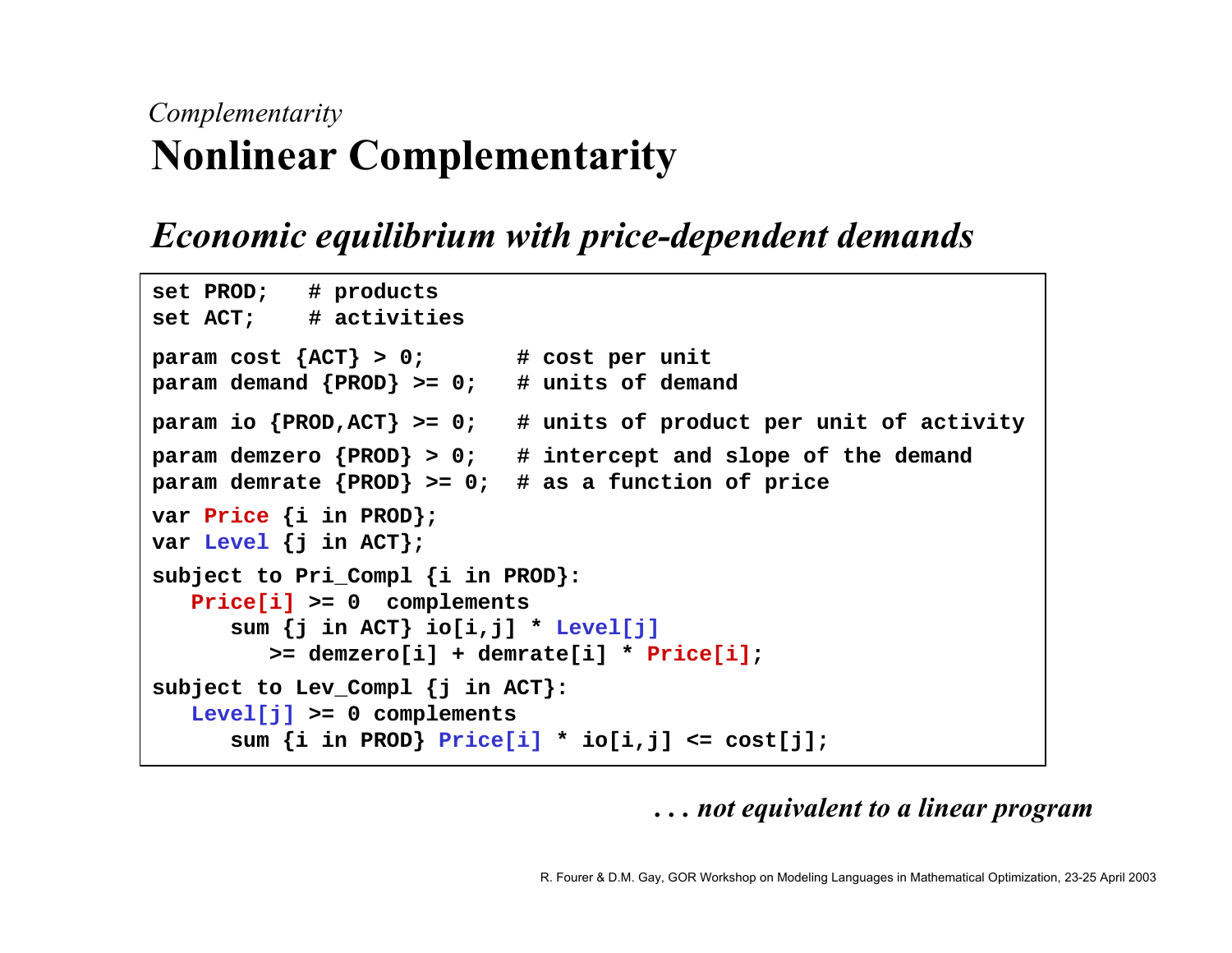*Complementarity*

# Nonlinear Complementarity

## *Economic equilibrium with price-dependent demands*

```
set PROD;   # products
set ACT;    # activities

param cost {ACT} > 0;       # cost per unit
param demand {PROD} >= 0;   # units of demand

param io {PROD,ACT} >= 0;   # units of product per unit of activity

param demzero {PROD} > 0;   # intercept and slope of the demand
param demrate {PROD} >= 0;  # as a function of price

var Price {i in PROD};
var Level {j in ACT};

subject to Pri_Compl {i in PROD}:
   Price[i] >= 0  complements
      sum {j in ACT} io[i,j] * Level[j]
         >= demzero[i] + demrate[i] * Price[i];

subject to Lev_Compl {j in ACT}:
   Level[j] >= 0 complements
      sum {i in PROD} Price[i] * io[i,j] <= cost[j];
```

*. . . not equivalent to a linear program*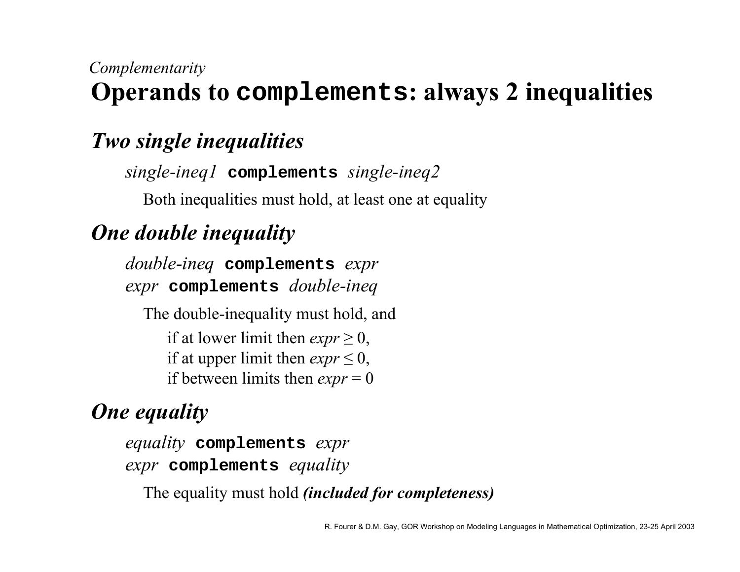*Complementarity*

# Operands to `complements`: always 2 inequalities

## *Two single inequalities*

*single-ineq1* **`complements`** *single-ineq2*

Both inequalities must hold, at least one at equality

## *One double inequality*

*double-ineq* **`complements`** *expr*
*expr* **`complements`** *double-ineq*

The double-inequality must hold, and

if at lower limit then $expr \geq 0$,
if at upper limit then $expr \leq 0$,
if between limits then $expr = 0$

## *One equality*

*equality* **`complements`** *expr*
*expr* **`complements`** *equality*

The equality must hold ***(included for completeness)***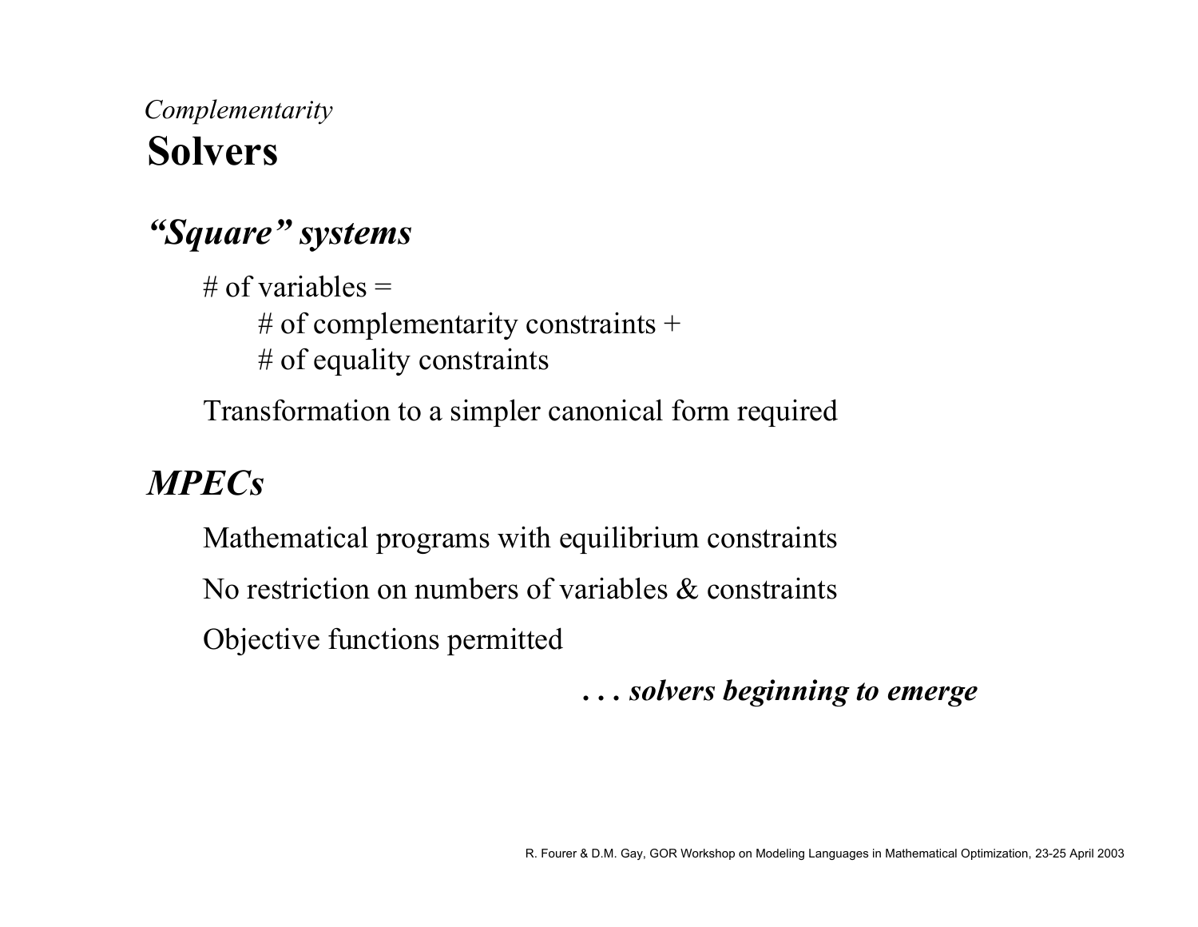*Complementarity*

# Solvers

## *“Square” systems*

# of variables =
# of complementarity constraints +
# of equality constraints

Transformation to a simpler canonical form required

## *MPECs*

Mathematical programs with equilibrium constraints

No restriction on numbers of variables & constraints

Objective functions permitted

***. . . solvers beginning to emerge***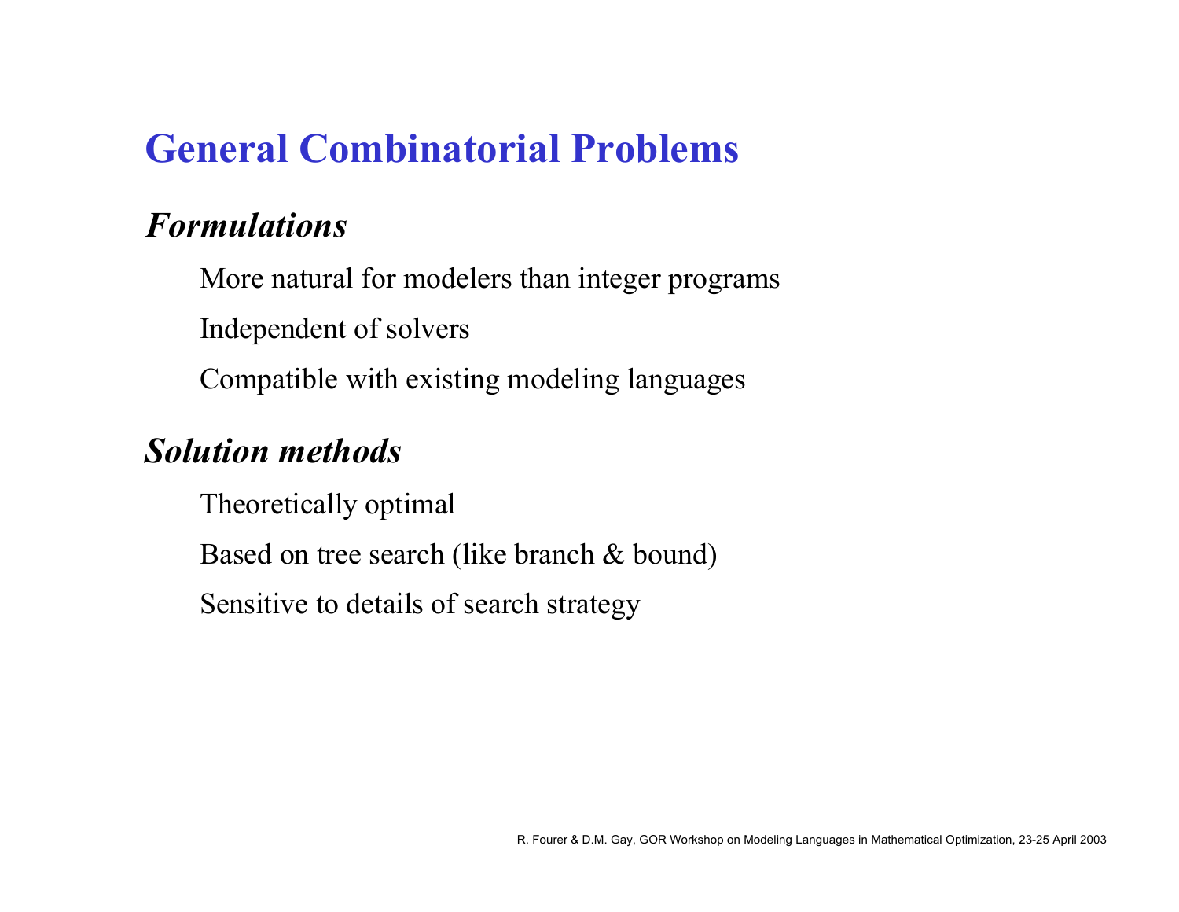# General Combinatorial Problems

## *Formulations*

More natural for modelers than integer programs

Independent of solvers

Compatible with existing modeling languages

## *Solution methods*

Theoretically optimal

Based on tree search (like branch & bound)

Sensitive to details of search strategy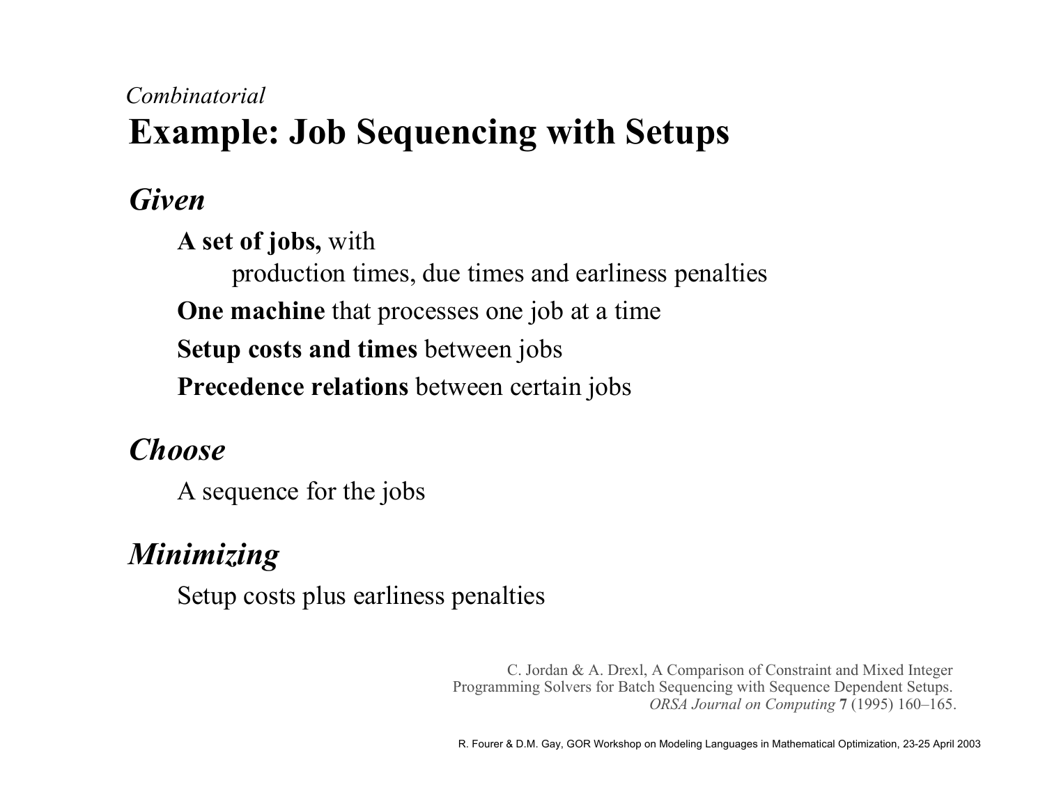*Combinatorial*

# Example: Job Sequencing with Setups

## *Given*

**A set of jobs,** with
production times, due times and earliness penalties

**One machine** that processes one job at a time

**Setup costs and times** between jobs

**Precedence relations** between certain jobs

## *Choose*

A sequence for the jobs

## *Minimizing*

Setup costs plus earliness penalties

C. Jordan & A. Drexl, A Comparison of Constraint and Mixed Integer Programming Solvers for Batch Sequencing with Sequence Dependent Setups. *ORSA Journal on Computing* **7** (1995) 160–165.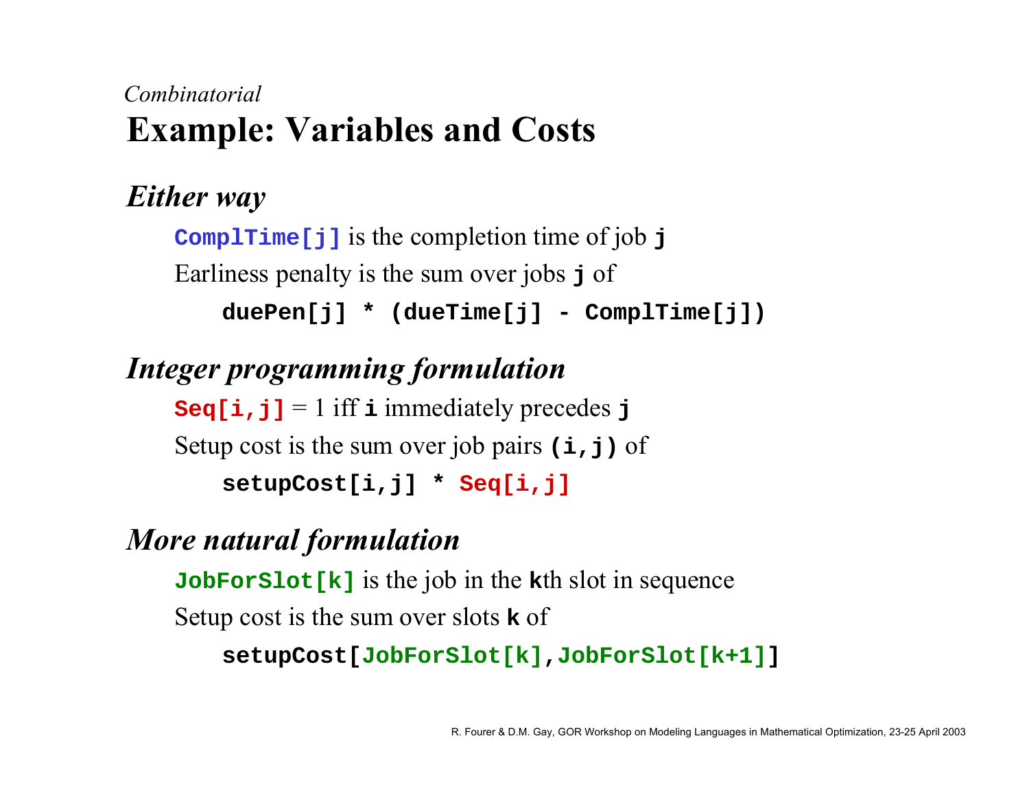*Combinatorial*

# Example: Variables and Costs

## *Either way*

`ComplTime[j]` is the completion time of job `j`

Earliness penalty is the sum over jobs `j` of

```
duePen[j] * (dueTime[j] - ComplTime[j])
```

## *Integer programming formulation*

`Seq[i,j]` = 1 iff `i` immediately precedes `j`

Setup cost is the sum over job pairs `(i,j)` of

```
setupCost[i,j] * Seq[i,j]
```

## *More natural formulation*

`JobForSlot[k]` is the job in the `k`th slot in sequence

Setup cost is the sum over slots `k` of

```
setupCost[JobForSlot[k],JobForSlot[k+1]]
```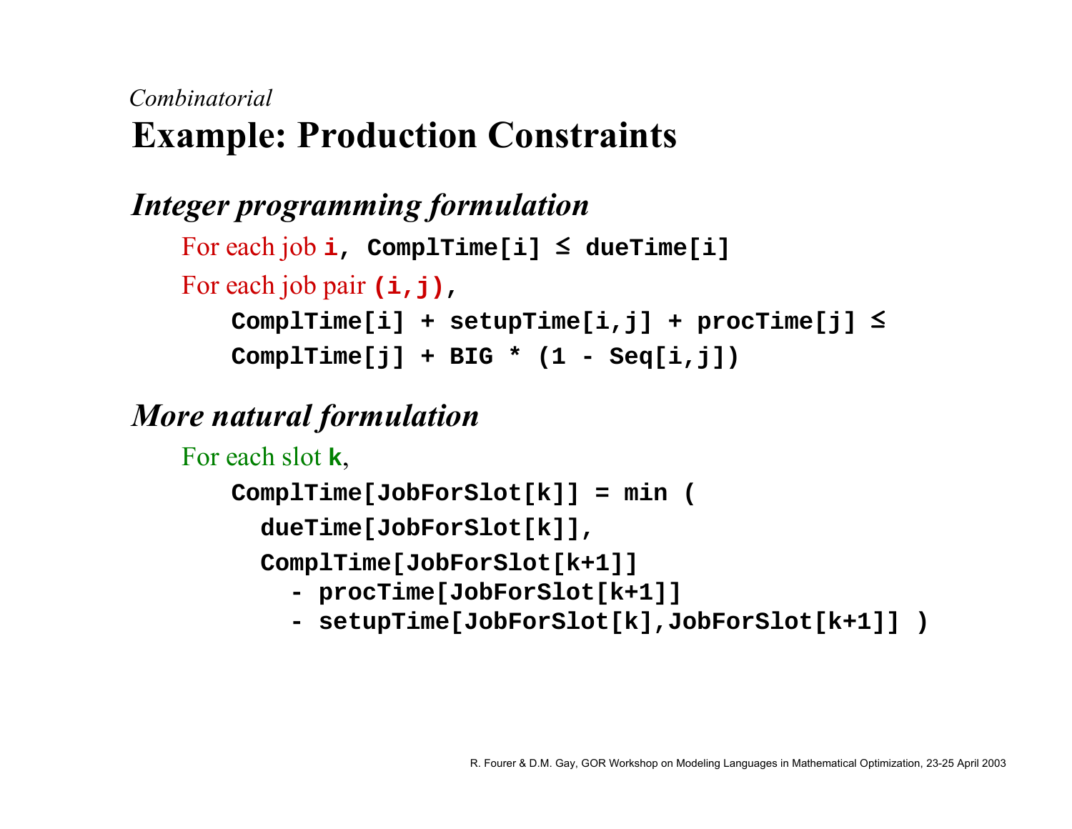*Combinatorial*

# Example: Production Constraints

## *Integer programming formulation*

For each job **i**, `ComplTime[i] ≤ dueTime[i]`

For each job pair **(i,j)**,

```
ComplTime[i] + setupTime[i,j] + procTime[j] ≤
ComplTime[j] + BIG * (1 - Seq[i,j])
```

## *More natural formulation*

For each slot **k**,

```
ComplTime[JobForSlot[k]] = min (
  dueTime[JobForSlot[k]],
  ComplTime[JobForSlot[k+1]]
    - procTime[JobForSlot[k+1]]
    - setupTime[JobForSlot[k],JobForSlot[k+1]] )
```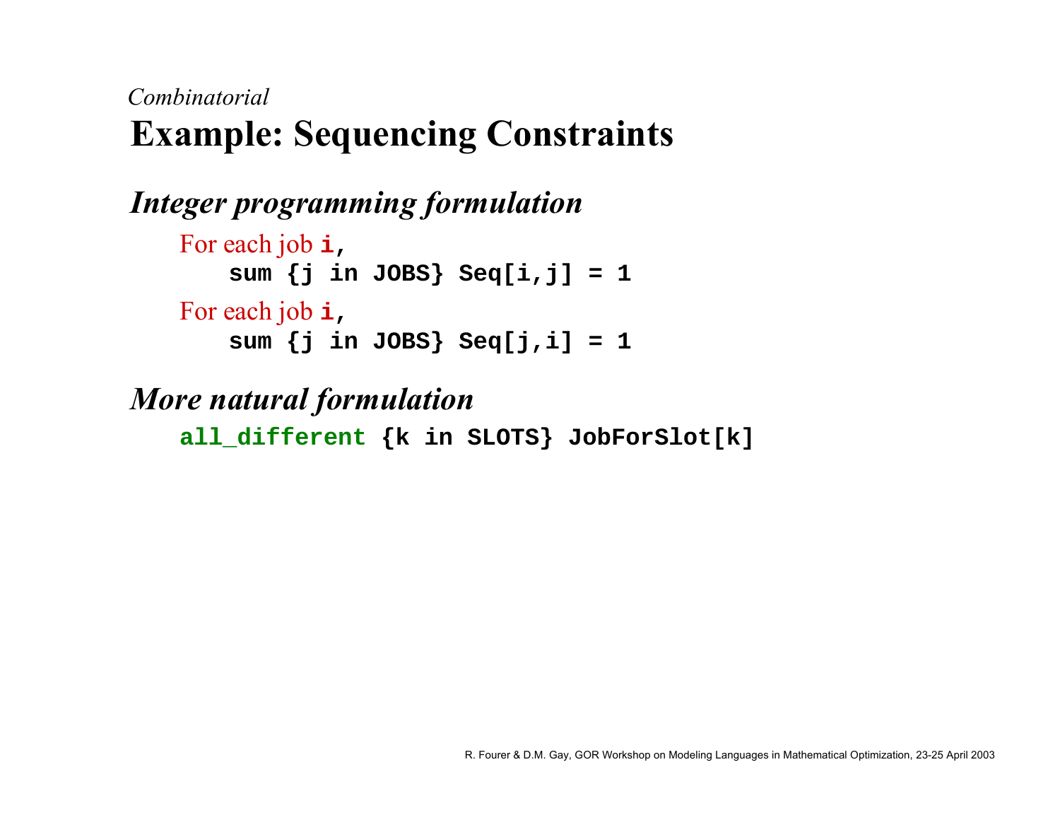*Combinatorial*

# Example: Sequencing Constraints

## *Integer programming formulation*

For each job **i**,

```
sum {j in JOBS} Seq[i,j] = 1
```

For each job **i**,

```
sum {j in JOBS} Seq[j,i] = 1
```

## *More natural formulation*

```
all_different {k in SLOTS} JobForSlot[k]
```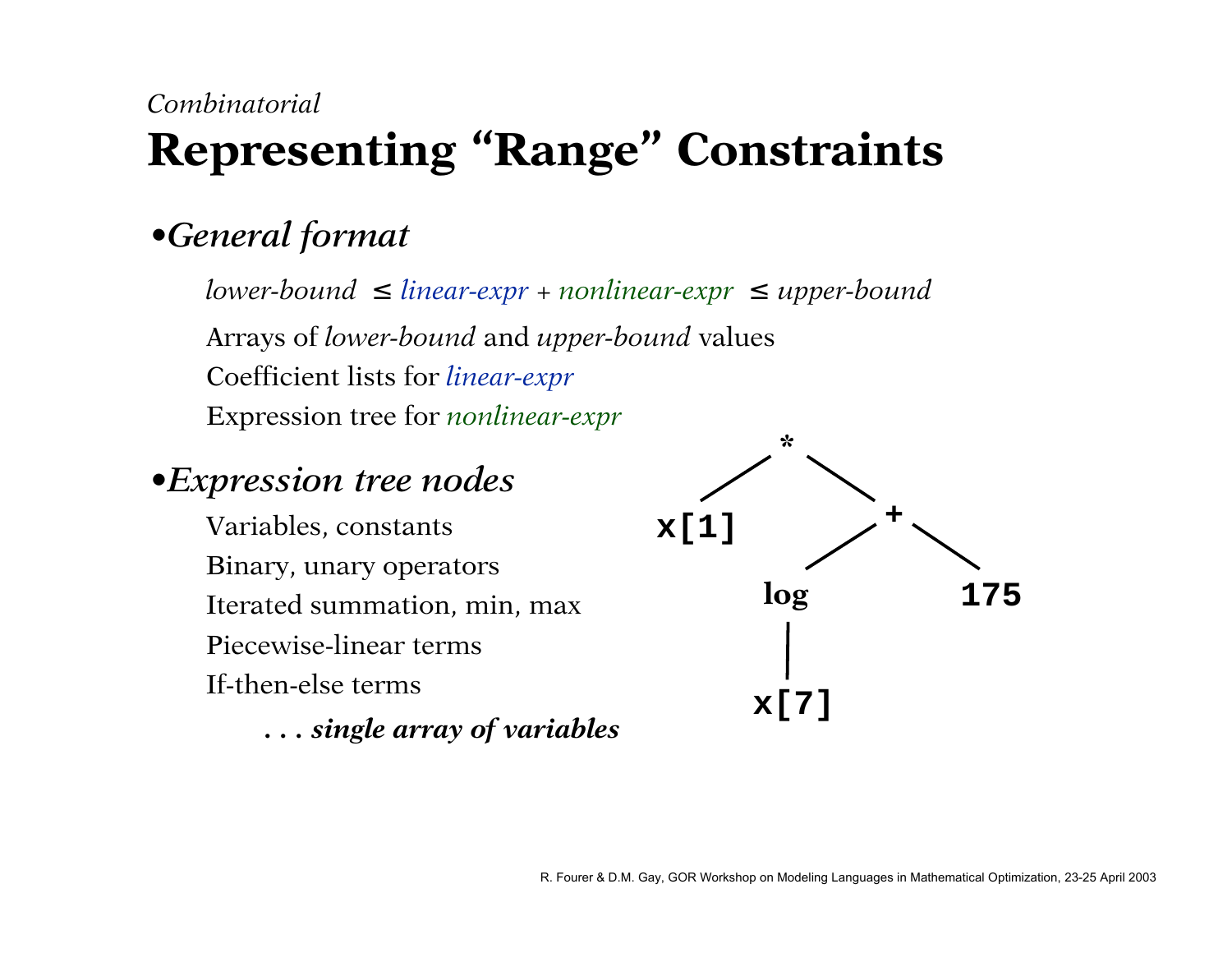*Combinatorial*

# Representing "Range" Constraints

- ***General format***

  *lower-bound* ≤ *linear-expr* + *nonlinear-expr* ≤ *upper-bound*

  Arrays of *lower-bound* and *upper-bound* values

  Coefficient lists for *linear-expr*

  Expression tree for *nonlinear-expr*

- ***Expression tree nodes***

  Variables, constants

  Binary, unary operators

  Iterated summation, min, max

  Piecewise-linear terms

  If-then-else terms

  **. . . *single array of variables***

```
        *
       / \
   x[1]   +
         / \
      log   175
       |
      x[7]
```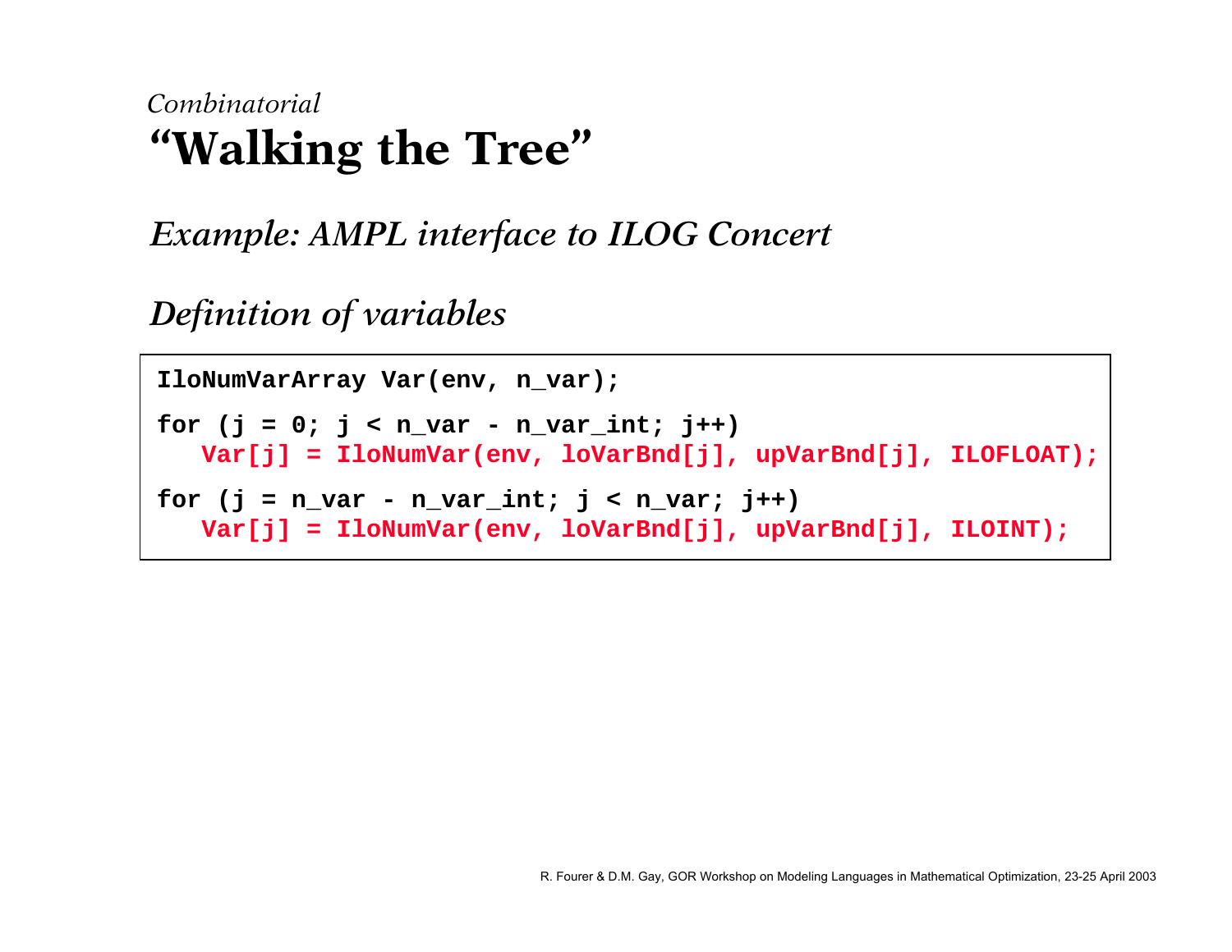*Combinatorial*

# "Walking the Tree"

## *Example: AMPL interface to ILOG Concert*

### *Definition of variables*

```
IloNumVarArray Var(env, n_var);

for (j = 0; j < n_var - n_var_int; j++)
   Var[j] = IloNumVar(env, loVarBnd[j], upVarBnd[j], ILOFLOAT);

for (j = n_var - n_var_int; j < n_var; j++)
   Var[j] = IloNumVar(env, loVarBnd[j], upVarBnd[j], ILOINT);
```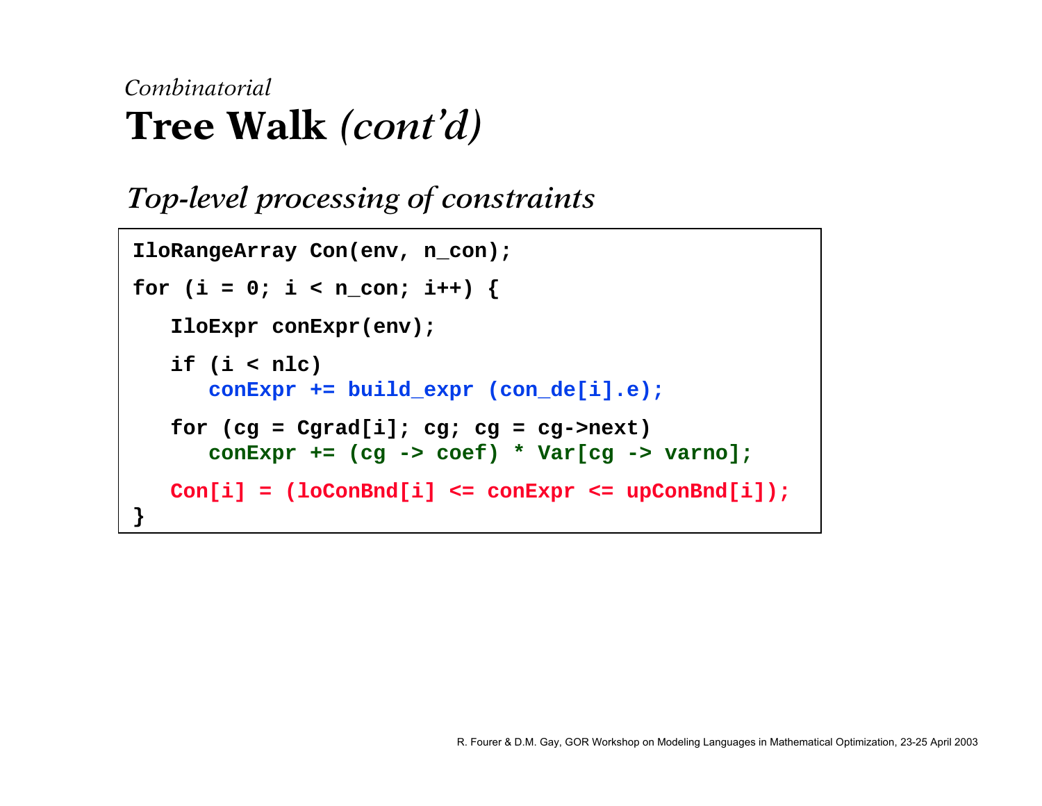*Combinatorial*

# Tree Walk *(cont'd)*

## *Top-level processing of constraints*

```
IloRangeArray Con(env, n_con);
for (i = 0; i < n_con; i++) {
   IloExpr conExpr(env);
   if (i < nlc)
      conExpr += build_expr (con_de[i].e);
   for (cg = Cgrad[i]; cg; cg = cg->next)
      conExpr += (cg -> coef) * Var[cg -> varno];
   Con[i] = (loConBnd[i] <= conExpr <= upConBnd[i]);
}
```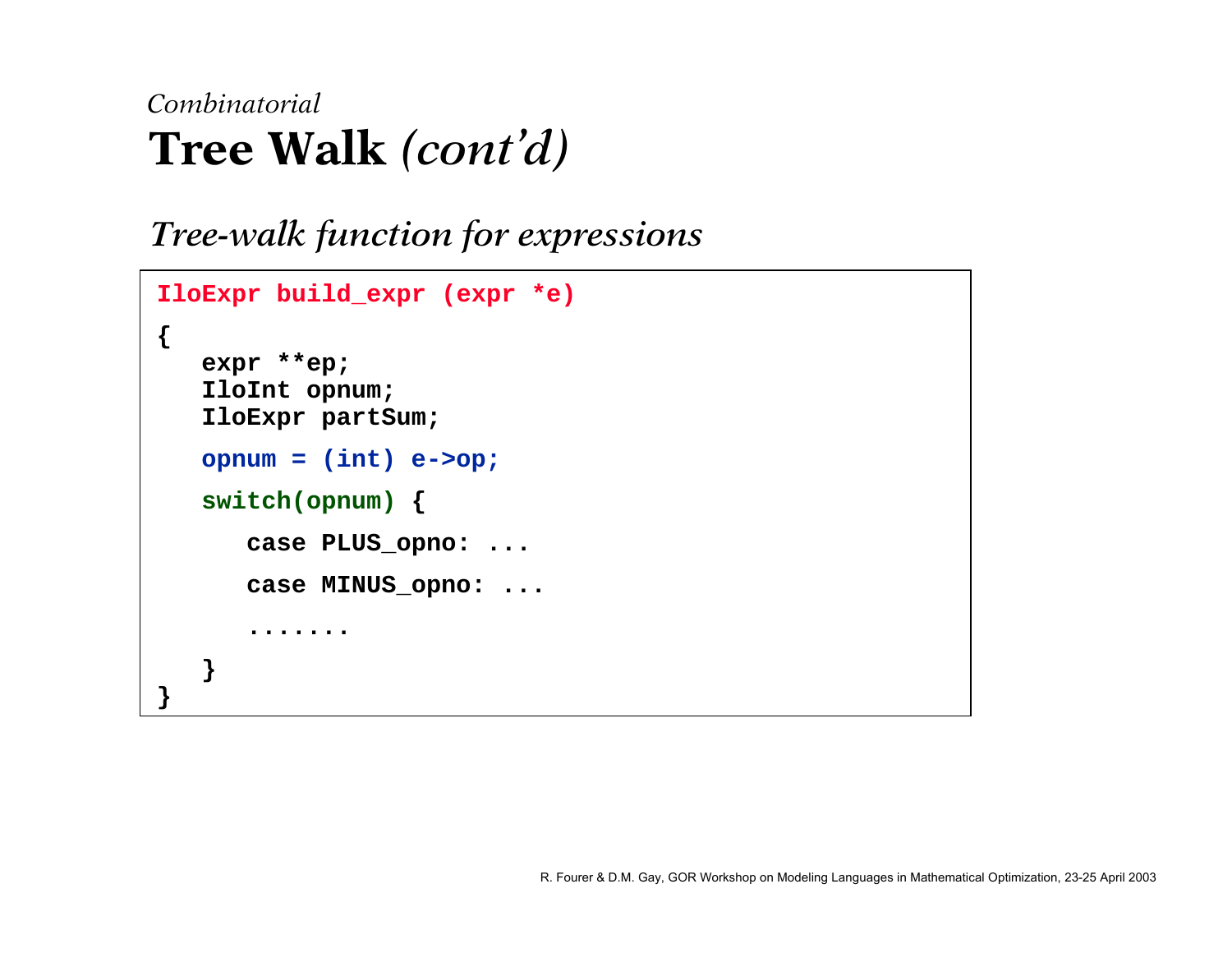*Combinatorial*

# Tree Walk *(cont'd)*

## *Tree-walk function for expressions*

```
IloExpr build_expr (expr *e)
{
   expr **ep;
   IloInt opnum;
   IloExpr partSum;

   opnum = (int) e->op;

   switch(opnum) {

      case PLUS_opno: ...

      case MINUS_opno: ...

      .......

   }
}
```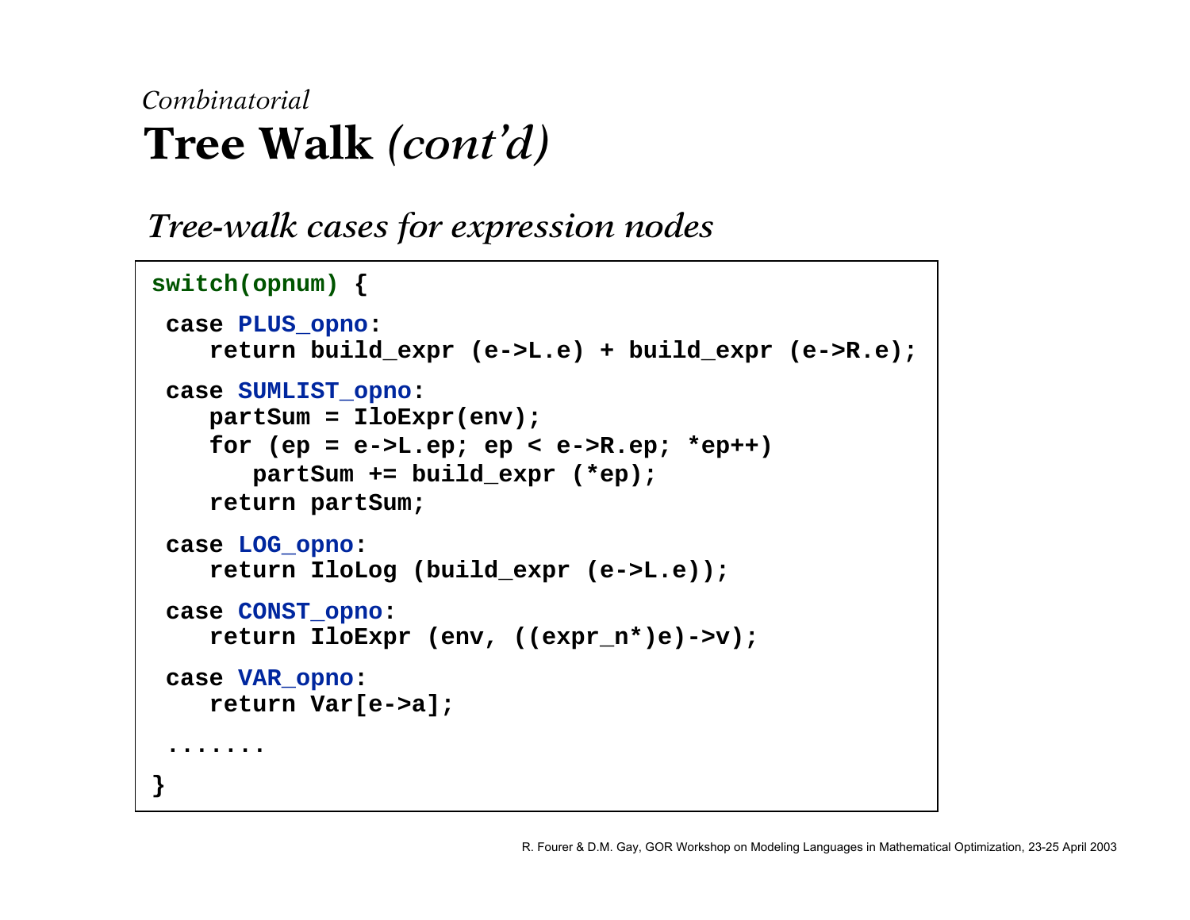*Combinatorial*

# Tree Walk *(cont'd)*

*Tree-walk cases for expression nodes*

```
switch(opnum) {
 case PLUS_opno:
    return build_expr (e->L.e) + build_expr (e->R.e);
 case SUMLIST_opno:
    partSum = IloExpr(env);
    for (ep = e->L.ep; ep < e->R.ep; *ep++)
       partSum += build_expr (*ep);
    return partSum;
 case LOG_opno:
    return IloLog (build_expr (e->L.e));
 case CONST_opno:
    return IloExpr (env, ((expr_n*)e)->v);
 case VAR_opno:
    return Var[e->a];
 .......
}
```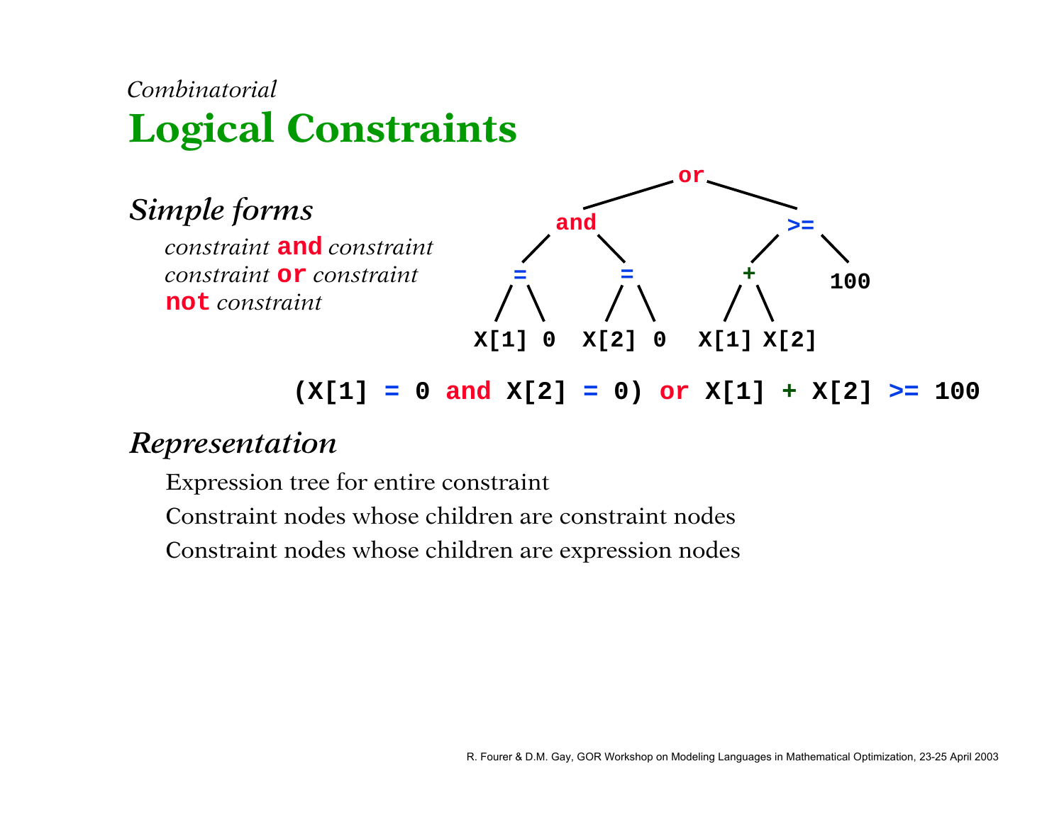*Combinatorial*

# Logical Constraints

## *Simple forms*

*constraint* **and** *constraint*
*constraint* **or** *constraint*
**not** *constraint*

```
                      or
              /              \
          and                  >=
        /     \              /    \
       =       =            +      100
      / \     / \          / \
   X[1]  0  X[2]  0     X[1] X[2]
```

```
(X[1] = 0 and X[2] = 0) or X[1] + X[2] >= 100
```

## *Representation*

Expression tree for entire constraint

Constraint nodes whose children are constraint nodes

Constraint nodes whose children are expression nodes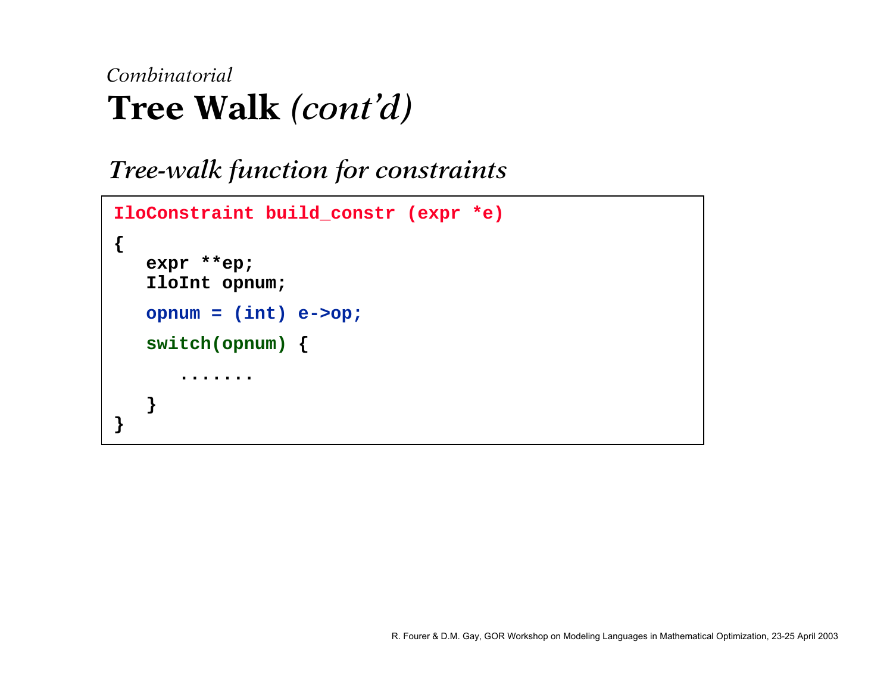*Combinatorial*

# Tree Walk *(cont'd)*

## *Tree-walk function for constraints*

```
IloConstraint build_constr (expr *e)
{
   expr **ep;
   IloInt opnum;
   opnum = (int) e->op;
   switch(opnum) {
      .......
   }
}
```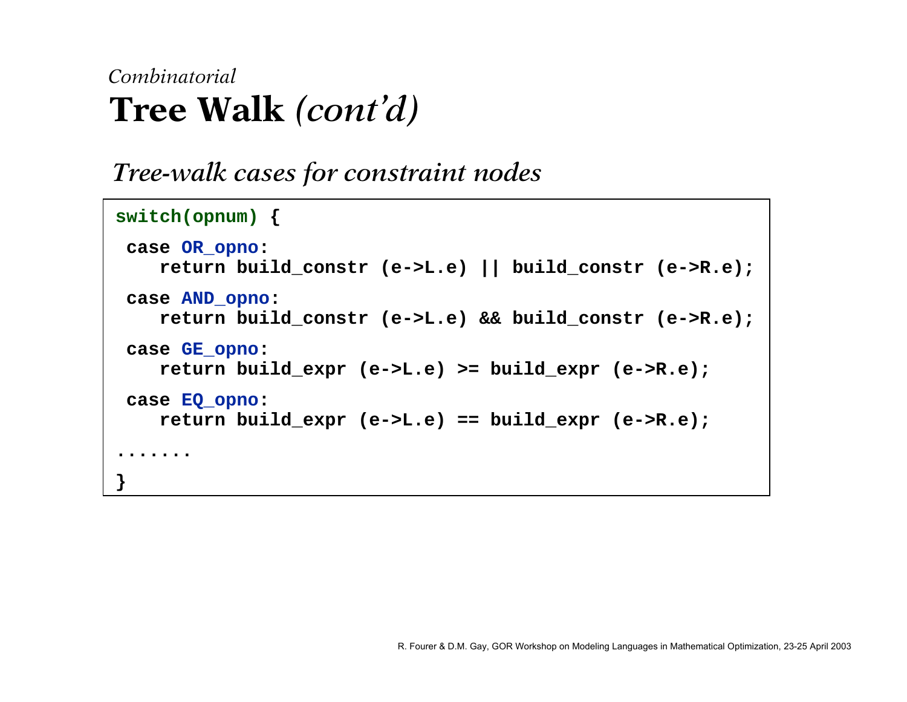*Combinatorial*

# Tree Walk *(cont'd)*

## *Tree-walk cases for constraint nodes*

```
switch(opnum) {
 case OR_opno:
    return build_constr (e->L.e) || build_constr (e->R.e);
 case AND_opno:
    return build_constr (e->L.e) && build_constr (e->R.e);
 case GE_opno:
    return build_expr (e->L.e) >= build_expr (e->R.e);
 case EQ_opno:
    return build_expr (e->L.e) == build_expr (e->R.e);
.......
}
```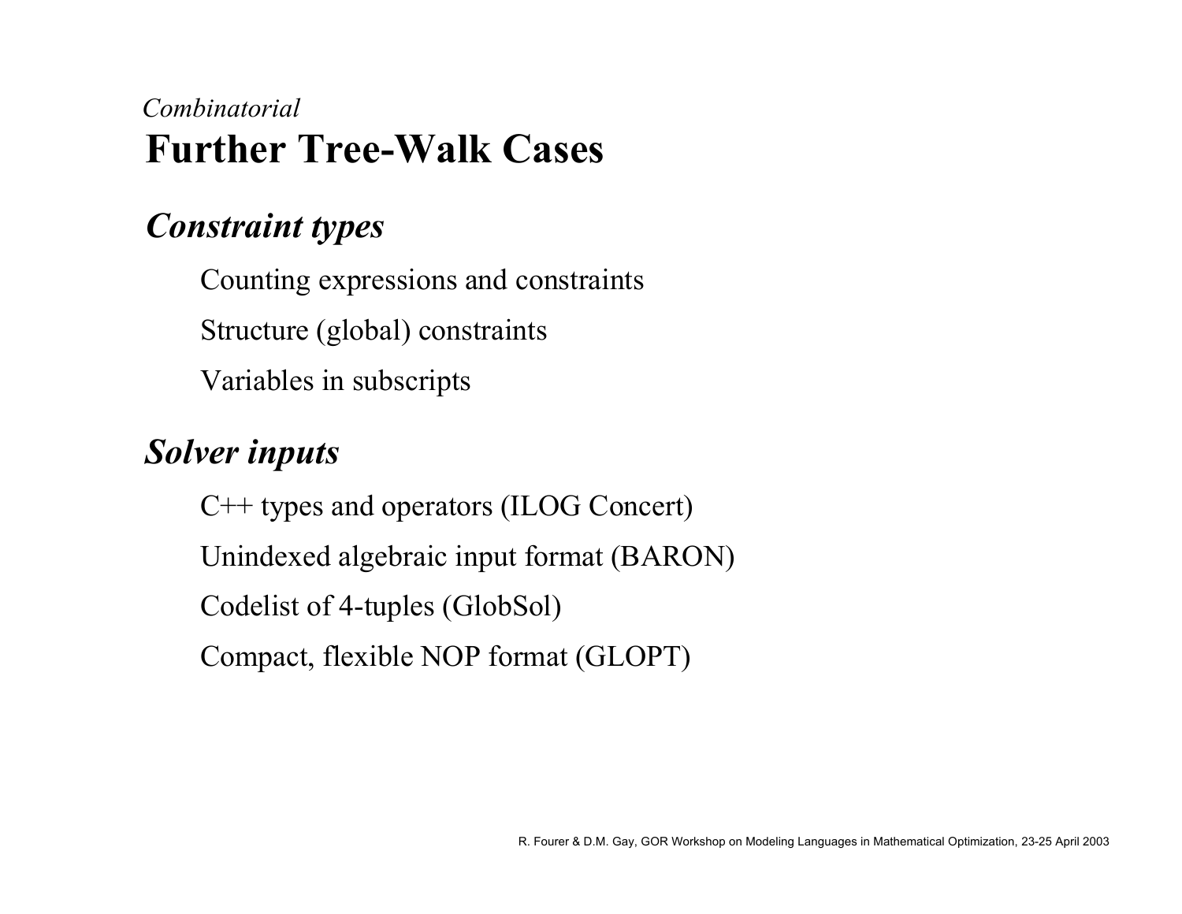*Combinatorial*

# Further Tree-Walk Cases

## *Constraint types*

Counting expressions and constraints

Structure (global) constraints

Variables in subscripts

## *Solver inputs*

C++ types and operators (ILOG Concert)

Unindexed algebraic input format (BARON)

Codelist of 4-tuples (GlobSol)

Compact, flexible NOP format (GLOPT)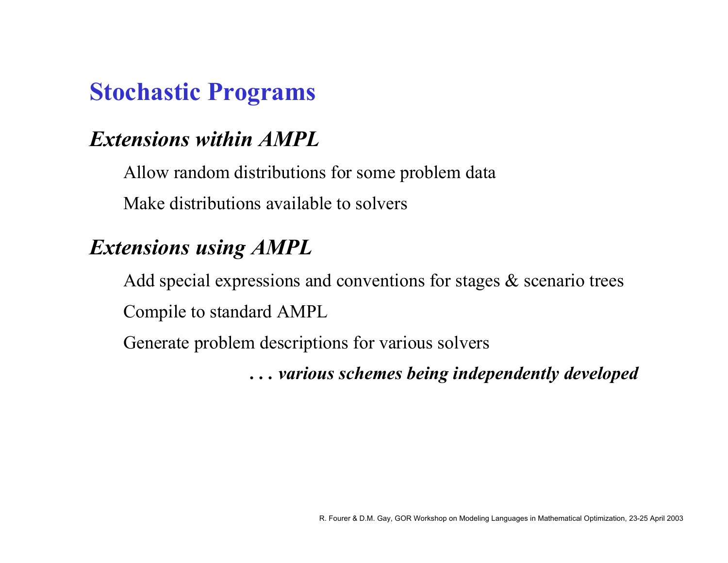# Stochastic Programs

## *Extensions within AMPL*

Allow random distributions for some problem data

Make distributions available to solvers

## *Extensions using AMPL*

Add special expressions and conventions for stages & scenario trees

Compile to standard AMPL

Generate problem descriptions for various solvers

***. . . various schemes being independently developed***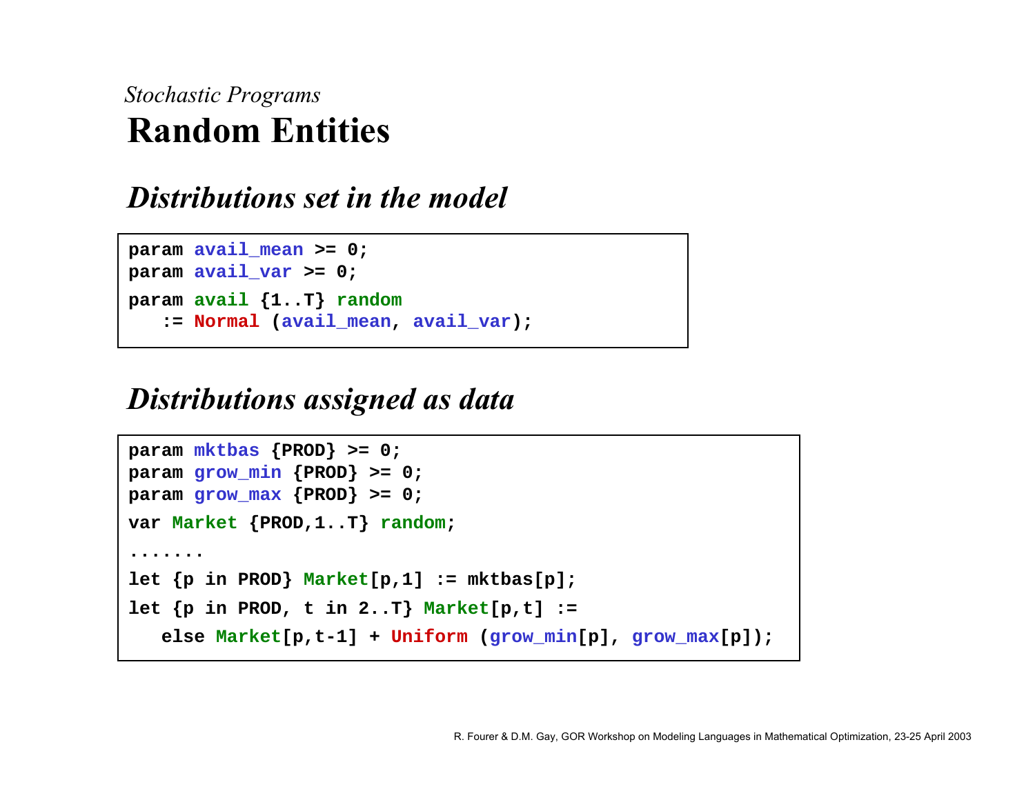*Stochastic Programs*

# Random Entities

## *Distributions set in the model*

```
param avail_mean >= 0;
param avail_var >= 0;
param avail {1..T} random
   := Normal (avail_mean, avail_var);
```

## *Distributions assigned as data*

```
param mktbas {PROD} >= 0;
param grow_min {PROD} >= 0;
param grow_max {PROD} >= 0;
var Market {PROD,1..T} random;
.......
let {p in PROD} Market[p,1] := mktbas[p];
let {p in PROD, t in 2..T} Market[p,t] :=
   else Market[p,t-1] + Uniform (grow_min[p], grow_max[p]);
```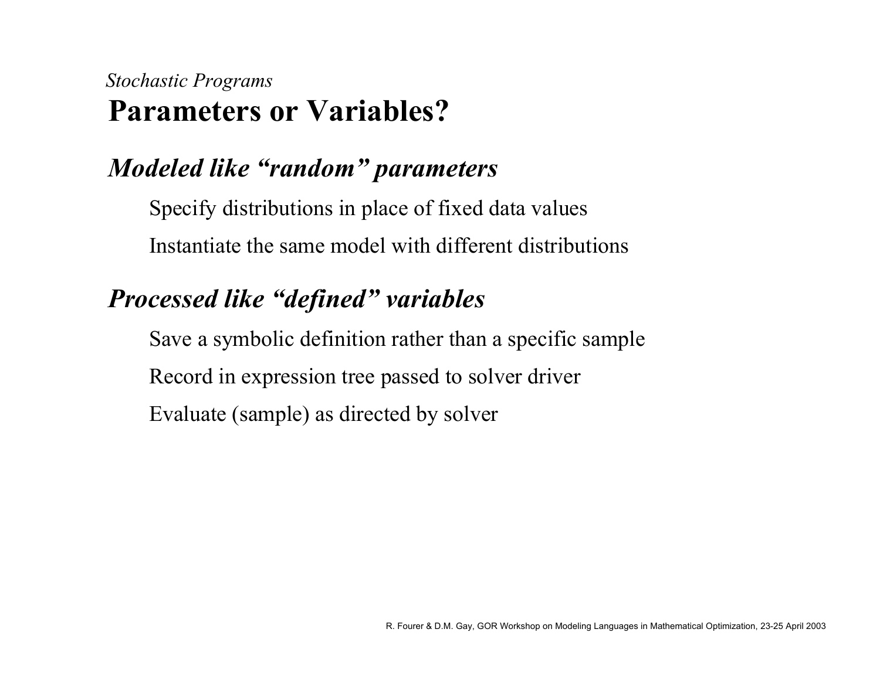*Stochastic Programs*

# Parameters or Variables?

## *Modeled like "random" parameters*

Specify distributions in place of fixed data values

Instantiate the same model with different distributions

## *Processed like "defined" variables*

Save a symbolic definition rather than a specific sample

Record in expression tree passed to solver driver

Evaluate (sample) as directed by solver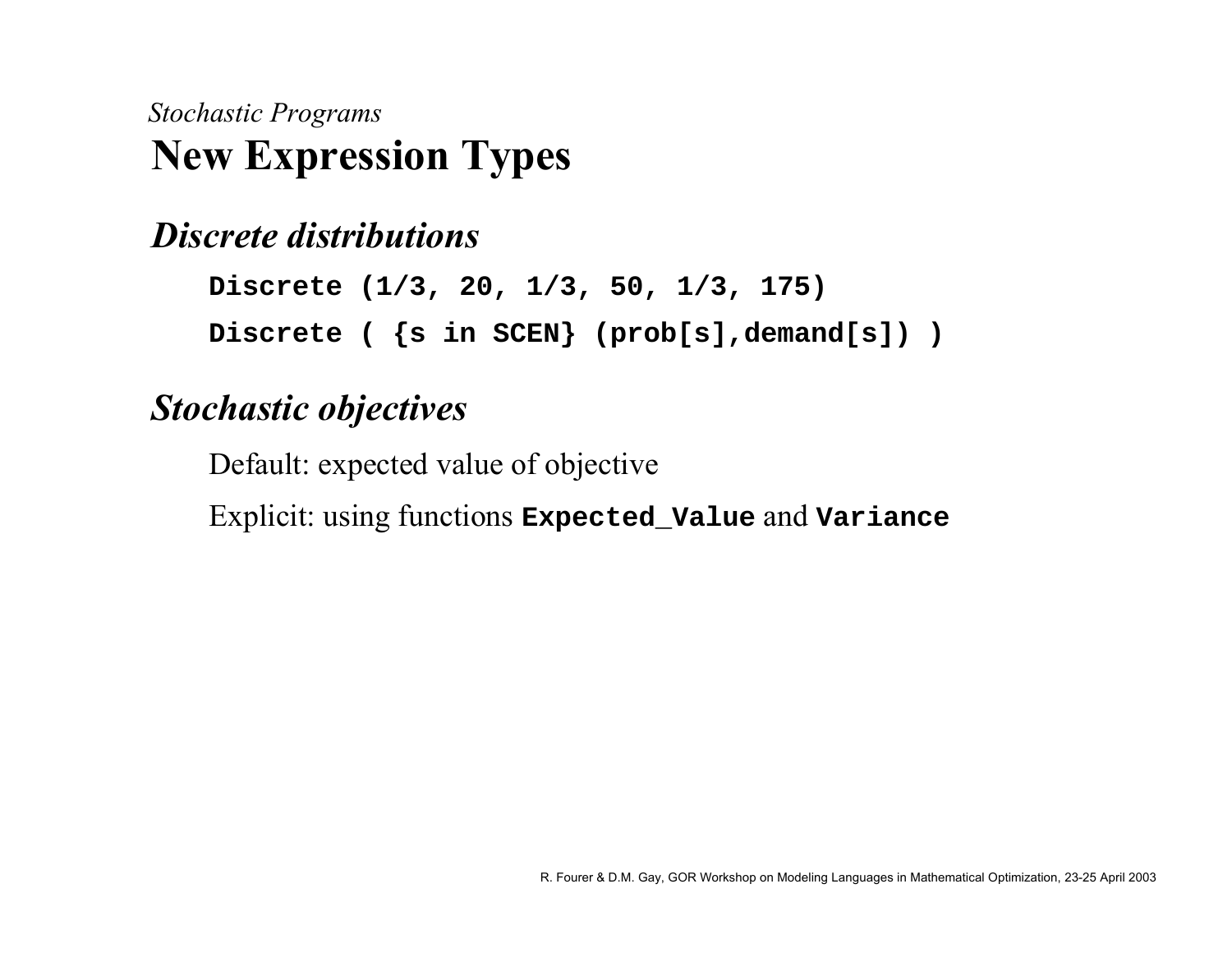*Stochastic Programs*

# New Expression Types

## *Discrete distributions*

```
Discrete (1/3, 20, 1/3, 50, 1/3, 175)
Discrete ( {s in SCEN} (prob[s],demand[s]) )
```

## *Stochastic objectives*

Default: expected value of objective

Explicit: using functions **`Expected_Value`** and **`Variance`**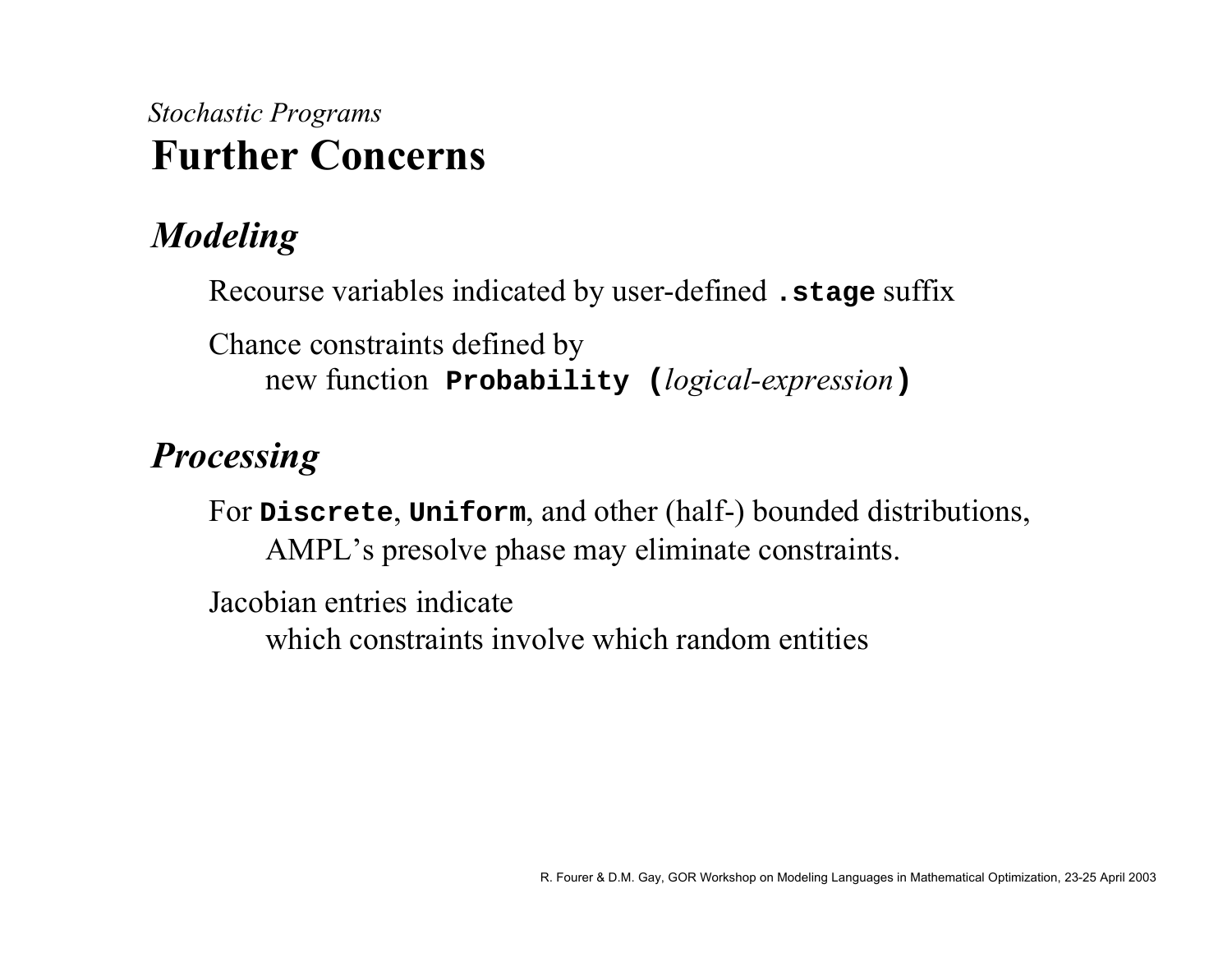*Stochastic Programs*

# Further Concerns

## *Modeling*

Recourse variables indicated by user-defined `.stage` suffix

Chance constraints defined by
new function **`Probability (`***logical-expression***`)`**

## *Processing*

For **`Discrete`**, **`Uniform`**, and other (half-) bounded distributions,
AMPL's presolve phase may eliminate constraints.

Jacobian entries indicate
which constraints involve which random entities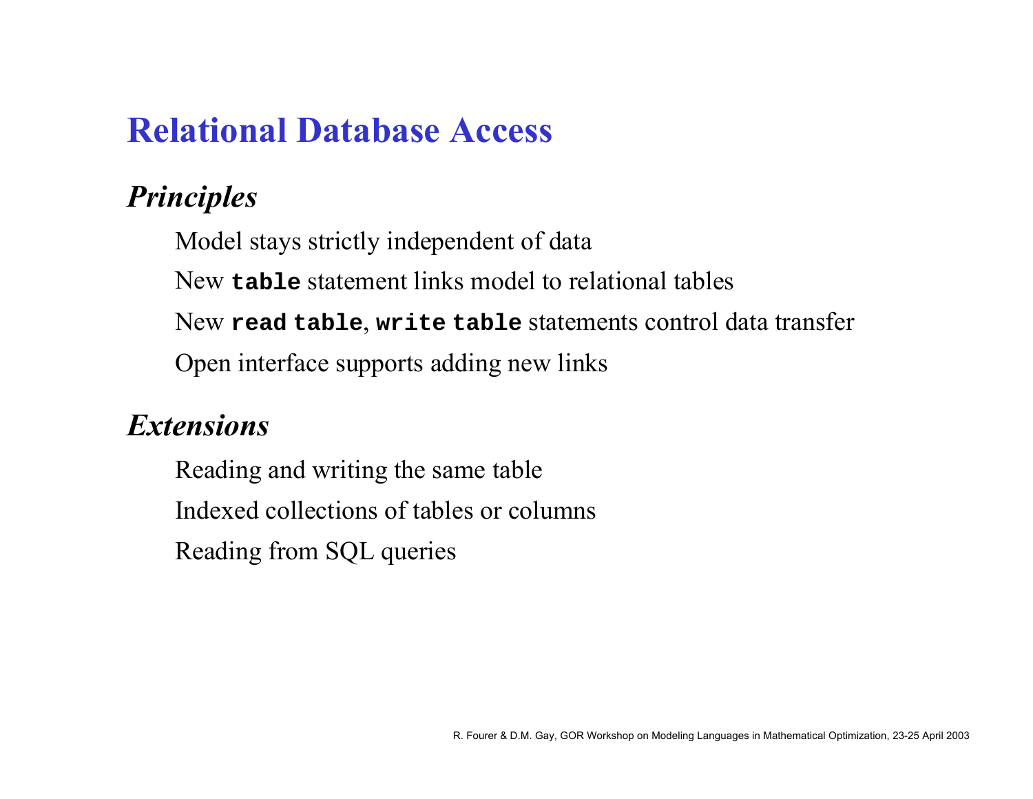# Relational Database Access

### *Principles*

Model stays strictly independent of data

New `table` statement links model to relational tables

New `read table`, `write table` statements control data transfer

Open interface supports adding new links

### *Extensions*

Reading and writing the same table

Indexed collections of tables or columns

Reading from SQL queries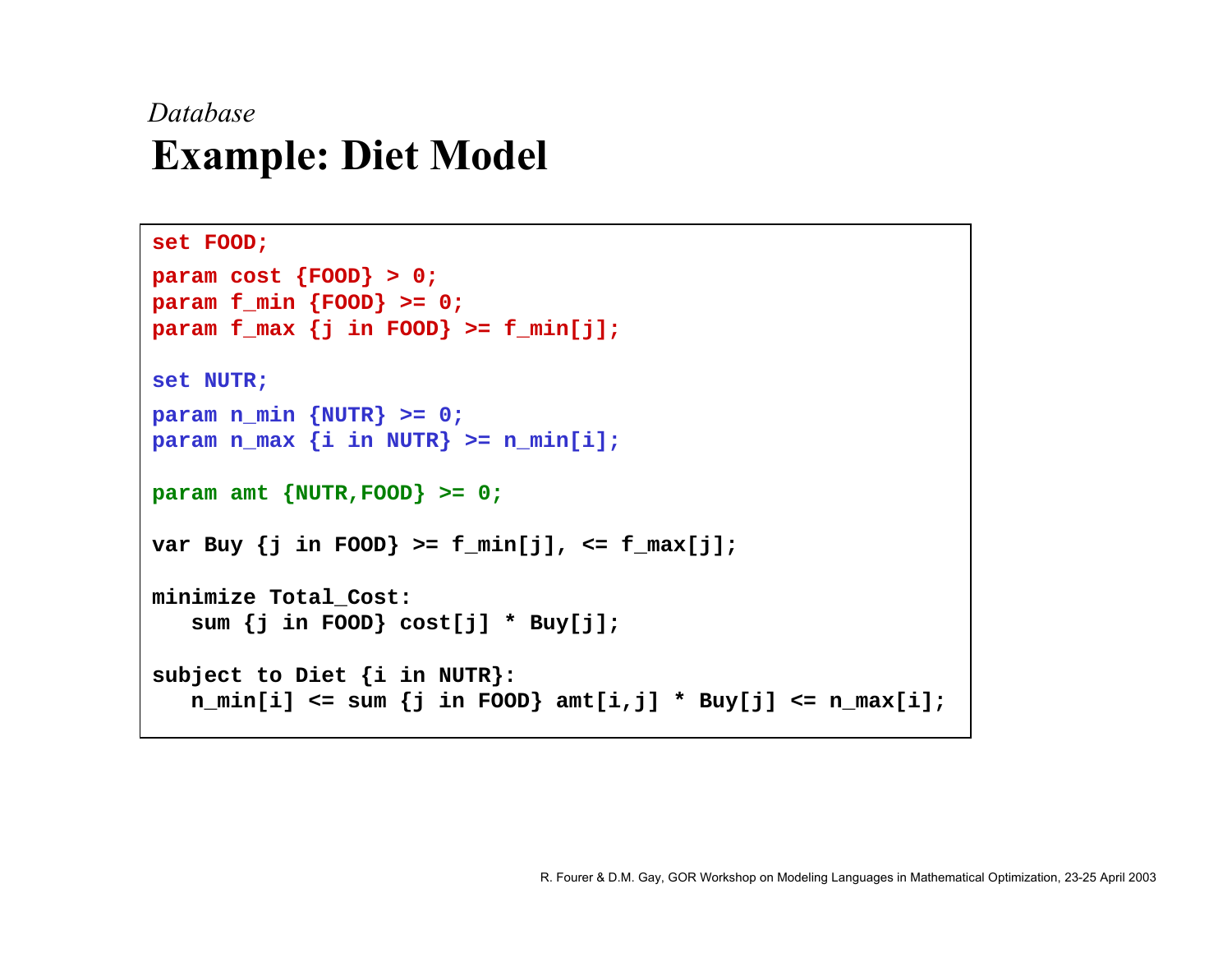*Database*

# Example: Diet Model

```
set FOOD;

param cost {FOOD} > 0;
param f_min {FOOD} >= 0;
param f_max {j in FOOD} >= f_min[j];

set NUTR;

param n_min {NUTR} >= 0;
param n_max {i in NUTR} >= n_min[i];

param amt {NUTR,FOOD} >= 0;

var Buy {j in FOOD} >= f_min[j], <= f_max[j];

minimize Total_Cost:
   sum {j in FOOD} cost[j] * Buy[j];

subject to Diet {i in NUTR}:
   n_min[i] <= sum {j in FOOD} amt[i,j] * Buy[j] <= n_max[i];
```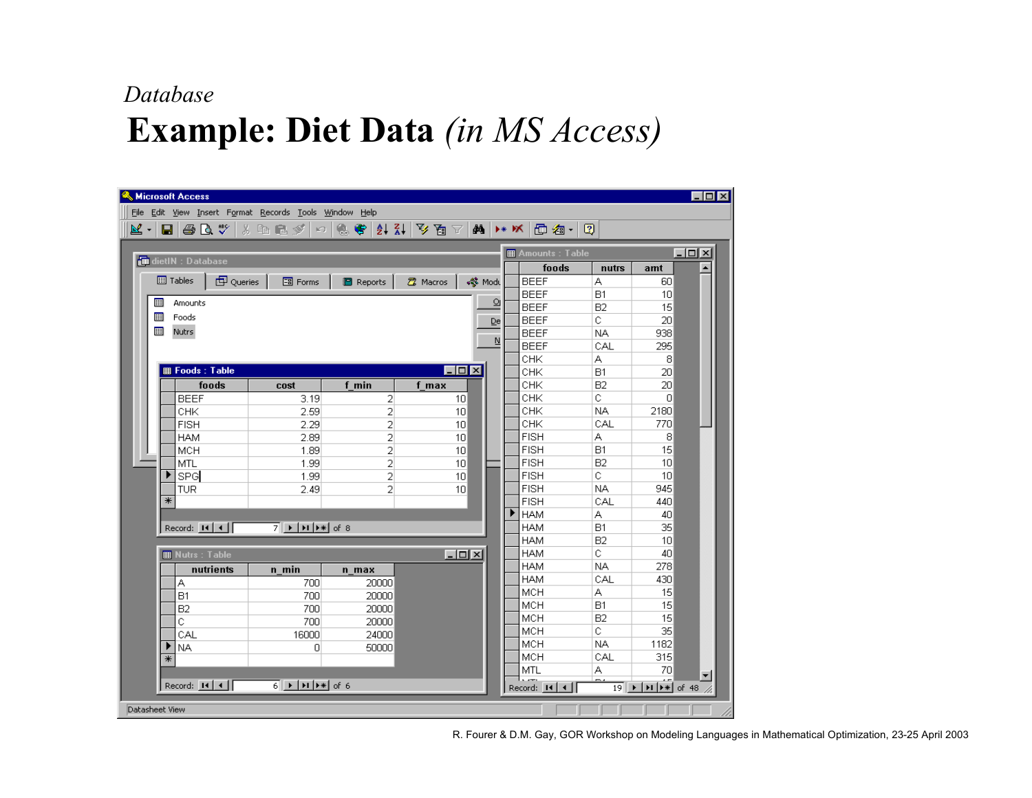*Database*

# Example: Diet Data *(in MS Access)*

Microsoft Access

dietIN : Database

Tables | Queries | Forms | Reports | Macros | Modules

- Amounts
- Foods
- Nutrs

**Foods : Table**

| foods | cost | f_min | f_max |
|---|---|---|---|
| BEEF | 3.19 | 2 | 10 |
| CHK | 2.59 | 2 | 10 |
| FISH | 2.29 | 2 | 10 |
| HAM | 2.89 | 2 | 10 |
| MCH | 1.89 | 2 | 10 |
| MTL | 1.99 | 2 | 10 |
| SPG | 1.99 | 2 | 10 |
| TUR | 2.49 | 2 | 10 |

Record: 7 of 8

**Nutrs : Table**

| nutrients | n_min | n_max |
|---|---|---|
| A | 700 | 20000 |
| B1 | 700 | 20000 |
| B2 | 700 | 20000 |
| C | 700 | 20000 |
| CAL | 16000 | 24000 |
| NA | 0 | 50000 |

Record: 6 of 6

**Amounts : Table**

| foods | nutrs | amt |
|---|---|---|
| BEEF | A | 60 |
| BEEF | B1 | 10 |
| BEEF | B2 | 15 |
| BEEF | C | 20 |
| BEEF | NA | 938 |
| BEEF | CAL | 295 |
| CHK | A | 8 |
| CHK | B1 | 20 |
| CHK | B2 | 20 |
| CHK | C | 0 |
| CHK | NA | 2180 |
| CHK | CAL | 770 |
| FISH | A | 8 |
| FISH | B1 | 15 |
| FISH | B2 | 10 |
| FISH | C | 10 |
| FISH | NA | 945 |
| FISH | CAL | 440 |
| HAM | A | 40 |
| HAM | B1 | 35 |
| HAM | B2 | 10 |
| HAM | C | 40 |
| HAM | NA | 278 |
| HAM | CAL | 430 |
| MCH | A | 15 |
| MCH | B1 | 15 |
| MCH | B2 | 15 |
| MCH | C | 35 |
| MCH | NA | 1182 |
| MCH | CAL | 315 |
| MTL | A | 70 |

Record: 19 of 48

Datasheet View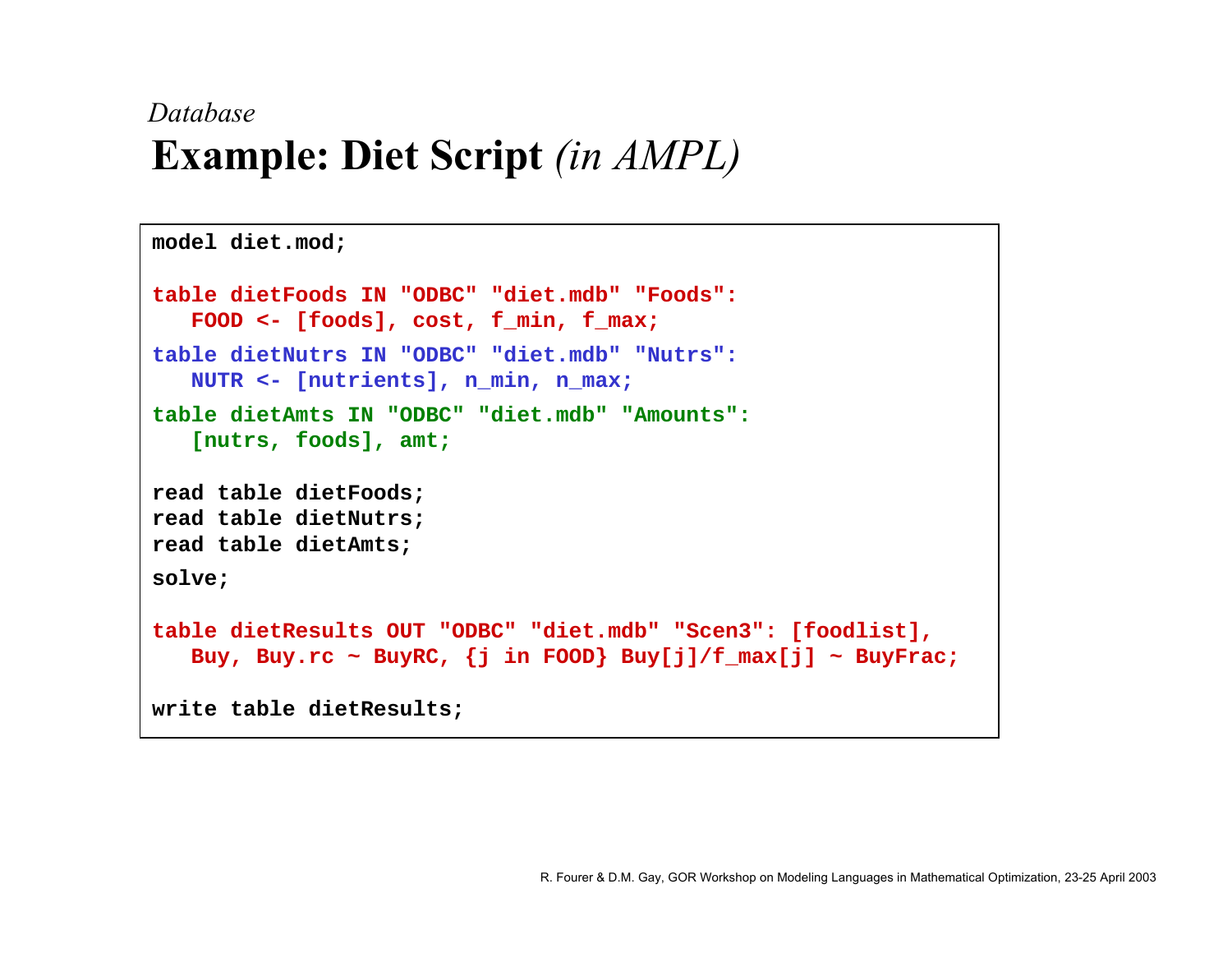*Database*

# Example: Diet Script *(in AMPL)*

```
model diet.mod;

table dietFoods IN "ODBC" "diet.mdb" "Foods":
   FOOD <- [foods], cost, f_min, f_max;

table dietNutrs IN "ODBC" "diet.mdb" "Nutrs":
   NUTR <- [nutrients], n_min, n_max;

table dietAmts IN "ODBC" "diet.mdb" "Amounts":
   [nutrs, foods], amt;

read table dietFoods;
read table dietNutrs;
read table dietAmts;

solve;

table dietResults OUT "ODBC" "diet.mdb" "Scen3": [foodlist],
   Buy, Buy.rc ~ BuyRC, {j in FOOD} Buy[j]/f_max[j] ~ BuyFrac;

write table dietResults;
```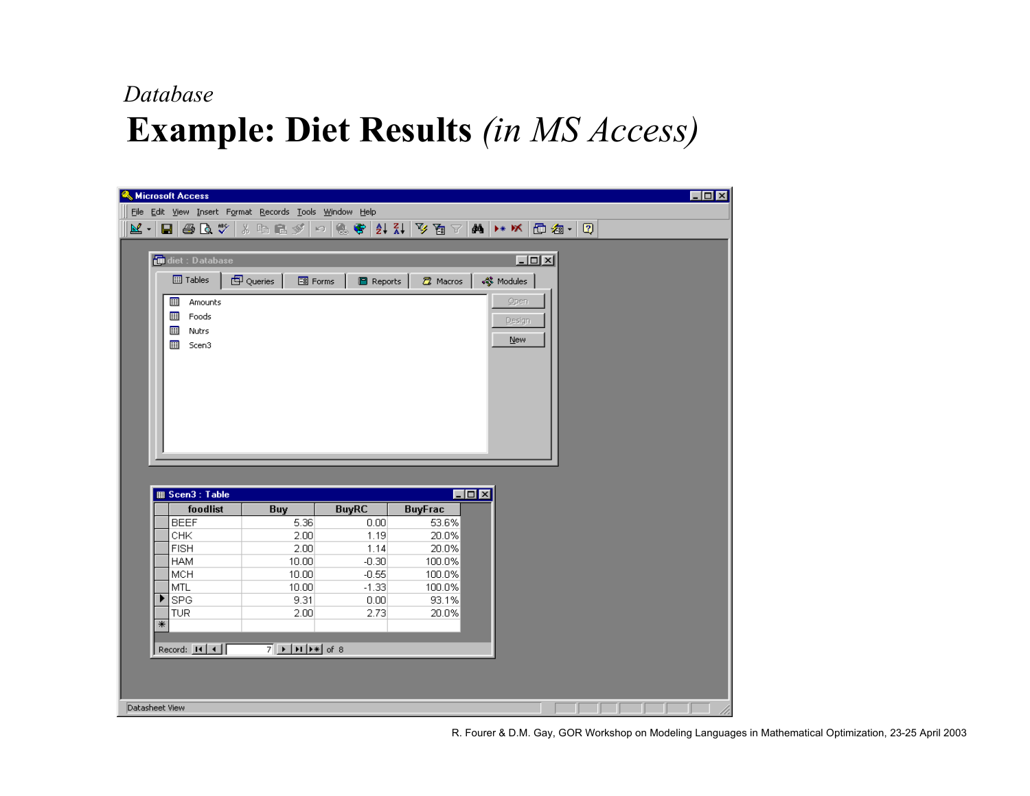*Database*

# Example: Diet Results *(in MS Access)*

Microsoft Access

File Edit View Insert Format Records Tools Window Help

diet : Database

Tables | Queries | Forms | Reports | Macros | Modules

- Amounts
- Foods
- Nutrs
- Scen3

Open | Design | New

Scen3 : Table

| foodlist | Buy | BuyRC | BuyFrac |
|---|---|---|---|
| BEEF | 5.36 | 0.00 | 53.6% |
| CHK | 2.00 | 1.19 | 20.0% |
| FISH | 2.00 | 1.14 | 20.0% |
| HAM | 10.00 | -0.30 | 100.0% |
| MCH | 10.00 | -0.55 | 100.0% |
| MTL | 10.00 | -1.33 | 100.0% |
| SPG | 9.31 | 0.00 | 93.1% |
| TUR | 2.00 | 2.73 | 20.0% |

Record: 7 of 8

Datasheet View

R. Fourer & D.M. Gay, GOR Workshop on Modeling Languages in Mathematical Optimization, 23-25 April 2003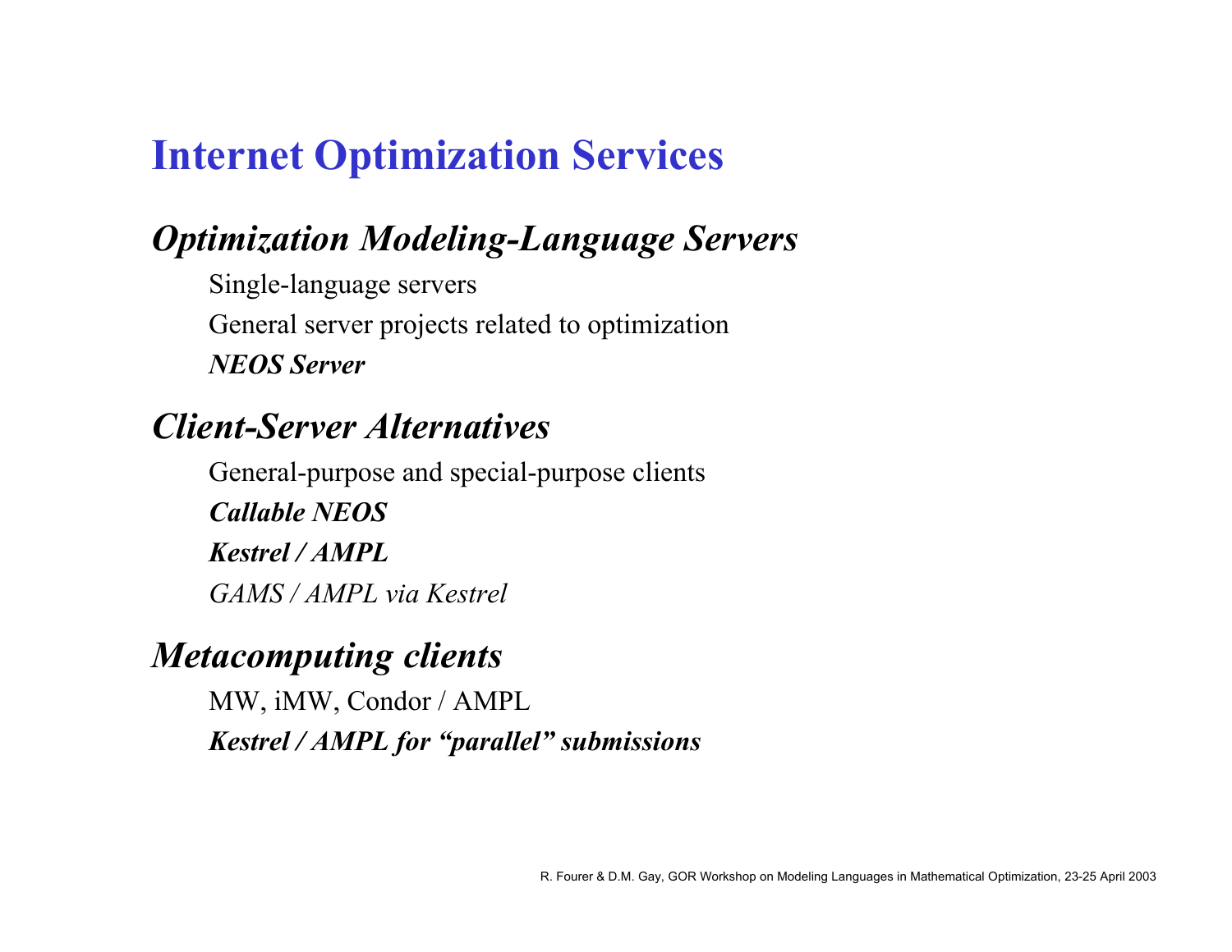# Internet Optimization Services

## *Optimization Modeling-Language Servers*

Single-language servers

General server projects related to optimization

***NEOS Server***

## *Client-Server Alternatives*

General-purpose and special-purpose clients

***Callable NEOS***

***Kestrel / AMPL***

*GAMS / AMPL via Kestrel*

## *Metacomputing clients*

MW, iMW, Condor / AMPL

***Kestrel / AMPL for "parallel" submissions***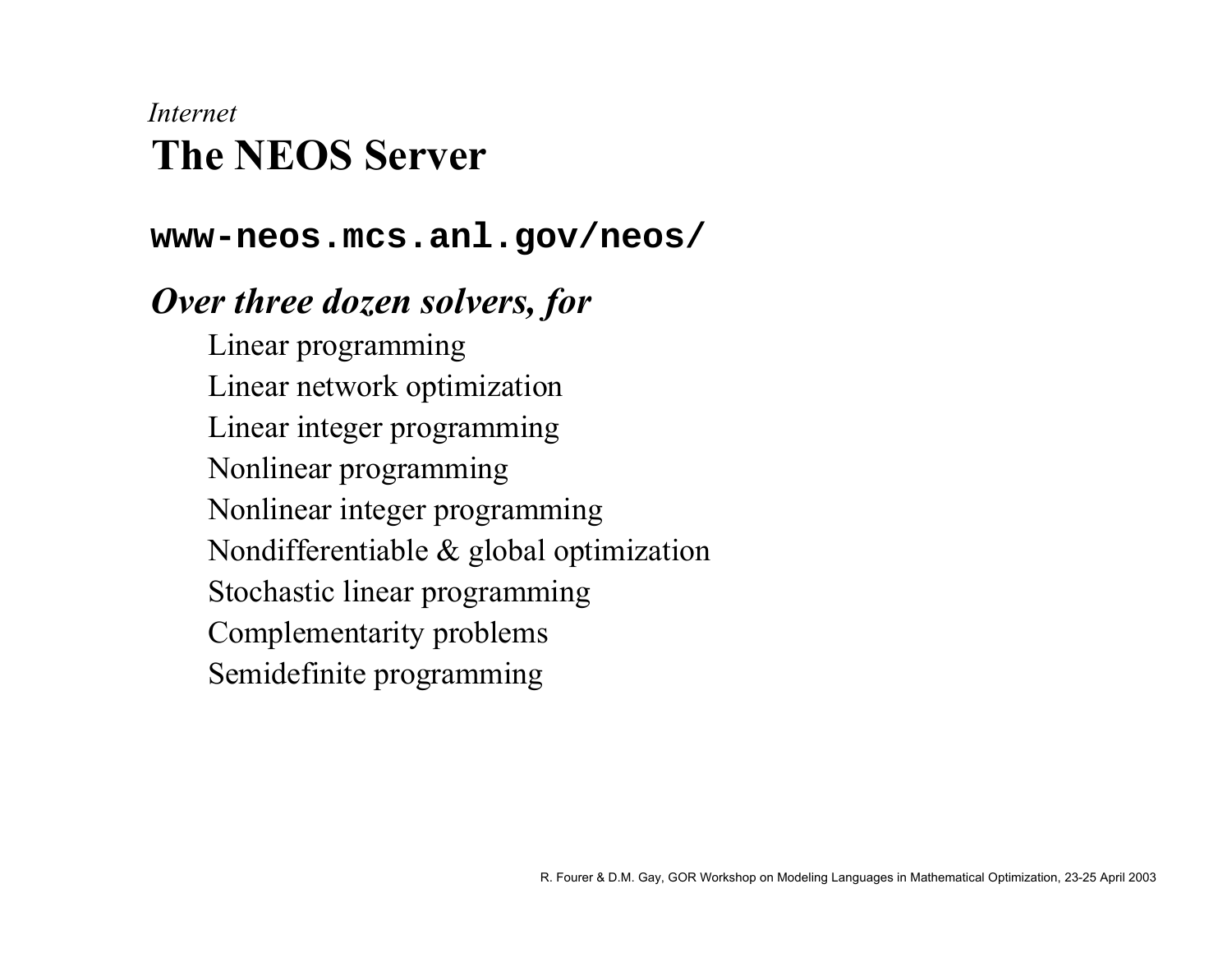*Internet*

# The NEOS Server

**`www-neos.mcs.anl.gov/neos/`**

***Over three dozen solvers, for***

- Linear programming
- Linear network optimization
- Linear integer programming
- Nonlinear programming
- Nonlinear integer programming
- Nondifferentiable & global optimization
- Stochastic linear programming
- Complementarity problems
- Semidefinite programming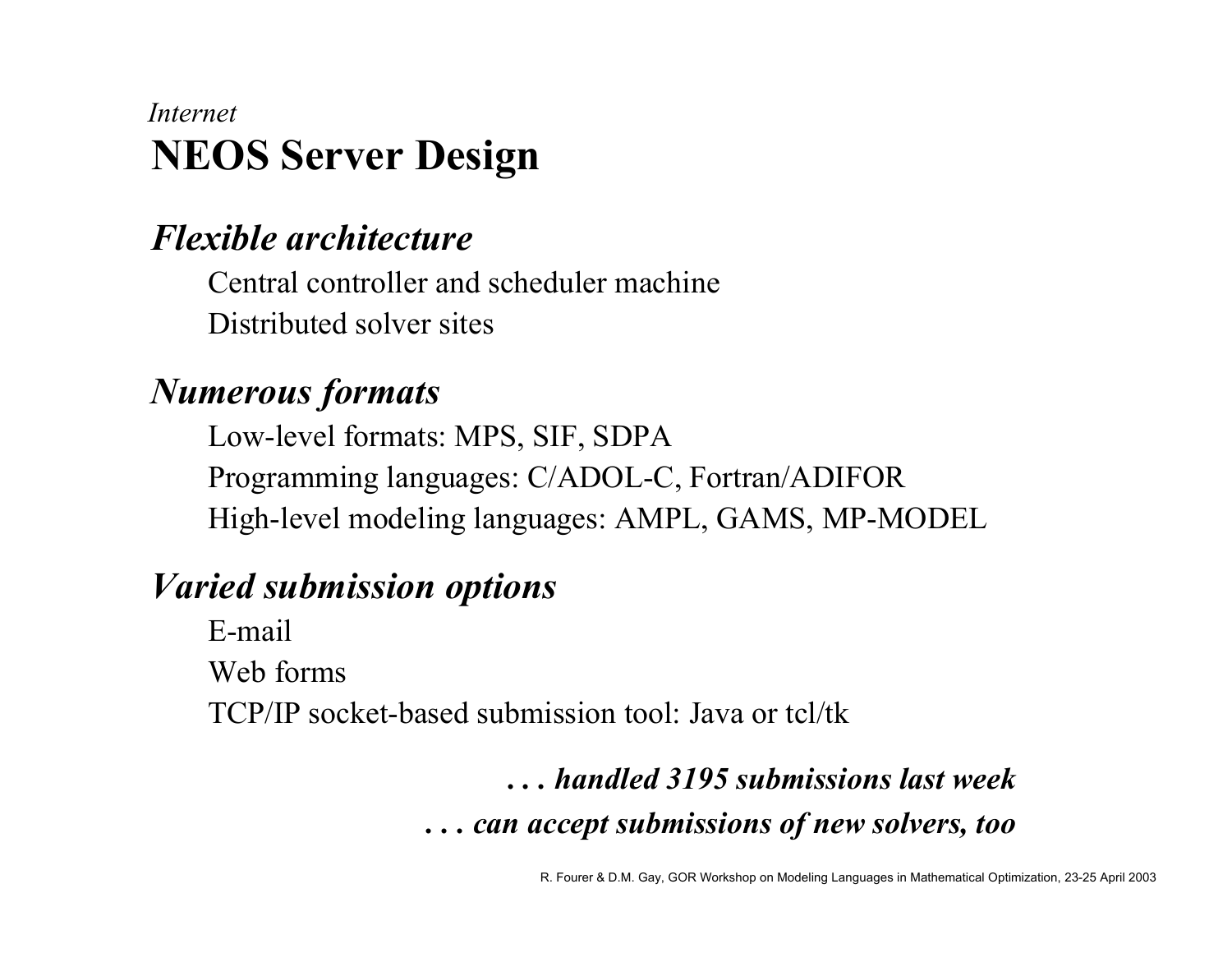*Internet*

# NEOS Server Design

## *Flexible architecture*

Central controller and scheduler machine

Distributed solver sites

## *Numerous formats*

Low-level formats: MPS, SIF, SDPA

Programming languages: C/ADOL-C, Fortran/ADIFOR

High-level modeling languages: AMPL, GAMS, MP-MODEL

## *Varied submission options*

E-mail

Web forms

TCP/IP socket-based submission tool: Java or tcl/tk

***. . . handled 3195 submissions last week***

***. . . can accept submissions of new solvers, too***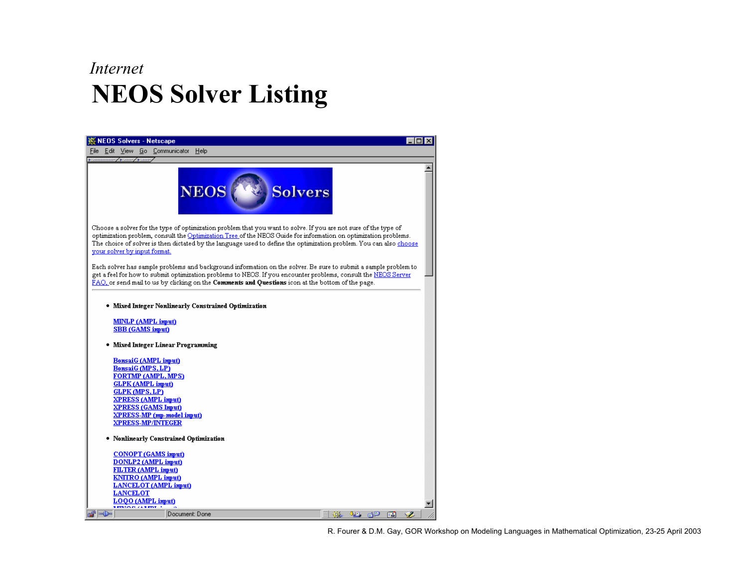*Internet*

# NEOS Solver Listing

NEOS Solvers - Netscape

NEOS Solvers

Choose a solver for the type of optimization problem that you want to solve. If you are not sure of the type of optimization problem, consult the Optimization Tree of the NEOS Guide for information on optimization problems. The choice of solver is then dictated by the language used to define the optimization problem. You can also choose your solver by input format.

Each solver has sample problems and background information on the solver. Be sure to submit a sample problem to get a feel for how to submit optimization problems to NEOS. If you encounter problems, consult the NEOS Server FAQ, or send mail to us by clicking on the **Comments and Questions** icon at the bottom of the page.

- **Mixed Integer Nonlinearly Constrained Optimization**

  MINLP (AMPL input)
  SBB (GAMS input)

- **Mixed Integer Linear Programming**

  BonsaiG (AMPL input)
  BonsaiG (MPS, LP)
  FORTMP (AMPL, MPS)
  GLPK (AMPL input)
  GLPK (MPS, LP)
  XPRESS (AMPL input)
  XPRESS (GAMS Input)
  XPRESS-MP (mp-model input)
  XPRESS-MP/INTEGER

- **Nonlinearly Constrained Optimization**

  CONOPT (GAMS input)
  DONLP2 (AMPL input)
  FILTER (AMPL input)
  KNITRO (AMPL input)
  LANCELOT (AMPL input)
  LANCELOT
  LOQO (AMPL input)

Document: Done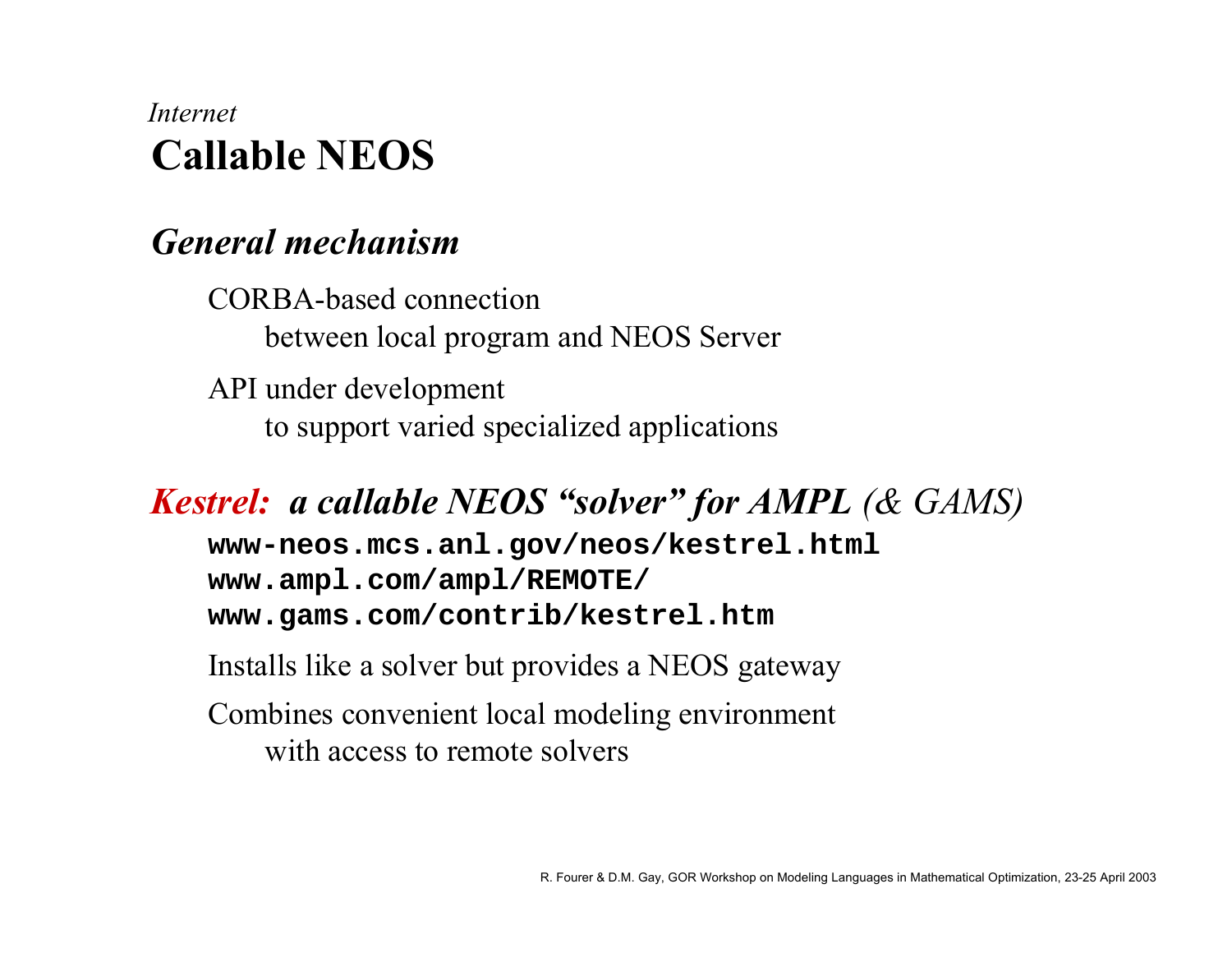*Internet*

# Callable NEOS

## *General mechanism*

CORBA-based connection
between local program and NEOS Server

API under development
to support varied specialized applications

## *Kestrel: a callable NEOS "solver" for AMPL (& GAMS)*

```
www-neos.mcs.anl.gov/neos/kestrel.html
www.ampl.com/ampl/REMOTE/
www.gams.com/contrib/kestrel.htm
```

Installs like a solver but provides a NEOS gateway

Combines convenient local modeling environment
with access to remote solvers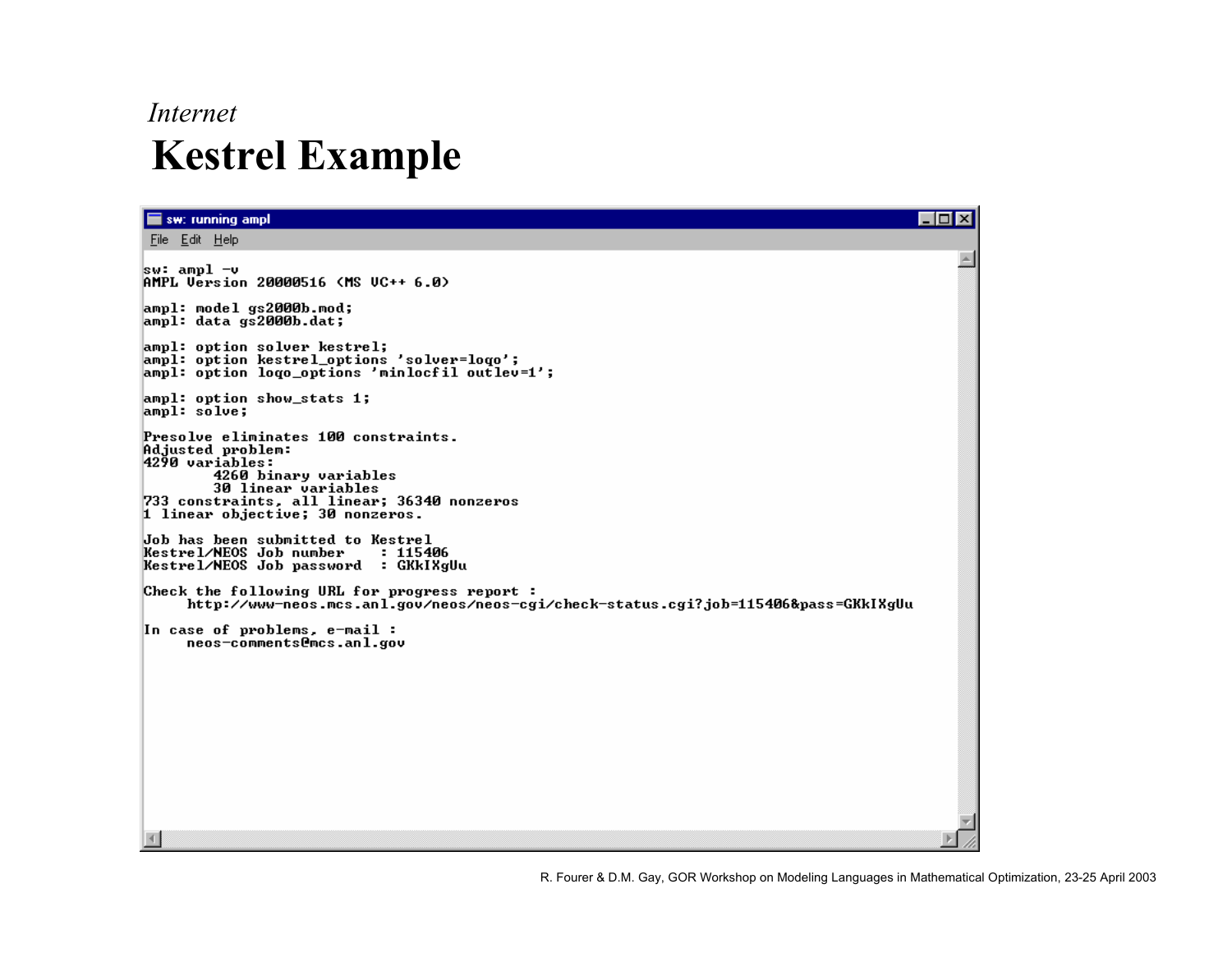*Internet*

# Kestrel Example

sw: running ampl

File Edit Help

```
sw: ampl -v
AMPL Version 20000516 (MS VC++ 6.0)

ampl: model gs2000b.mod;
ampl: data gs2000b.dat;

ampl: option solver kestrel;
ampl: option kestrel_options 'solver=loqo';
ampl: option loqo_options 'minlocfil outlev=1';

ampl: option show_stats 1;
ampl: solve;

Presolve eliminates 100 constraints.
Adjusted problem:
4290 variables:
        4260 binary variables
        30 linear variables
733 constraints, all linear; 36340 nonzeros
1 linear objective; 30 nonzeros.

Job has been submitted to Kestrel
Kestrel/NEOS Job number    : 115406
Kestrel/NEOS Job password  : GKkIXgUu

Check the following URL for progress report :
     http://www-neos.mcs.anl.gov/neos/neos-cgi/check-status.cgi?job=115406&pass=GKkIXgUu

In case of problems, e-mail :
     neos-comments@mcs.anl.gov
```

R. Fourer & D.M. Gay, GOR Workshop on Modeling Languages in Mathematical Optimization, 23-25 April 2003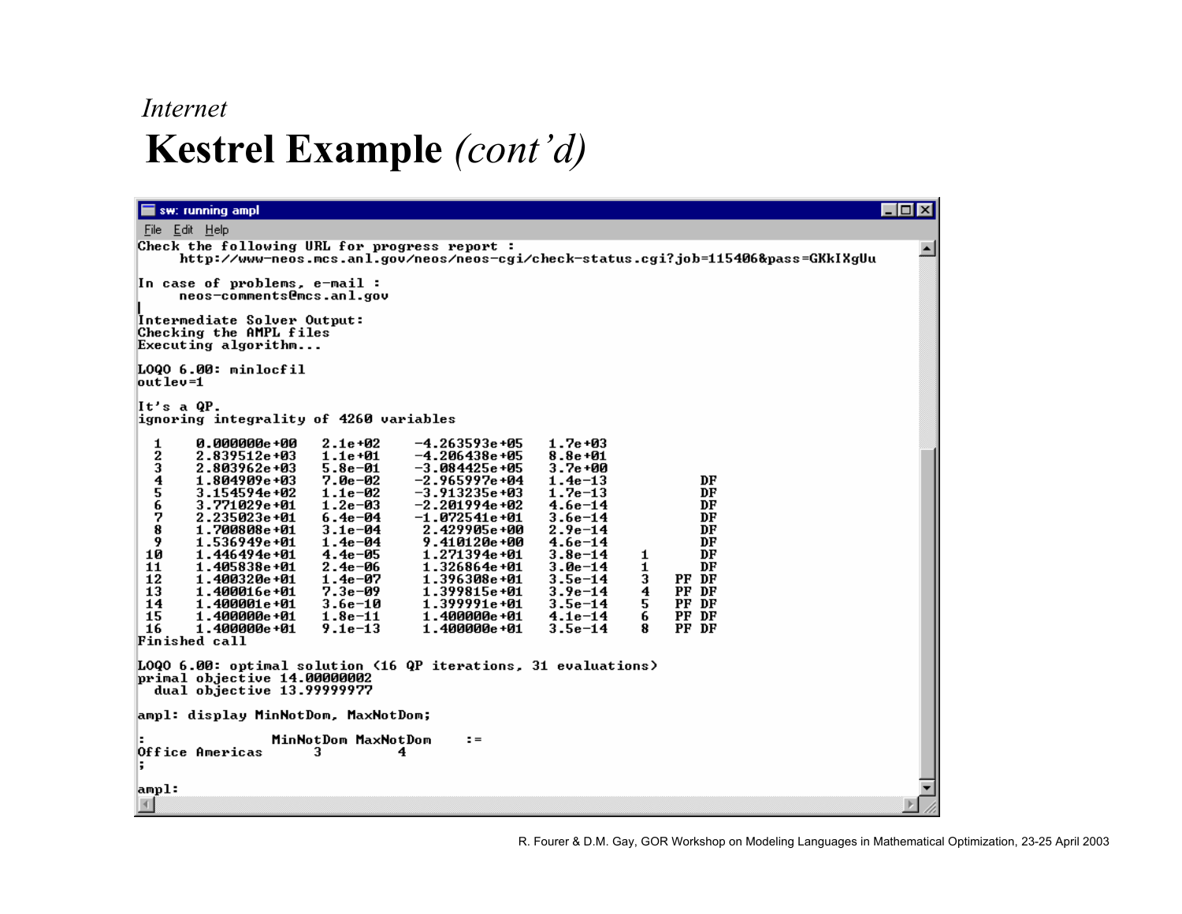*Internet*

# Kestrel Example *(cont'd)*

```
sw: running ampl
File  Edit  Help
Check the following URL for progress report :
     http://www-neos.mcs.anl.gov/neos/neos-cgi/check-status.cgi?job=115406&pass=GKkIXgUu

In case of problems, e-mail :
     neos-comments@mcs.anl.gov

Intermediate Solver Output:
Checking the AMPL files
Executing algorithm...

LOQO 6.00: minlocfil
outlev=1

It's a QP.
ignoring integrality of 4260 variables

  1     0.000000e+00   2.1e+02     -4.263593e+05   1.7e+03
  2     2.839512e+03   1.1e+01     -4.206438e+05   8.8e+01
  3     2.803962e+03   5.8e-01     -3.084425e+05   3.7e+00
  4     1.804909e+03   7.0e-02     -2.965997e+04   1.4e-13            DF
  5     3.154594e+02   1.1e-02     -3.913235e+03   1.7e-13            DF
  6     3.771029e+01   1.2e-03     -2.201994e+02   4.6e-14            DF
  7     2.235023e+01   6.4e-04     -1.072541e+01   3.6e-14            DF
  8     1.700808e+01   3.1e-04      2.429905e+00   2.9e-14            DF
  9     1.536949e+01   1.4e-04      9.410120e+00   4.6e-14            DF
 10     1.446494e+01   4.4e-05      1.271394e+01   3.8e-14    1       DF
 11     1.405838e+01   2.4e-06      1.326864e+01   3.0e-14    1       DF
 12     1.400320e+01   1.4e-07      1.396308e+01   3.5e-14    3    PF DF
 13     1.400016e+01   7.3e-09      1.399815e+01   3.9e-14    4    PF DF
 14     1.400001e+01   3.6e-10      1.399991e+01   3.5e-14    5    PF DF
 15     1.400000e+01   1.8e-11      1.400000e+01   4.1e-14    6    PF DF
 16     1.400000e+01   9.1e-13      1.400000e+01   3.5e-14    8    PF DF
Finished call

LOQO 6.00: optimal solution (16 QP iterations, 31 evaluations)
primal objective 14.00000002
  dual objective 13.99999977

ampl: display MinNotDom, MaxNotDom;

:                 MinNotDom MaxNotDom    :=
Office Americas       3         4
;

ampl:
```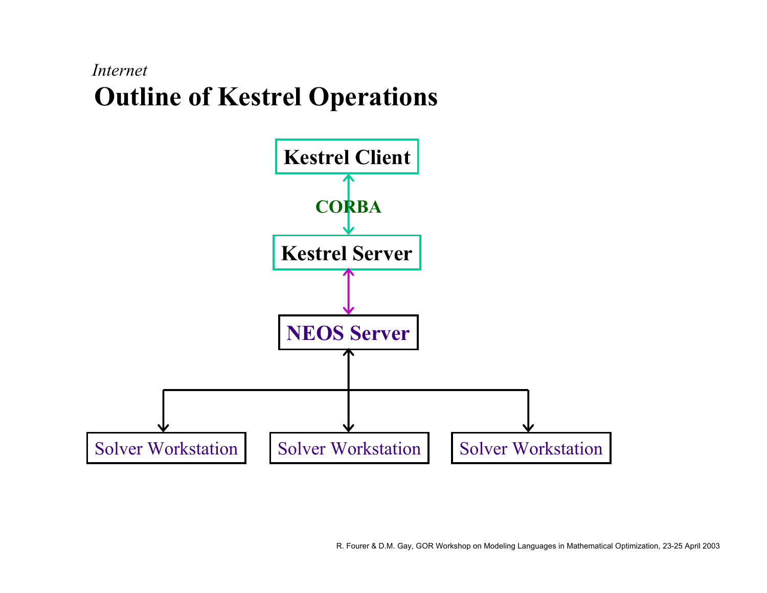*Internet*

# Outline of Kestrel Operations

Kestrel Client

CORBA

Kestrel Server

NEOS Server

Solver Workstation

Solver Workstation

Solver Workstation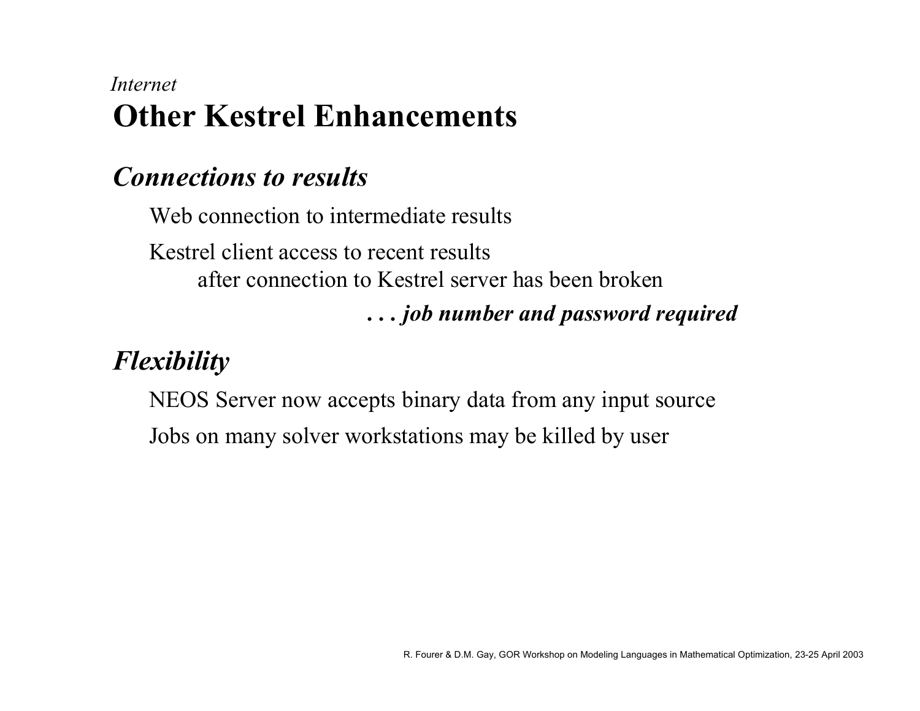*Internet*

# Other Kestrel Enhancements

## *Connections to results*

Web connection to intermediate results

Kestrel client access to recent results
after connection to Kestrel server has been broken

***. . . job number and password required***

## *Flexibility*

NEOS Server now accepts binary data from any input source

Jobs on many solver workstations may be killed by user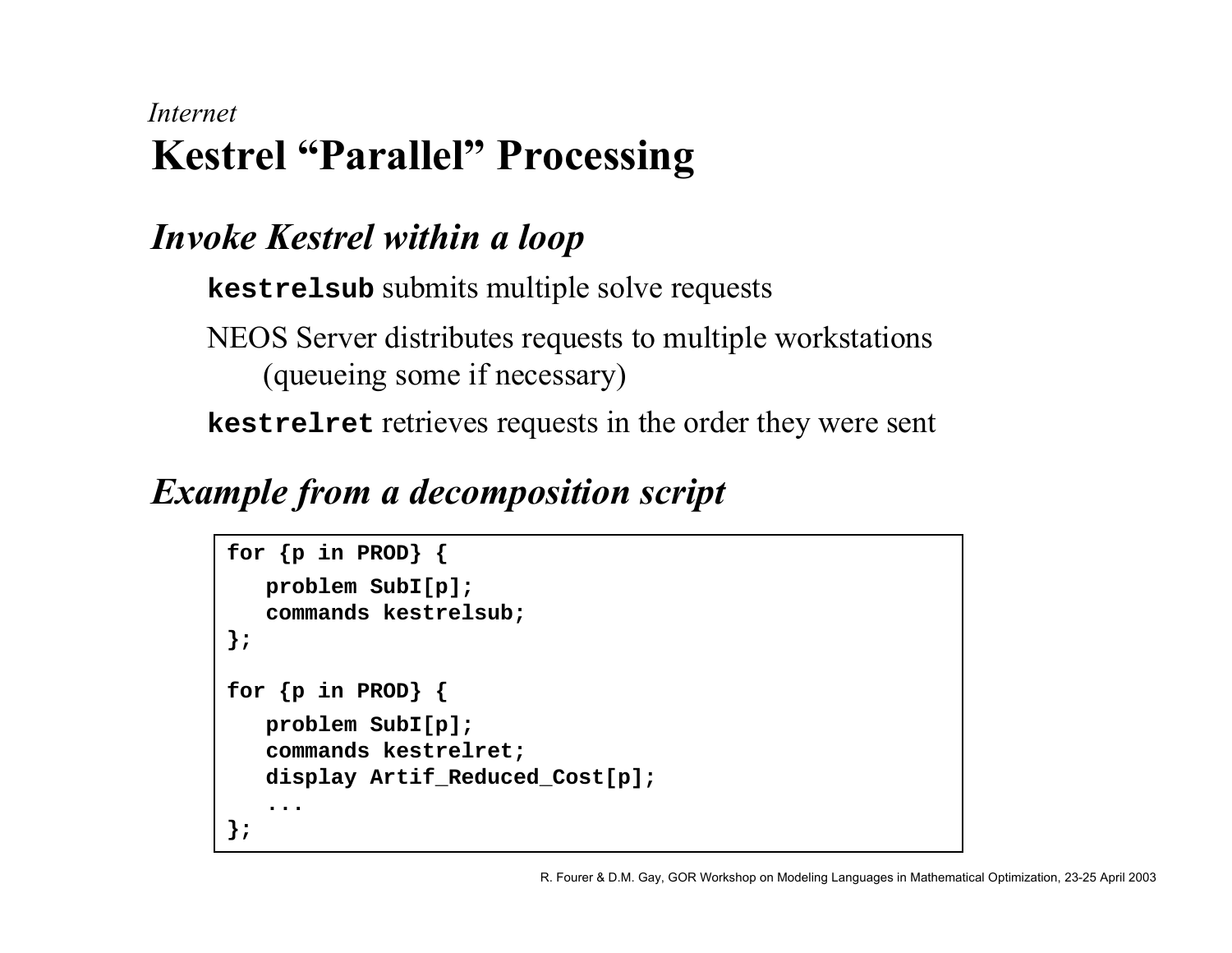*Internet*

# Kestrel "Parallel" Processing

## *Invoke Kestrel within a loop*

**`kestrelsub`** submits multiple solve requests

NEOS Server distributes requests to multiple workstations (queueing some if necessary)

**`kestrelret`** retrieves requests in the order they were sent

## *Example from a decomposition script*

```
for {p in PROD} {
   problem SubI[p];
   commands kestrelsub;
};

for {p in PROD} {
   problem SubI[p];
   commands kestrelret;
   display Artif_Reduced_Cost[p];
   ...
};
```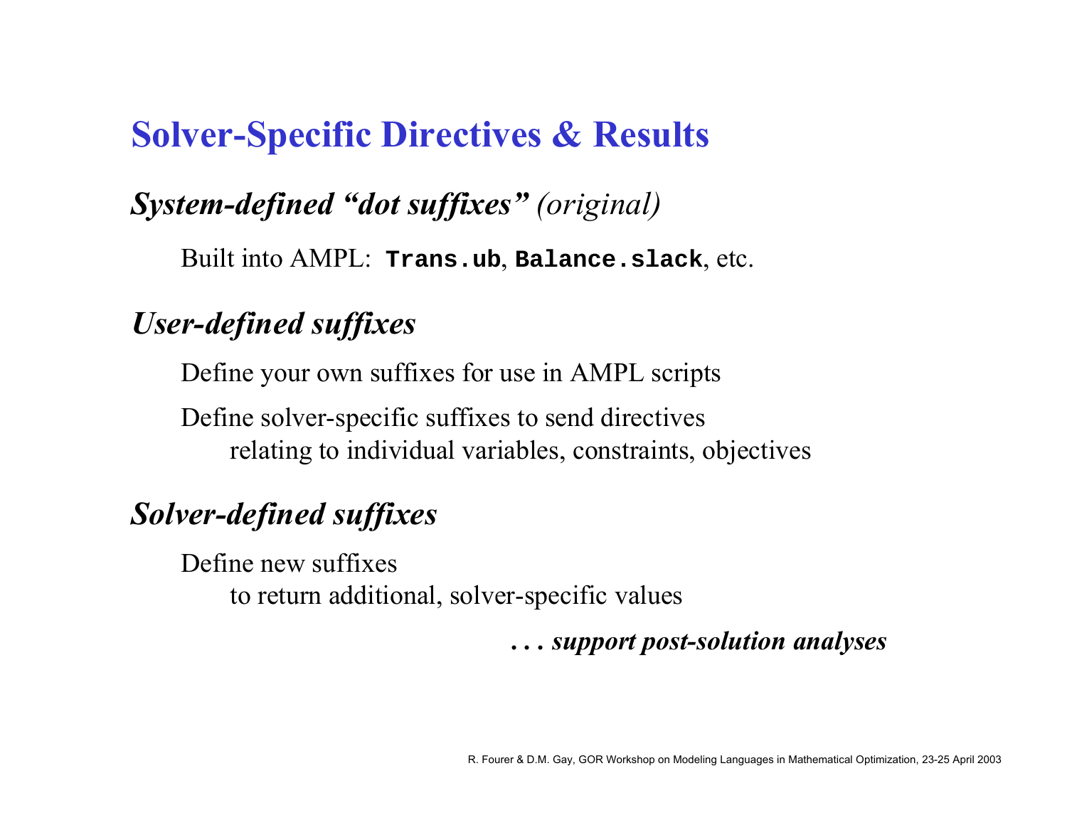# Solver-Specific Directives & Results

### *System-defined "dot suffixes" (original)*

Built into AMPL: **`Trans.ub`**, **`Balance.slack`**, etc.

### *User-defined suffixes*

Define your own suffixes for use in AMPL scripts

Define solver-specific suffixes to send directives
relating to individual variables, constraints, objectives

### *Solver-defined suffixes*

Define new suffixes
to return additional, solver-specific values

***. . . support post-solution analyses***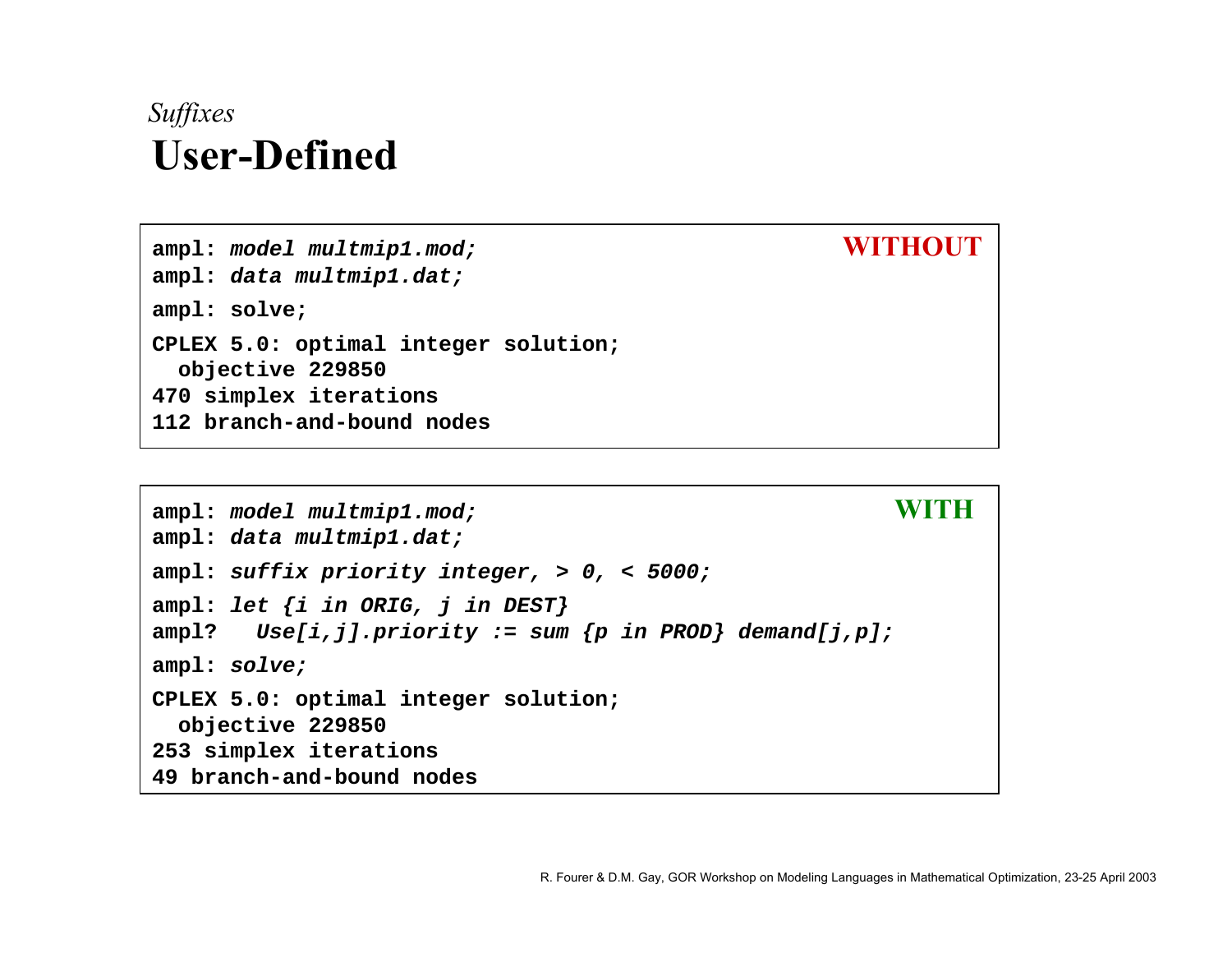*Suffixes*

# User-Defined

**WITHOUT**

```
ampl: model multmip1.mod;
ampl: data multmip1.dat;
ampl: solve;
CPLEX 5.0: optimal integer solution;
  objective 229850
470 simplex iterations
112 branch-and-bound nodes
```

**WITH**

```
ampl: model multmip1.mod;
ampl: data multmip1.dat;
ampl: suffix priority integer, > 0, < 5000;
ampl: let {i in ORIG, j in DEST}
ampl?   Use[i,j].priority := sum {p in PROD} demand[j,p];
ampl: solve;
CPLEX 5.0: optimal integer solution;
  objective 229850
253 simplex iterations
49 branch-and-bound nodes
```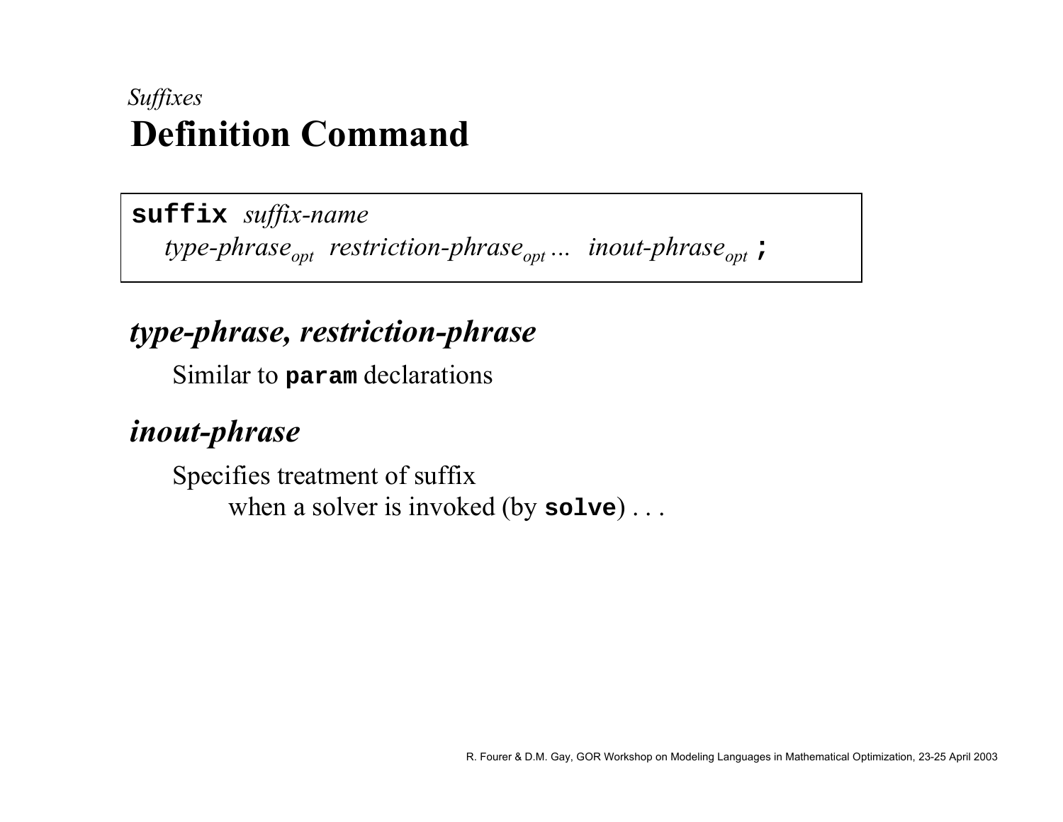*Suffixes*

# Definition Command

**suffix** *suffix-name*
  *type-phrase*$_{opt}$ *restriction-phrase*$_{opt}$ ... *inout-phrase*$_{opt}$ **;**

## *type-phrase, restriction-phrase*

Similar to **param** declarations

## *inout-phrase*

Specifies treatment of suffix
  when a solver is invoked (by **solve**) . . .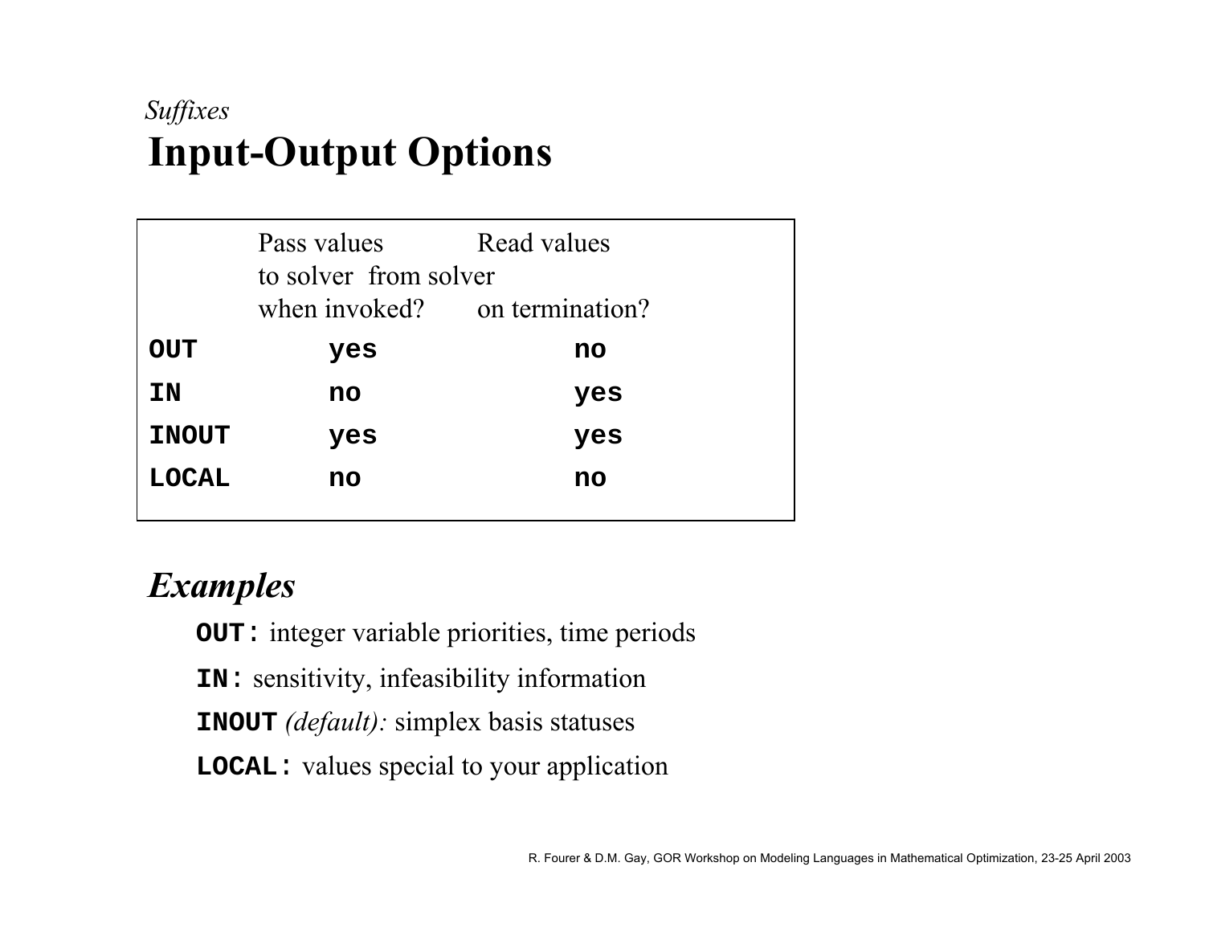*Suffixes*

# Input-Output Options

| | Pass values to solver when invoked? | Read values from solver on termination? |
|---|---|---|
| **OUT** | **yes** | **no** |
| **IN** | **no** | **yes** |
| **INOUT** | **yes** | **yes** |
| **LOCAL** | **no** | **no** |

## *Examples*

- **`OUT:`** integer variable priorities, time periods
- **`IN:`** sensitivity, infeasibility information
- **`INOUT`** *(default):* simplex basis statuses
- **`LOCAL:`** values special to your application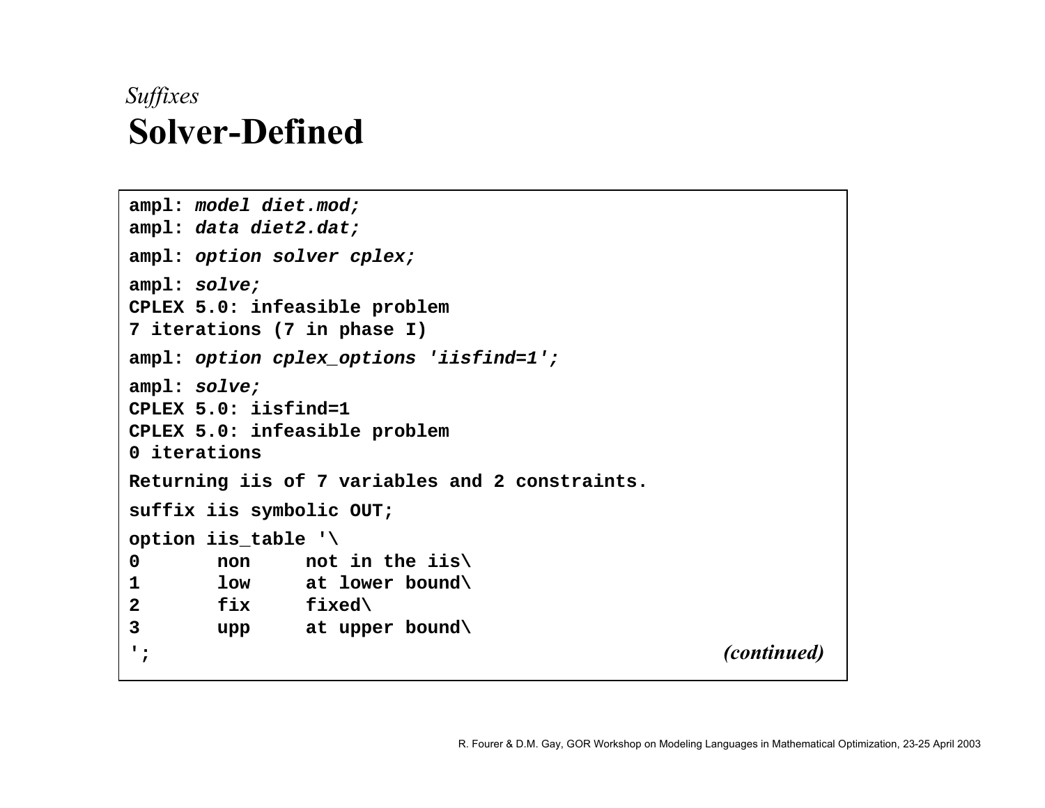*Suffixes*

# Solver-Defined

```
ampl: model diet.mod;
ampl: data diet2.dat;
ampl: option solver cplex;
ampl: solve;
CPLEX 5.0: infeasible problem
7 iterations (7 in phase I)
ampl: option cplex_options 'iisfind=1';
ampl: solve;
CPLEX 5.0: iisfind=1
CPLEX 5.0: infeasible problem
0 iterations
Returning iis of 7 variables and 2 constraints.
suffix iis symbolic OUT;
option iis_table '\
0       non     not in the iis\
1       low     at lower bound\
2       fix     fixed\
3       upp     at upper bound\
';
```

***(continued)***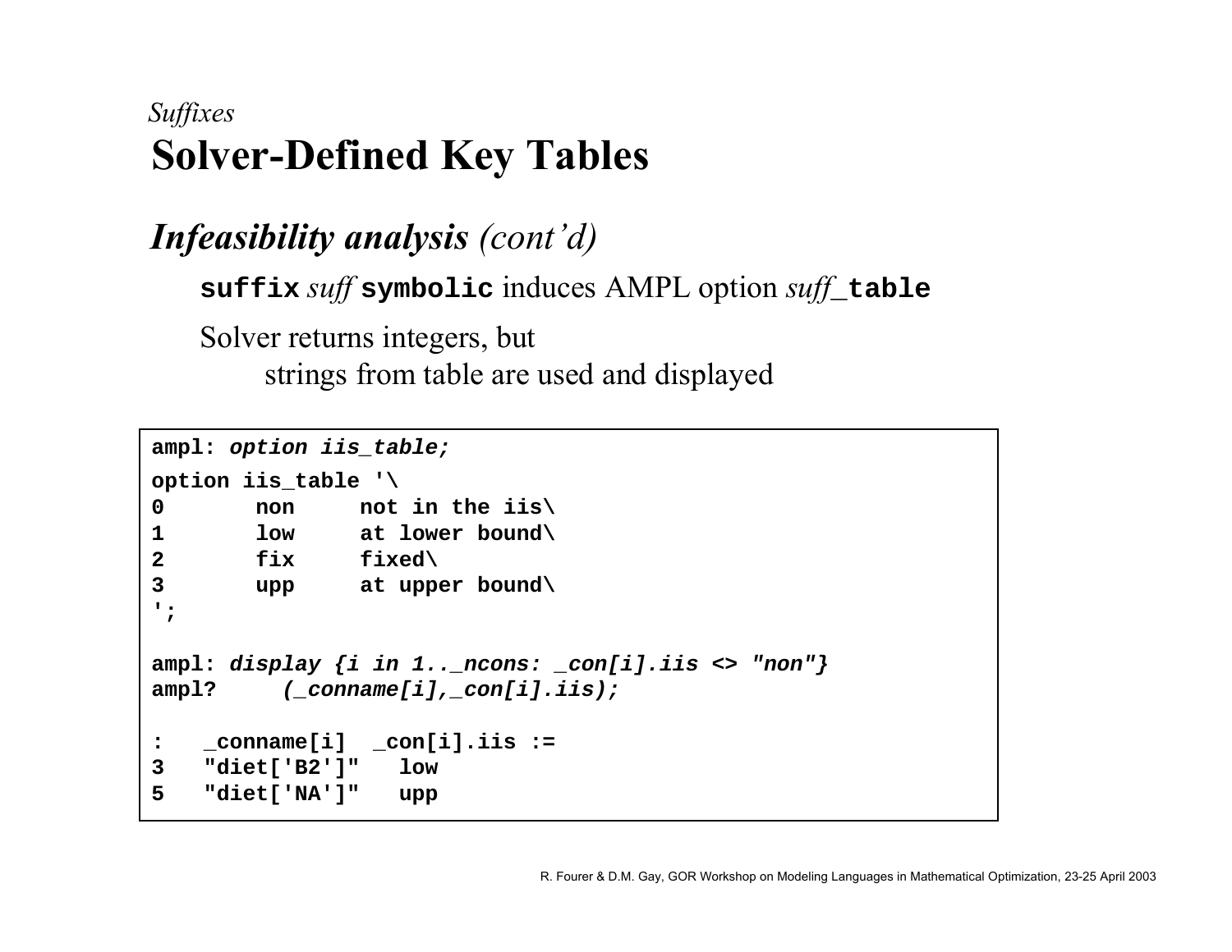*Suffixes*

# Solver-Defined Key Tables

## *Infeasibility analysis* (cont'd)

**suffix** *suff* **symbolic** induces AMPL option *suff*_**table**

Solver returns integers, but
strings from table are used and displayed

```
ampl: option iis_table;
option iis_table '\
0       non     not in the iis\
1       low     at lower bound\
2       fix     fixed\
3       upp     at upper bound\
';

ampl: display {i in 1.._ncons: _con[i].iis <> "non"}
ampl?     (_conname[i],_con[i].iis);

:   _conname[i]  _con[i].iis :=
3   "diet['B2']"   low
5   "diet['NA']"   upp
```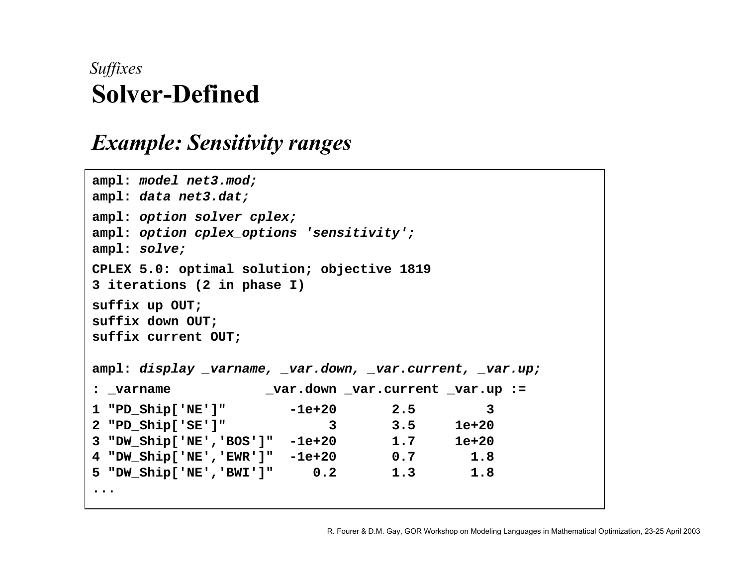*Suffixes*

# Solver-Defined

## *Example: Sensitivity ranges*

```
ampl: model net3.mod;
ampl: data net3.dat;
ampl: option solver cplex;
ampl: option cplex_options 'sensitivity';
ampl: solve;
CPLEX 5.0: optimal solution; objective 1819
3 iterations (2 in phase I)
suffix up OUT;
suffix down OUT;
suffix current OUT;

ampl: display _varname, _var.down, _var.current, _var.up;
: _varname             _var.down _var.current _var.up :=
1 "PD_Ship['NE']"        -1e+20       2.5         3
2 "PD_Ship['SE']"             3       3.5     1e+20
3 "DW_Ship['NE','BOS']"  -1e+20       1.7     1e+20
4 "DW_Ship['NE','EWR']"  -1e+20       0.7       1.8
5 "DW_Ship['NE','BWI']"     0.2       1.3       1.8
...
```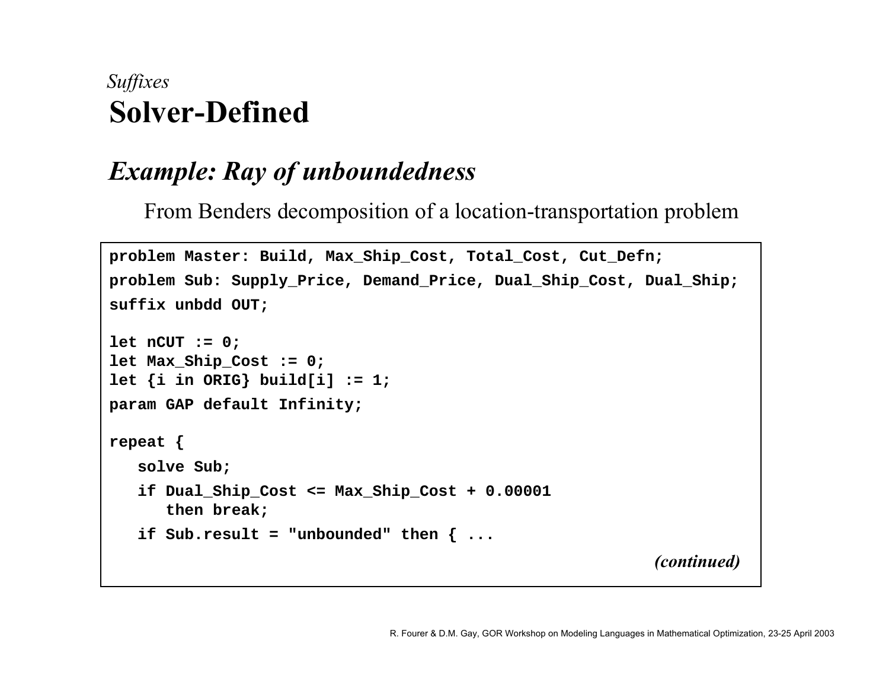*Suffixes*

# Solver-Defined

## *Example: Ray of unboundedness*

From Benders decomposition of a location-transportation problem

```
problem Master: Build, Max_Ship_Cost, Total_Cost, Cut_Defn;
problem Sub: Supply_Price, Demand_Price, Dual_Ship_Cost, Dual_Ship;
suffix unbdd OUT;

let nCUT := 0;
let Max_Ship_Cost := 0;
let {i in ORIG} build[i] := 1;
param GAP default Infinity;

repeat {
   solve Sub;
   if Dual_Ship_Cost <= Max_Ship_Cost + 0.00001
      then break;
   if Sub.result = "unbounded" then { ...
```

***(continued)***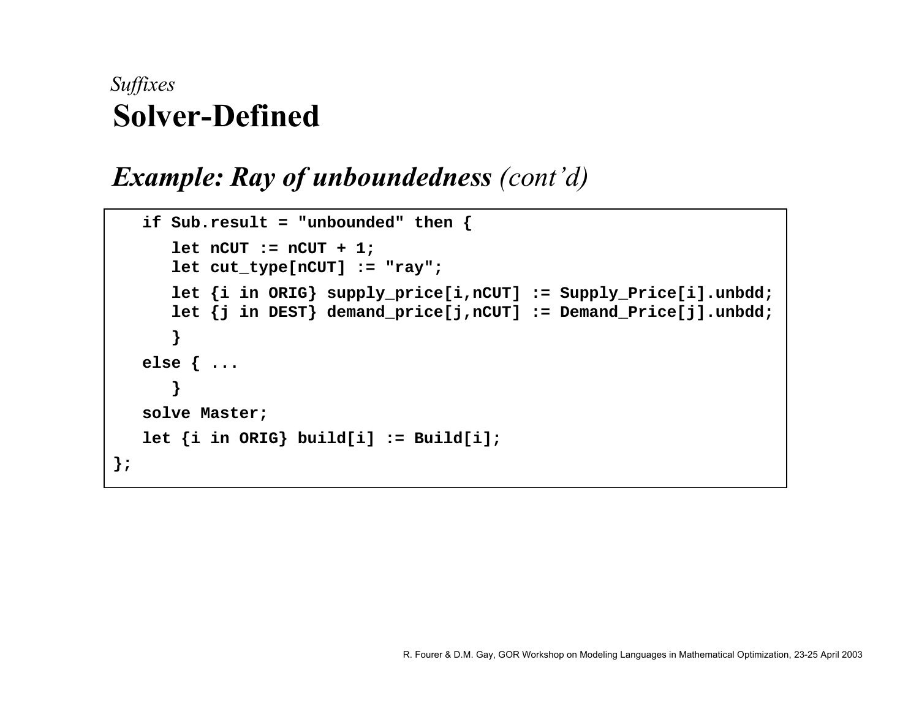*Suffixes*

# Solver-Defined

## *Example: Ray of unboundedness (cont'd)*

```
   if Sub.result = "unbounded" then {
      let nCUT := nCUT + 1;
      let cut_type[nCUT] := "ray";
      let {i in ORIG} supply_price[i,nCUT] := Supply_Price[i].unbdd;
      let {j in DEST} demand_price[j,nCUT] := Demand_Price[j].unbdd;
      }
   else { ...
      }
   solve Master;
   let {i in ORIG} build[i] := Build[i];
};
```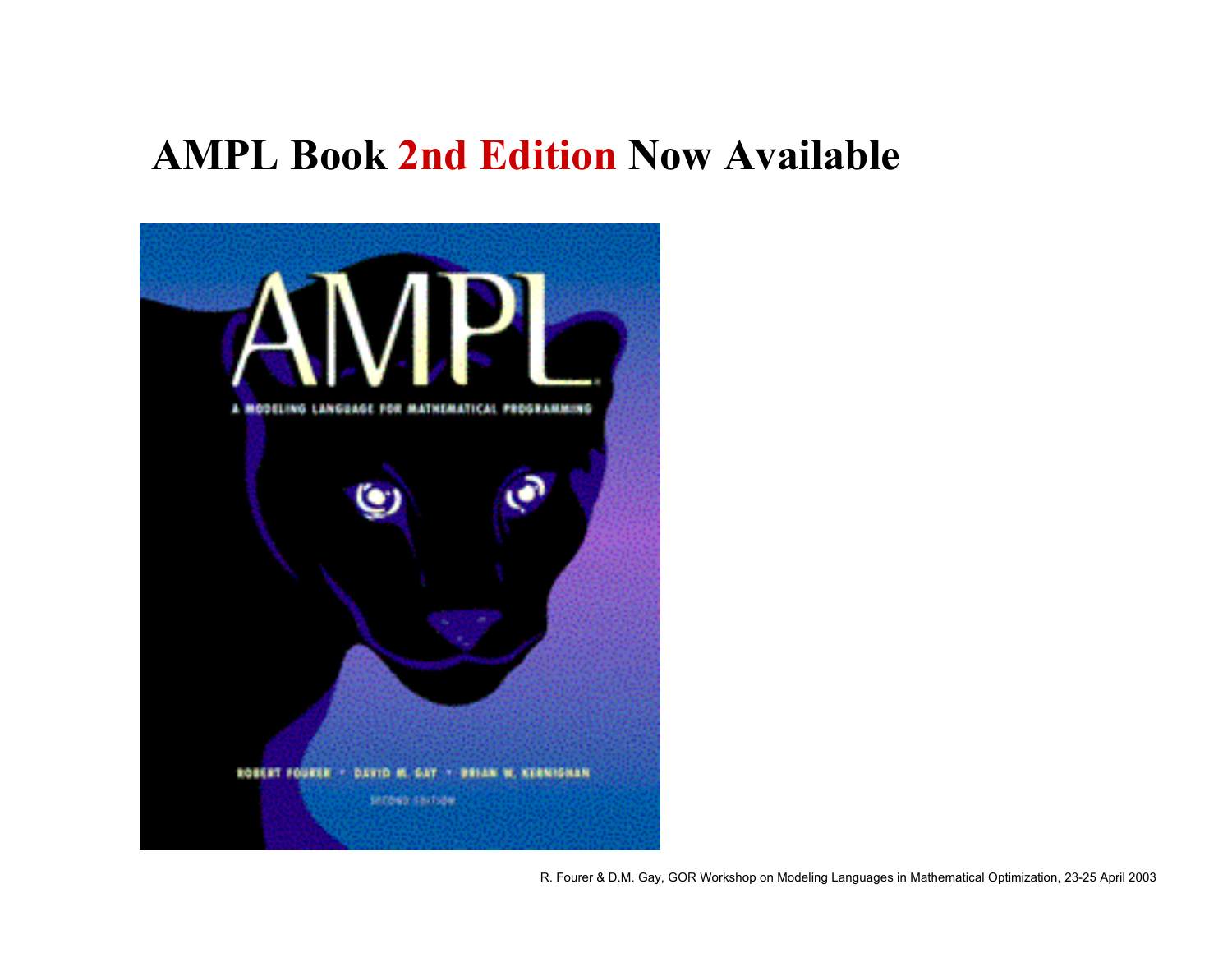# AMPL Book 2nd Edition Now Available

AMPL

A MODELING LANGUAGE FOR MATHEMATICAL PROGRAMMING

ROBERT FOURER · DAVID M. GAY · BRIAN W. KERNIGHAN

SECOND EDITION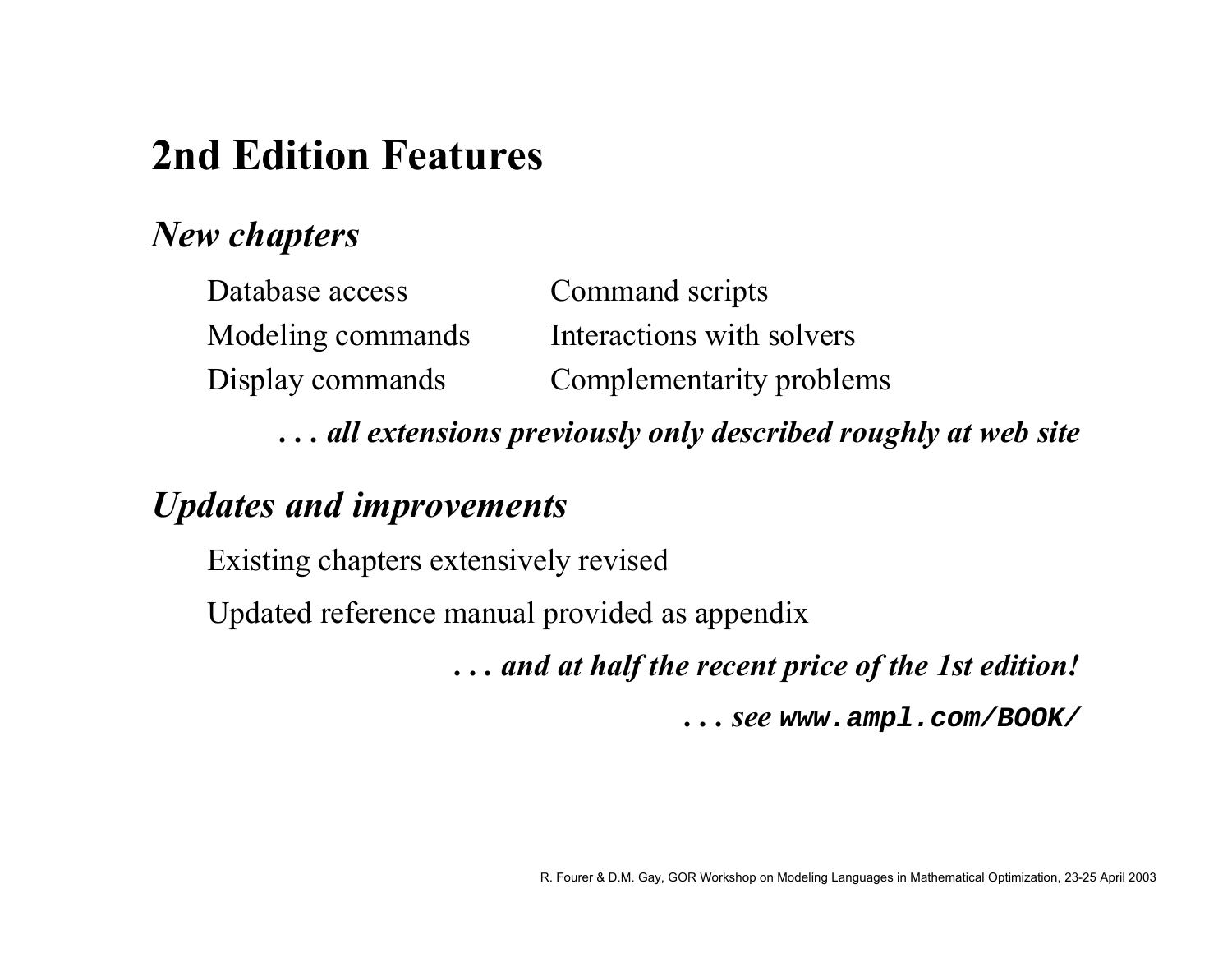# 2nd Edition Features

## *New chapters*

- Database access
- Modeling commands
- Display commands
- Command scripts
- Interactions with solvers
- Complementarity problems

***. . . all extensions previously only described roughly at web site***

## *Updates and improvements*

Existing chapters extensively revised

Updated reference manual provided as appendix

***. . . and at half the recent price of the 1st edition!***

***. . . see*** **`www.ampl.com/BOOK/`**